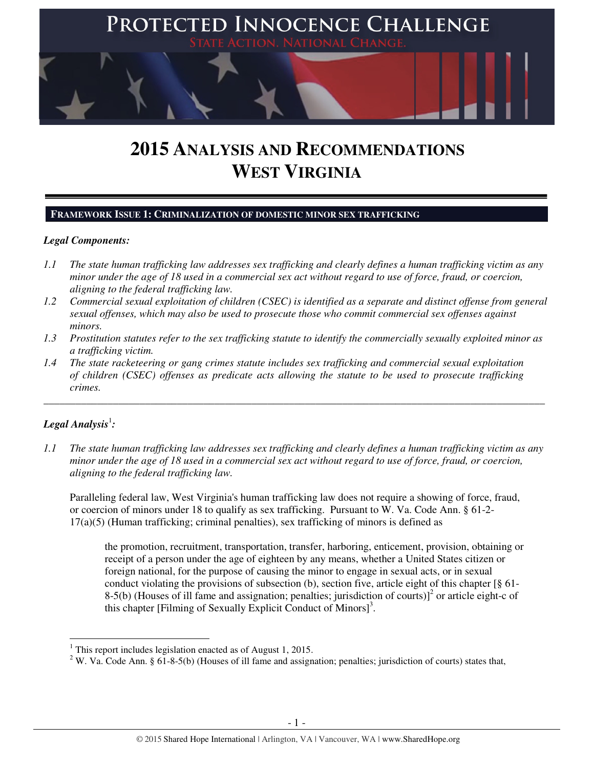# PROTECTED INNOCENCE CHALLENGE

STATE ACTION. NATIONAL CHANGE.

# 2015 ANALYSIS AND RECOMMENDATIONS
# WEST VIRGINIA

## FRAMEWORK ISSUE 1: CRIMINALIZATION OF DOMESTIC MINOR SEX TRAFFICKING

***Legal Components:***

*1.1 The state human trafficking law addresses sex trafficking and clearly defines a human trafficking victim as any minor under the age of 18 used in a commercial sex act without regard to use of force, fraud, or coercion, aligning to the federal trafficking law.*

*1.2 Commercial sexual exploitation of children (CSEC) is identified as a separate and distinct offense from general sexual offenses, which may also be used to prosecute those who commit commercial sex offenses against minors.*

*1.3 Prostitution statutes refer to the sex trafficking statute to identify the commercially sexually exploited minor as a trafficking victim.*

*1.4 The state racketeering or gang crimes statute includes sex trafficking and commercial sexual exploitation of children (CSEC) offenses as predicate acts allowing the statute to be used to prosecute trafficking crimes.*

---

***Legal Analysis***[1]***:***

*1.1 The state human trafficking law addresses sex trafficking and clearly defines a human trafficking victim as any minor under the age of 18 used in a commercial sex act without regard to use of force, fraud, or coercion, aligning to the federal trafficking law.*

Paralleling federal law, West Virginia's human trafficking law does not require a showing of force, fraud, or coercion of minors under 18 to qualify as sex trafficking. Pursuant to W. Va. Code Ann. § 61-2-17(a)(5) (Human trafficking; criminal penalties), sex trafficking of minors is defined as

> the promotion, recruitment, transportation, transfer, harboring, enticement, provision, obtaining or receipt of a person under the age of eighteen by any means, whether a United States citizen or foreign national, for the purpose of causing the minor to engage in sexual acts, or in sexual conduct violating the provisions of subsection (b), section five, article eight of this chapter [§ 61-8-5(b) (Houses of ill fame and assignation; penalties; jurisdiction of courts)][2] or article eight-c of this chapter [Filming of Sexually Explicit Conduct of Minors][3].

---

[1] This report includes legislation enacted as of August 1, 2015.

[2] W. Va. Code Ann. § 61-8-5(b) (Houses of ill fame and assignation; penalties; jurisdiction of courts) states that,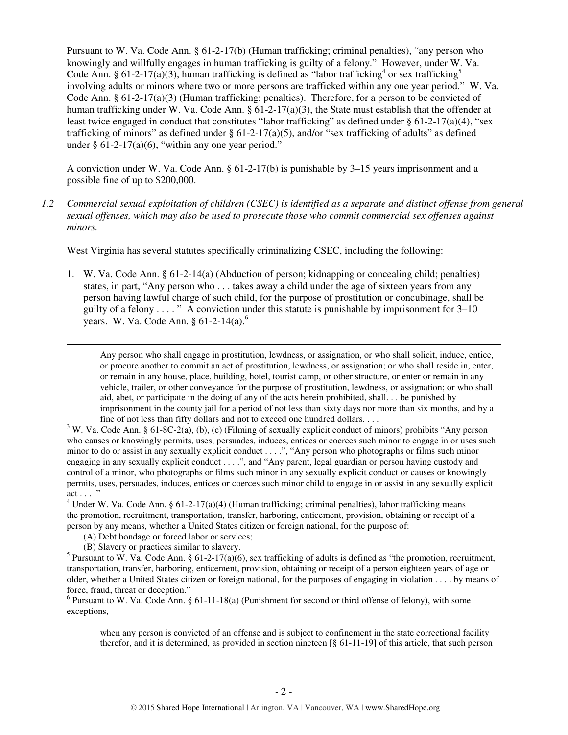Pursuant to W. Va. Code Ann. § 61-2-17(b) (Human trafficking; criminal penalties), "any person who knowingly and willfully engages in human trafficking is guilty of a felony." However, under W. Va. Code Ann. § 61-2-17(a)(3), human trafficking is defined as "labor trafficking[4] or sex trafficking[5] involving adults or minors where two or more persons are trafficked within any one year period." W. Va. Code Ann. § 61-2-17(a)(3) (Human trafficking; penalties). Therefore, for a person to be convicted of human trafficking under W. Va. Code Ann. § 61-2-17(a)(3), the State must establish that the offender at least twice engaged in conduct that constitutes "labor trafficking" as defined under § 61-2-17(a)(4), "sex trafficking of minors" as defined under § 61-2-17(a)(5), and/or "sex trafficking of adults" as defined under § 61-2-17(a)(6), "within any one year period."

A conviction under W. Va. Code Ann. § 61-2-17(b) is punishable by 3–15 years imprisonment and a possible fine of up to $200,000.

*1.2 Commercial sexual exploitation of children (CSEC) is identified as a separate and distinct offense from general sexual offenses, which may also be used to prosecute those who commit commercial sex offenses against minors.*

West Virginia has several statutes specifically criminalizing CSEC, including the following:

1. W. Va. Code Ann. § 61-2-14(a) (Abduction of person; kidnapping or concealing child; penalties) states, in part, "Any person who . . . takes away a child under the age of sixteen years from any person having lawful charge of such child, for the purpose of prostitution or concubinage, shall be guilty of a felony . . . . " A conviction under this statute is punishable by imprisonment for 3–10 years. W. Va. Code Ann. § 61-2-14(a).[6]

---

> Any person who shall engage in prostitution, lewdness, or assignation, or who shall solicit, induce, entice, or procure another to commit an act of prostitution, lewdness, or assignation; or who shall reside in, enter, or remain in any house, place, building, hotel, tourist camp, or other structure, or enter or remain in any vehicle, trailer, or other conveyance for the purpose of prostitution, lewdness, or assignation; or who shall aid, abet, or participate in the doing of any of the acts herein prohibited, shall. . . be punished by imprisonment in the county jail for a period of not less than sixty days nor more than six months, and by a fine of not less than fifty dollars and not to exceed one hundred dollars. . . .

[3] W. Va. Code Ann. § 61-8C-2(a), (b), (c) (Filming of sexually explicit conduct of minors) prohibits "Any person who causes or knowingly permits, uses, persuades, induces, entices or coerces such minor to engage in or uses such minor to do or assist in any sexually explicit conduct . . . .", "Any person who photographs or films such minor engaging in any sexually explicit conduct . . . .", and "Any parent, legal guardian or person having custody and control of a minor, who photographs or films such minor in any sexually explicit conduct or causes or knowingly permits, uses, persuades, induces, entices or coerces such minor child to engage in or assist in any sexually explicit act . . . ."

[4] Under W. Va. Code Ann. § 61-2-17(a)(4) (Human trafficking; criminal penalties), labor trafficking means the promotion, recruitment, transportation, transfer, harboring, enticement, provision, obtaining or receipt of a person by any means, whether a United States citizen or foreign national, for the purpose of:

(A) Debt bondage or forced labor or services;

(B) Slavery or practices similar to slavery.

[5] Pursuant to W. Va. Code Ann. § 61-2-17(a)(6), sex trafficking of adults is defined as "the promotion, recruitment, transportation, transfer, harboring, enticement, provision, obtaining or receipt of a person eighteen years of age or older, whether a United States citizen or foreign national, for the purposes of engaging in violation . . . . by means of force, fraud, threat or deception."

[6] Pursuant to W. Va. Code Ann. § 61-11-18(a) (Punishment for second or third offense of felony), with some exceptions,

> when any person is convicted of an offense and is subject to confinement in the state correctional facility therefor, and it is determined, as provided in section nineteen [§ 61-11-19] of this article, that such person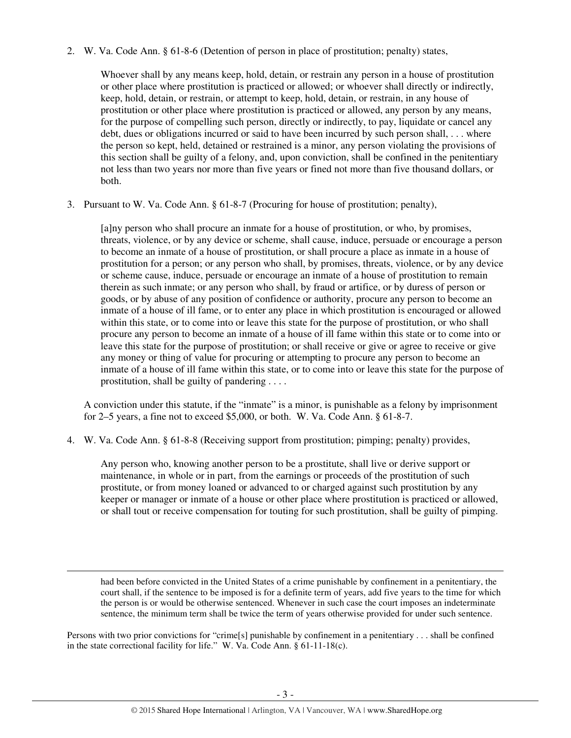2. W. Va. Code Ann. § 61-8-6 (Detention of person in place of prostitution; penalty) states,

   > Whoever shall by any means keep, hold, detain, or restrain any person in a house of prostitution or other place where prostitution is practiced or allowed; or whoever shall directly or indirectly, keep, hold, detain, or restrain, or attempt to keep, hold, detain, or restrain, in any house of prostitution or other place where prostitution is practiced or allowed, any person by any means, for the purpose of compelling such person, directly or indirectly, to pay, liquidate or cancel any debt, dues or obligations incurred or said to have been incurred by such person shall, . . . where the person so kept, held, detained or restrained is a minor, any person violating the provisions of this section shall be guilty of a felony, and, upon conviction, shall be confined in the penitentiary not less than two years nor more than five years or fined not more than five thousand dollars, or both.

3. Pursuant to W. Va. Code Ann. § 61-8-7 (Procuring for house of prostitution; penalty),

   > [a]ny person who shall procure an inmate for a house of prostitution, or who, by promises, threats, violence, or by any device or scheme, shall cause, induce, persuade or encourage a person to become an inmate of a house of prostitution, or shall procure a place as inmate in a house of prostitution for a person; or any person who shall, by promises, threats, violence, or by any device or scheme cause, induce, persuade or encourage an inmate of a house of prostitution to remain therein as such inmate; or any person who shall, by fraud or artifice, or by duress of person or goods, or by abuse of any position of confidence or authority, procure any person to become an inmate of a house of ill fame, or to enter any place in which prostitution is encouraged or allowed within this state, or to come into or leave this state for the purpose of prostitution, or who shall procure any person to become an inmate of a house of ill fame within this state or to come into or leave this state for the purpose of prostitution; or shall receive or give or agree to receive or give any money or thing of value for procuring or attempting to procure any person to become an inmate of a house of ill fame within this state, or to come into or leave this state for the purpose of prostitution, shall be guilty of pandering . . . .

   A conviction under this statute, if the "inmate" is a minor, is punishable as a felony by imprisonment for 2–5 years, a fine not to exceed $5,000, or both. W. Va. Code Ann. § 61-8-7.

4. W. Va. Code Ann. § 61-8-8 (Receiving support from prostitution; pimping; penalty) provides,

   > Any person who, knowing another person to be a prostitute, shall live or derive support or maintenance, in whole or in part, from the earnings or proceeds of the prostitution of such prostitute, or from money loaned or advanced to or charged against such prostitution by any keeper or manager or inmate of a house or other place where prostitution is practiced or allowed, or shall tout or receive compensation for touting for such prostitution, shall be guilty of pimping.

---

> had been before convicted in the United States of a crime punishable by confinement in a penitentiary, the court shall, if the sentence to be imposed is for a definite term of years, add five years to the time for which the person is or would be otherwise sentenced. Whenever in such case the court imposes an indeterminate sentence, the minimum term shall be twice the term of years otherwise provided for under such sentence.

Persons with two prior convictions for "crime[s] punishable by confinement in a penitentiary . . . shall be confined in the state correctional facility for life." W. Va. Code Ann. § 61-11-18(c).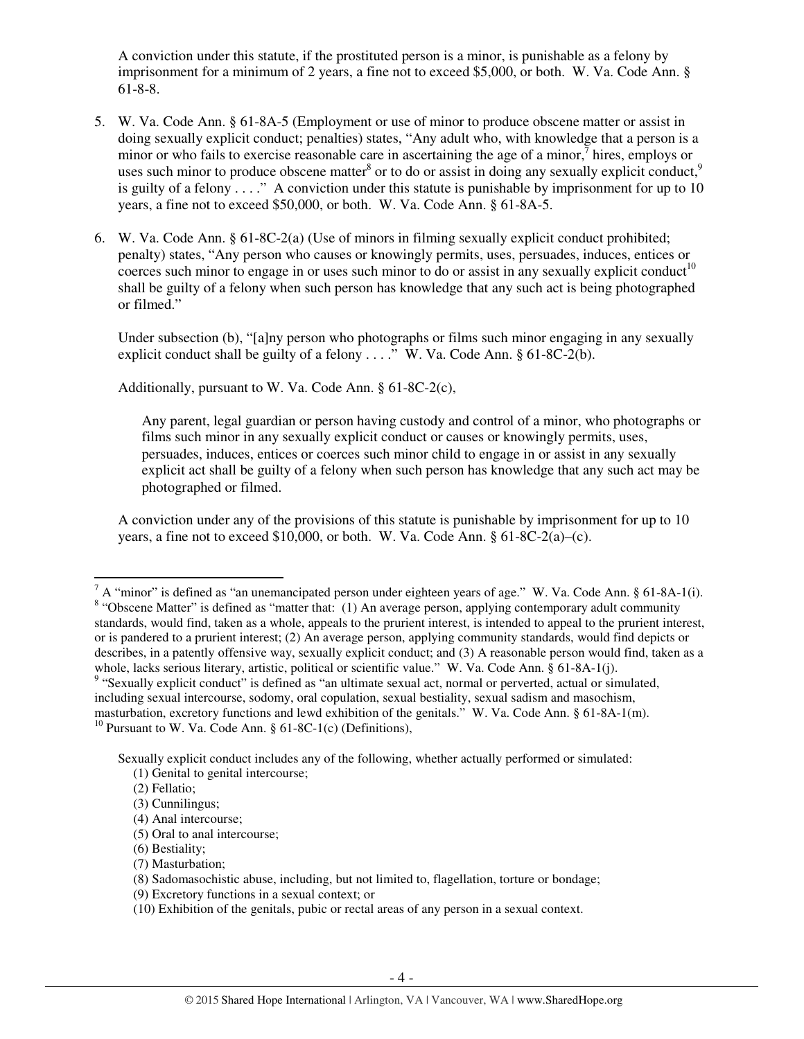A conviction under this statute, if the prostituted person is a minor, is punishable as a felony by imprisonment for a minimum of 2 years, a fine not to exceed $5,000, or both. W. Va. Code Ann. § 61-8-8.

5. W. Va. Code Ann. § 61-8A-5 (Employment or use of minor to produce obscene matter or assist in doing sexually explicit conduct; penalties) states, "Any adult who, with knowledge that a person is a minor or who fails to exercise reasonable care in ascertaining the age of a minor,[7] hires, employs or uses such minor to produce obscene matter[8] or to do or assist in doing any sexually explicit conduct,[9] is guilty of a felony . . . ." A conviction under this statute is punishable by imprisonment for up to 10 years, a fine not to exceed $50,000, or both. W. Va. Code Ann. § 61-8A-5.

6. W. Va. Code Ann. § 61-8C-2(a) (Use of minors in filming sexually explicit conduct prohibited; penalty) states, "Any person who causes or knowingly permits, uses, persuades, induces, entices or coerces such minor to engage in or uses such minor to do or assist in any sexually explicit conduct[10] shall be guilty of a felony when such person has knowledge that any such act is being photographed or filmed."

   Under subsection (b), "[a]ny person who photographs or films such minor engaging in any sexually explicit conduct shall be guilty of a felony . . . ." W. Va. Code Ann. § 61-8C-2(b).

   Additionally, pursuant to W. Va. Code Ann. § 61-8C-2(c),

   > Any parent, legal guardian or person having custody and control of a minor, who photographs or films such minor in any sexually explicit conduct or causes or knowingly permits, uses, persuades, induces, entices or coerces such minor child to engage in or assist in any sexually explicit act shall be guilty of a felony when such person has knowledge that any such act may be photographed or filmed.

   A conviction under any of the provisions of this statute is punishable by imprisonment for up to 10 years, a fine not to exceed $10,000, or both. W. Va. Code Ann. § 61-8C-2(a)–(c).

---

[7] A "minor" is defined as "an unemancipated person under eighteen years of age." W. Va. Code Ann. § 61-8A-1(i).

[8] "Obscene Matter" is defined as "matter that: (1) An average person, applying contemporary adult community standards, would find, taken as a whole, appeals to the prurient interest, is intended to appeal to the prurient interest, or is pandered to a prurient interest; (2) An average person, applying community standards, would find depicts or describes, in a patently offensive way, sexually explicit conduct; and (3) A reasonable person would find, taken as a whole, lacks serious literary, artistic, political or scientific value." W. Va. Code Ann. § 61-8A-1(j).

[9] "Sexually explicit conduct" is defined as "an ultimate sexual act, normal or perverted, actual or simulated, including sexual intercourse, sodomy, oral copulation, sexual bestiality, sexual sadism and masochism, masturbation, excretory functions and lewd exhibition of the genitals." W. Va. Code Ann. § 61-8A-1(m).

[10] Pursuant to W. Va. Code Ann. § 61-8C-1(c) (Definitions),

> Sexually explicit conduct includes any of the following, whether actually performed or simulated:
> (1) Genital to genital intercourse;
> (2) Fellatio;
> (3) Cunnilingus;
> (4) Anal intercourse;
> (5) Oral to anal intercourse;
> (6) Bestiality;
> (7) Masturbation;
> (8) Sadomasochistic abuse, including, but not limited to, flagellation, torture or bondage;
> (9) Excretory functions in a sexual context; or
> (10) Exhibition of the genitals, pubic or rectal areas of any person in a sexual context.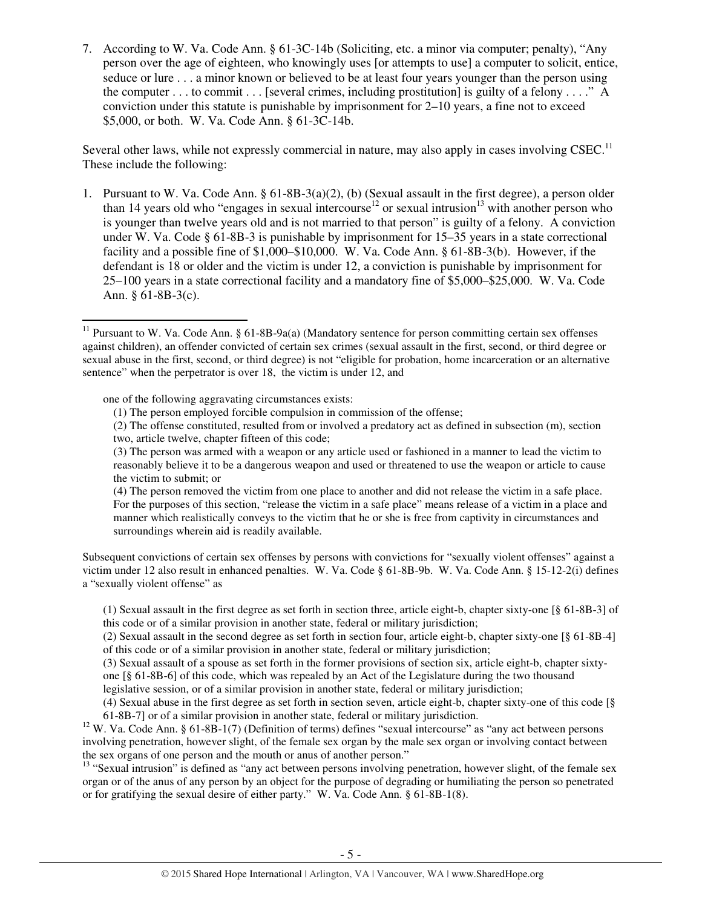7. According to W. Va. Code Ann. § 61-3C-14b (Soliciting, etc. a minor via computer; penalty), "Any person over the age of eighteen, who knowingly uses [or attempts to use] a computer to solicit, entice, seduce or lure . . . a minor known or believed to be at least four years younger than the person using the computer . . . to commit . . . [several crimes, including prostitution] is guilty of a felony . . . ." A conviction under this statute is punishable by imprisonment for 2–10 years, a fine not to exceed $5,000, or both. W. Va. Code Ann. § 61-3C-14b.

Several other laws, while not expressly commercial in nature, may also apply in cases involving CSEC.[11] These include the following:

1. Pursuant to W. Va. Code Ann. § 61-8B-3(a)(2), (b) (Sexual assault in the first degree), a person older than 14 years old who "engages in sexual intercourse[12] or sexual intrusion[13] with another person who is younger than twelve years old and is not married to that person" is guilty of a felony. A conviction under W. Va. Code § 61-8B-3 is punishable by imprisonment for 15–35 years in a state correctional facility and a possible fine of $1,000–$10,000. W. Va. Code Ann. § 61-8B-3(b). However, if the defendant is 18 or older and the victim is under 12, a conviction is punishable by imprisonment for 25–100 years in a state correctional facility and a mandatory fine of $5,000–$25,000. W. Va. Code Ann. § 61-8B-3(c).

---

[11] Pursuant to W. Va. Code Ann. § 61-8B-9a(a) (Mandatory sentence for person committing certain sex offenses against children), an offender convicted of certain sex crimes (sexual assault in the first, second, or third degree or sexual abuse in the first, second, or third degree) is not "eligible for probation, home incarceration or an alternative sentence" when the perpetrator is over 18, the victim is under 12, and

> one of the following aggravating circumstances exists:
>
> (1) The person employed forcible compulsion in commission of the offense;
>
> (2) The offense constituted, resulted from or involved a predatory act as defined in subsection (m), section two, article twelve, chapter fifteen of this code;
>
> (3) The person was armed with a weapon or any article used or fashioned in a manner to lead the victim to reasonably believe it to be a dangerous weapon and used or threatened to use the weapon or article to cause the victim to submit; or
>
> (4) The person removed the victim from one place to another and did not release the victim in a safe place. For the purposes of this section, "release the victim in a safe place" means release of a victim in a place and manner which realistically conveys to the victim that he or she is free from captivity in circumstances and surroundings wherein aid is readily available.

Subsequent convictions of certain sex offenses by persons with convictions for "sexually violent offenses" against a victim under 12 also result in enhanced penalties. W. Va. Code § 61-8B-9b. W. Va. Code Ann. § 15-12-2(i) defines a "sexually violent offense" as

> (1) Sexual assault in the first degree as set forth in section three, article eight-b, chapter sixty-one [§ 61-8B-3] of this code or of a similar provision in another state, federal or military jurisdiction;
>
> (2) Sexual assault in the second degree as set forth in section four, article eight-b, chapter sixty-one [§ 61-8B-4] of this code or of a similar provision in another state, federal or military jurisdiction;
>
> (3) Sexual assault of a spouse as set forth in the former provisions of section six, article eight-b, chapter sixty-one [§ 61-8B-6] of this code, which was repealed by an Act of the Legislature during the two thousand legislative session, or of a similar provision in another state, federal or military jurisdiction;
>
> (4) Sexual abuse in the first degree as set forth in section seven, article eight-b, chapter sixty-one of this code [§ 61-8B-7] or of a similar provision in another state, federal or military jurisdiction.

[12] W. Va. Code Ann. § 61-8B-1(7) (Definition of terms) defines "sexual intercourse" as "any act between persons involving penetration, however slight, of the female sex organ by the male sex organ or involving contact between the sex organs of one person and the mouth or anus of another person."

[13] "Sexual intrusion" is defined as "any act between persons involving penetration, however slight, of the female sex organ or of the anus of any person by an object for the purpose of degrading or humiliating the person so penetrated or for gratifying the sexual desire of either party." W. Va. Code Ann. § 61-8B-1(8).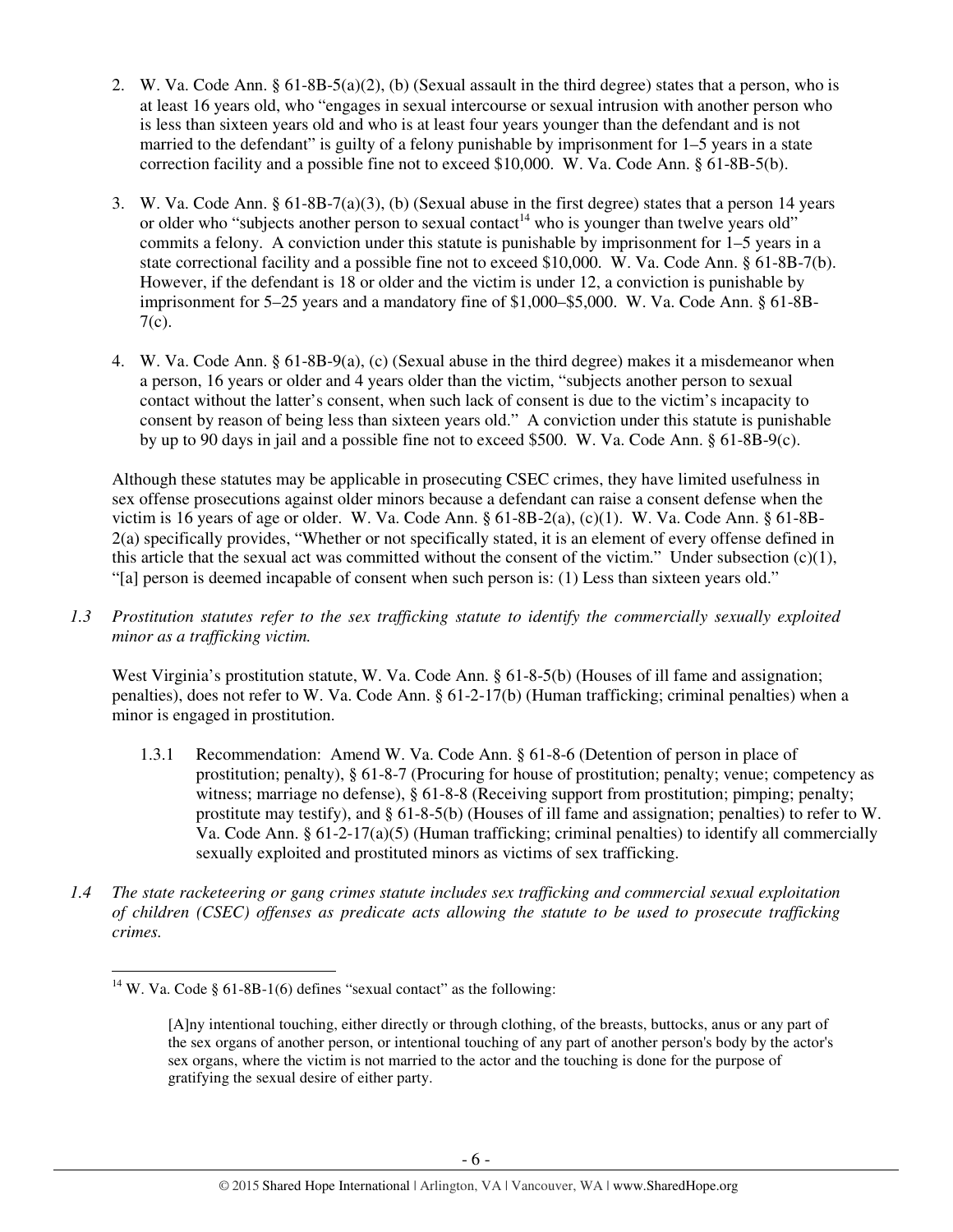2. W. Va. Code Ann. § 61-8B-5(a)(2), (b) (Sexual assault in the third degree) states that a person, who is at least 16 years old, who "engages in sexual intercourse or sexual intrusion with another person who is less than sixteen years old and who is at least four years younger than the defendant and is not married to the defendant" is guilty of a felony punishable by imprisonment for 1–5 years in a state correction facility and a possible fine not to exceed $10,000. W. Va. Code Ann. § 61-8B-5(b).

3. W. Va. Code Ann. § 61-8B-7(a)(3), (b) (Sexual abuse in the first degree) states that a person 14 years or older who "subjects another person to sexual contact[14] who is younger than twelve years old" commits a felony. A conviction under this statute is punishable by imprisonment for 1–5 years in a state correctional facility and a possible fine not to exceed $10,000. W. Va. Code Ann. § 61-8B-7(b). However, if the defendant is 18 or older and the victim is under 12, a conviction is punishable by imprisonment for 5–25 years and a mandatory fine of $1,000–$5,000. W. Va. Code Ann. § 61-8B-7(c).

4. W. Va. Code Ann. § 61-8B-9(a), (c) (Sexual abuse in the third degree) makes it a misdemeanor when a person, 16 years or older and 4 years older than the victim, "subjects another person to sexual contact without the latter's consent, when such lack of consent is due to the victim's incapacity to consent by reason of being less than sixteen years old." A conviction under this statute is punishable by up to 90 days in jail and a possible fine not to exceed $500. W. Va. Code Ann. § 61-8B-9(c).

Although these statutes may be applicable in prosecuting CSEC crimes, they have limited usefulness in sex offense prosecutions against older minors because a defendant can raise a consent defense when the victim is 16 years of age or older. W. Va. Code Ann. § 61-8B-2(a), (c)(1). W. Va. Code Ann. § 61-8B-2(a) specifically provides, "Whether or not specifically stated, it is an element of every offense defined in this article that the sexual act was committed without the consent of the victim." Under subsection (c)(1), "[a] person is deemed incapable of consent when such person is: (1) Less than sixteen years old."

*1.3 Prostitution statutes refer to the sex trafficking statute to identify the commercially sexually exploited minor as a trafficking victim.*

West Virginia's prostitution statute, W. Va. Code Ann. § 61-8-5(b) (Houses of ill fame and assignation; penalties), does not refer to W. Va. Code Ann. § 61-2-17(b) (Human trafficking; criminal penalties) when a minor is engaged in prostitution.

1.3.1 Recommendation: Amend W. Va. Code Ann. § 61-8-6 (Detention of person in place of prostitution; penalty), § 61-8-7 (Procuring for house of prostitution; penalty; venue; competency as witness; marriage no defense), § 61-8-8 (Receiving support from prostitution; pimping; penalty; prostitute may testify), and § 61-8-5(b) (Houses of ill fame and assignation; penalties) to refer to W. Va. Code Ann. § 61-2-17(a)(5) (Human trafficking; criminal penalties) to identify all commercially sexually exploited and prostituted minors as victims of sex trafficking.

*1.4 The state racketeering or gang crimes statute includes sex trafficking and commercial sexual exploitation of children (CSEC) offenses as predicate acts allowing the statute to be used to prosecute trafficking crimes.*

---

[14] W. Va. Code § 61-8B-1(6) defines "sexual contact" as the following:

> [A]ny intentional touching, either directly or through clothing, of the breasts, buttocks, anus or any part of the sex organs of another person, or intentional touching of any part of another person's body by the actor's sex organs, where the victim is not married to the actor and the touching is done for the purpose of gratifying the sexual desire of either party.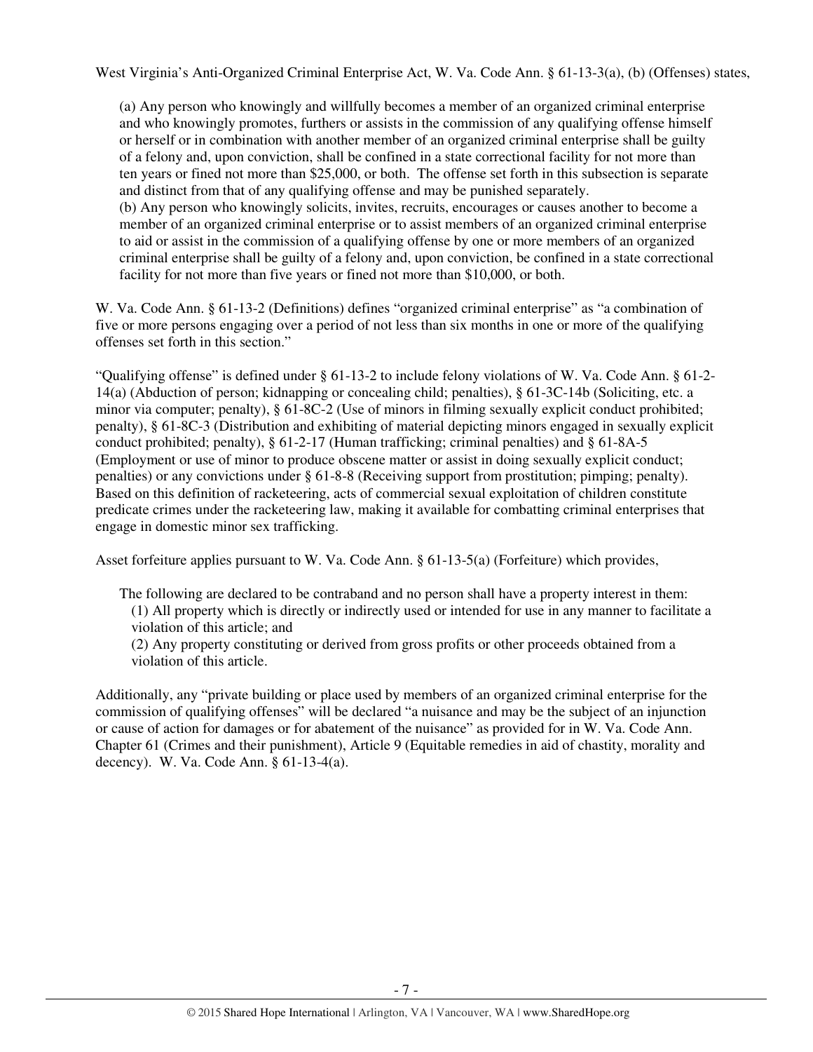West Virginia's Anti-Organized Criminal Enterprise Act, W. Va. Code Ann. § 61-13-3(a), (b) (Offenses) states,

> (a) Any person who knowingly and willfully becomes a member of an organized criminal enterprise and who knowingly promotes, furthers or assists in the commission of any qualifying offense himself or herself or in combination with another member of an organized criminal enterprise shall be guilty of a felony and, upon conviction, shall be confined in a state correctional facility for not more than ten years or fined not more than $25,000, or both. The offense set forth in this subsection is separate and distinct from that of any qualifying offense and may be punished separately.
> (b) Any person who knowingly solicits, invites, recruits, encourages or causes another to become a member of an organized criminal enterprise or to assist members of an organized criminal enterprise to aid or assist in the commission of a qualifying offense by one or more members of an organized criminal enterprise shall be guilty of a felony and, upon conviction, be confined in a state correctional facility for not more than five years or fined not more than $10,000, or both.

W. Va. Code Ann. § 61-13-2 (Definitions) defines "organized criminal enterprise" as "a combination of five or more persons engaging over a period of not less than six months in one or more of the qualifying offenses set forth in this section."

"Qualifying offense" is defined under § 61-13-2 to include felony violations of W. Va. Code Ann. § 61-2-14(a) (Abduction of person; kidnapping or concealing child; penalties), § 61-3C-14b (Soliciting, etc. a minor via computer; penalty), § 61-8C-2 (Use of minors in filming sexually explicit conduct prohibited; penalty), § 61-8C-3 (Distribution and exhibiting of material depicting minors engaged in sexually explicit conduct prohibited; penalty), § 61-2-17 (Human trafficking; criminal penalties) and § 61-8A-5 (Employment or use of minor to produce obscene matter or assist in doing sexually explicit conduct; penalties) or any convictions under § 61-8-8 (Receiving support from prostitution; pimping; penalty). Based on this definition of racketeering, acts of commercial sexual exploitation of children constitute predicate crimes under the racketeering law, making it available for combatting criminal enterprises that engage in domestic minor sex trafficking.

Asset forfeiture applies pursuant to W. Va. Code Ann. § 61-13-5(a) (Forfeiture) which provides,

> The following are declared to be contraband and no person shall have a property interest in them:
> (1) All property which is directly or indirectly used or intended for use in any manner to facilitate a violation of this article; and
> (2) Any property constituting or derived from gross profits or other proceeds obtained from a violation of this article.

Additionally, any "private building or place used by members of an organized criminal enterprise for the commission of qualifying offenses" will be declared "a nuisance and may be the subject of an injunction or cause of action for damages or for abatement of the nuisance" as provided for in W. Va. Code Ann. Chapter 61 (Crimes and their punishment), Article 9 (Equitable remedies in aid of chastity, morality and decency). W. Va. Code Ann. § 61-13-4(a).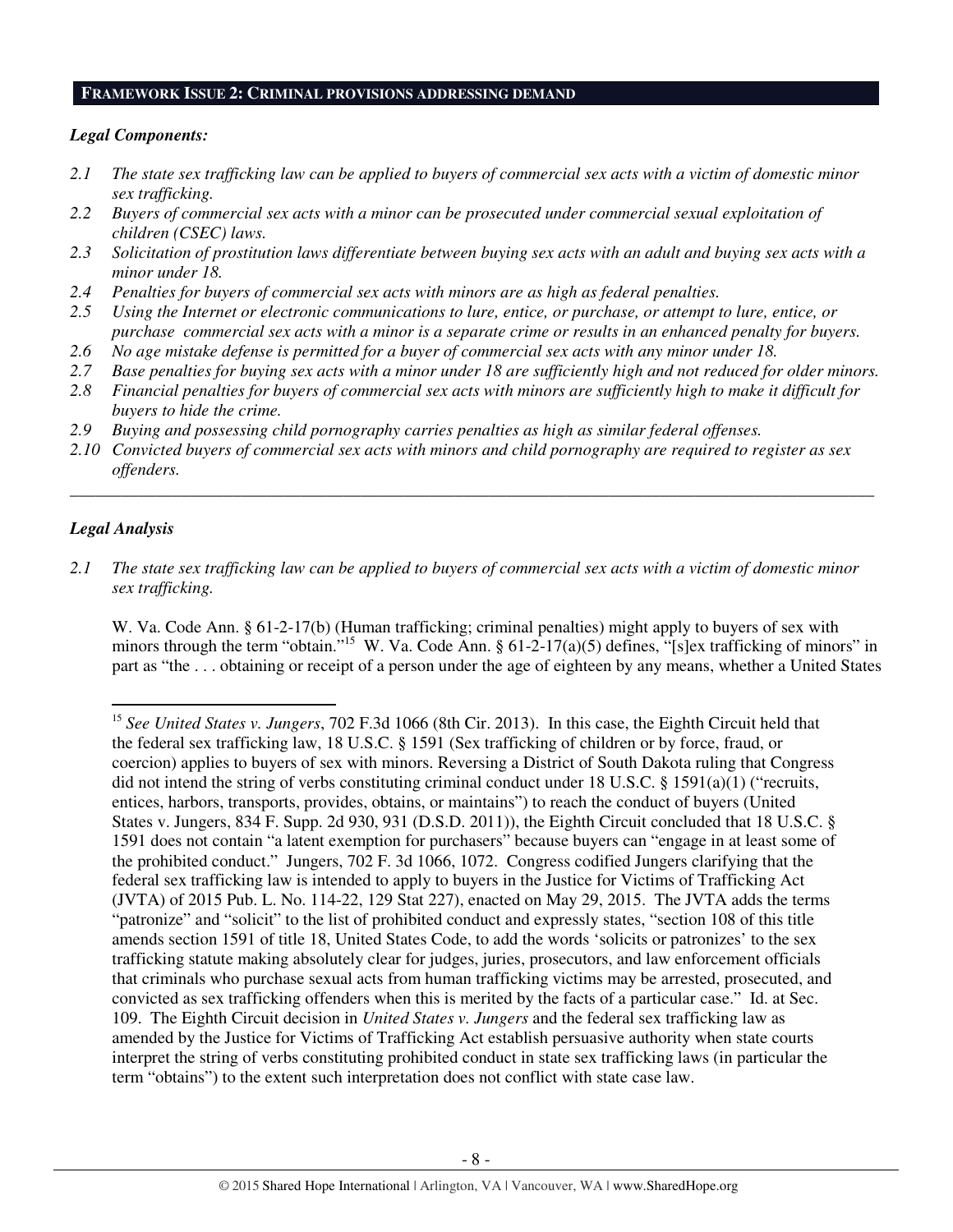## FRAMEWORK ISSUE 2: CRIMINAL PROVISIONS ADDRESSING DEMAND

### *Legal Components:*

*2.1 The state sex trafficking law can be applied to buyers of commercial sex acts with a victim of domestic minor sex trafficking.*

*2.2 Buyers of commercial sex acts with a minor can be prosecuted under commercial sexual exploitation of children (CSEC) laws.*

*2.3 Solicitation of prostitution laws differentiate between buying sex acts with an adult and buying sex acts with a minor under 18.*

*2.4 Penalties for buyers of commercial sex acts with minors are as high as federal penalties.*

*2.5 Using the Internet or electronic communications to lure, entice, or purchase, or attempt to lure, entice, or purchase commercial sex acts with a minor is a separate crime or results in an enhanced penalty for buyers.*

*2.6 No age mistake defense is permitted for a buyer of commercial sex acts with any minor under 18.*

*2.7 Base penalties for buying sex acts with a minor under 18 are sufficiently high and not reduced for older minors.*

*2.8 Financial penalties for buyers of commercial sex acts with minors are sufficiently high to make it difficult for buyers to hide the crime.*

*2.9 Buying and possessing child pornography carries penalties as high as similar federal offenses.*

*2.10 Convicted buyers of commercial sex acts with minors and child pornography are required to register as sex offenders.*

---

### *Legal Analysis*

*2.1 The state sex trafficking law can be applied to buyers of commercial sex acts with a victim of domestic minor sex trafficking.*

W. Va. Code Ann. § 61-2-17(b) (Human trafficking; criminal penalties) might apply to buyers of sex with minors through the term "obtain."[15] W. Va. Code Ann. § 61-2-17(a)(5) defines, "[s]ex trafficking of minors" in part as "the . . . obtaining or receipt of a person under the age of eighteen by any means, whether a United States

---

[15] *See United States v. Jungers*, 702 F.3d 1066 (8th Cir. 2013). In this case, the Eighth Circuit held that the federal sex trafficking law, 18 U.S.C. § 1591 (Sex trafficking of children or by force, fraud, or coercion) applies to buyers of sex with minors. Reversing a District of South Dakota ruling that Congress did not intend the string of verbs constituting criminal conduct under 18 U.S.C. § 1591(a)(1) ("recruits, entices, harbors, transports, provides, obtains, or maintains") to reach the conduct of buyers (United States v. Jungers, 834 F. Supp. 2d 930, 931 (D.S.D. 2011)), the Eighth Circuit concluded that 18 U.S.C. § 1591 does not contain "a latent exemption for purchasers" because buyers can "engage in at least some of the prohibited conduct." Jungers, 702 F. 3d 1066, 1072. Congress codified Jungers clarifying that the federal sex trafficking law is intended to apply to buyers in the Justice for Victims of Trafficking Act (JVTA) of 2015 Pub. L. No. 114-22, 129 Stat 227), enacted on May 29, 2015. The JVTA adds the terms "patronize" and "solicit" to the list of prohibited conduct and expressly states, "section 108 of this title amends section 1591 of title 18, United States Code, to add the words 'solicits or patronizes' to the sex trafficking statute making absolutely clear for judges, juries, prosecutors, and law enforcement officials that criminals who purchase sexual acts from human trafficking victims may be arrested, prosecuted, and convicted as sex trafficking offenders when this is merited by the facts of a particular case." Id. at Sec. 109. The Eighth Circuit decision in *United States v. Jungers* and the federal sex trafficking law as amended by the Justice for Victims of Trafficking Act establish persuasive authority when state courts interpret the string of verbs constituting prohibited conduct in state sex trafficking laws (in particular the term "obtains") to the extent such interpretation does not conflict with state case law.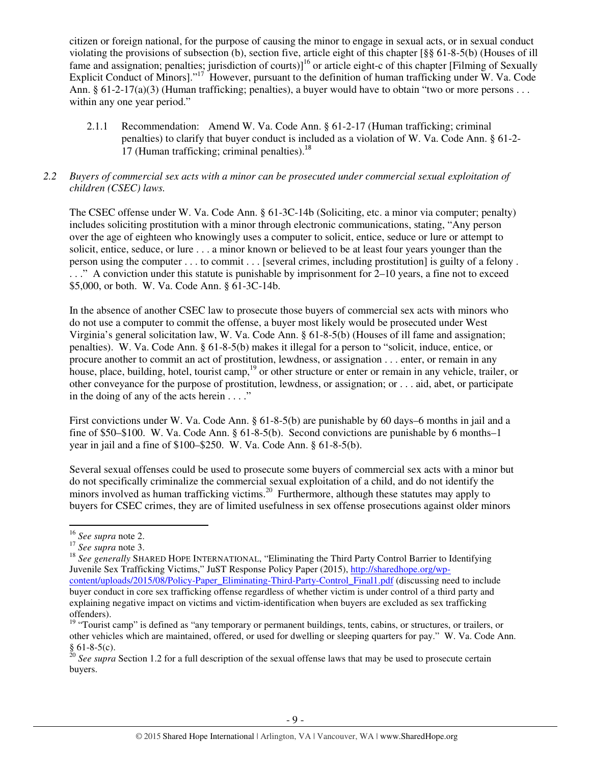citizen or foreign national, for the purpose of causing the minor to engage in sexual acts, or in sexual conduct violating the provisions of subsection (b), section five, article eight of this chapter [§§ 61-8-5(b) (Houses of ill fame and assignation; penalties; jurisdiction of courts)][16] or article eight-c of this chapter [Filming of Sexually Explicit Conduct of Minors]."[17] However, pursuant to the definition of human trafficking under W. Va. Code Ann. § 61-2-17(a)(3) (Human trafficking; penalties), a buyer would have to obtain "two or more persons . . . within any one year period."

2.1.1 Recommendation: Amend W. Va. Code Ann. § 61-2-17 (Human trafficking; criminal penalties) to clarify that buyer conduct is included as a violation of W. Va. Code Ann. § 61-2-17 (Human trafficking; criminal penalties).[18]

*2.2 Buyers of commercial sex acts with a minor can be prosecuted under commercial sexual exploitation of children (CSEC) laws.*

The CSEC offense under W. Va. Code Ann. § 61-3C-14b (Soliciting, etc. a minor via computer; penalty) includes soliciting prostitution with a minor through electronic communications, stating, "Any person over the age of eighteen who knowingly uses a computer to solicit, entice, seduce or lure or attempt to solicit, entice, seduce, or lure . . . a minor known or believed to be at least four years younger than the person using the computer . . . to commit . . . [several crimes, including prostitution] is guilty of a felony . . . ." A conviction under this statute is punishable by imprisonment for 2–10 years, a fine not to exceed $5,000, or both. W. Va. Code Ann. § 61-3C-14b.

In the absence of another CSEC law to prosecute those buyers of commercial sex acts with minors who do not use a computer to commit the offense, a buyer most likely would be prosecuted under West Virginia's general solicitation law, W. Va. Code Ann. § 61-8-5(b) (Houses of ill fame and assignation; penalties). W. Va. Code Ann. § 61-8-5(b) makes it illegal for a person to "solicit, induce, entice, or procure another to commit an act of prostitution, lewdness, or assignation . . . enter, or remain in any house, place, building, hotel, tourist camp,[19] or other structure or enter or remain in any vehicle, trailer, or other conveyance for the purpose of prostitution, lewdness, or assignation; or . . . aid, abet, or participate in the doing of any of the acts herein . . . ."

First convictions under W. Va. Code Ann. § 61-8-5(b) are punishable by 60 days–6 months in jail and a fine of $50–$100. W. Va. Code Ann. § 61-8-5(b). Second convictions are punishable by 6 months–1 year in jail and a fine of $100–$250. W. Va. Code Ann. § 61-8-5(b).

Several sexual offenses could be used to prosecute some buyers of commercial sex acts with a minor but do not specifically criminalize the commercial sexual exploitation of a child, and do not identify the minors involved as human trafficking victims.[20] Furthermore, although these statutes may apply to buyers for CSEC crimes, they are of limited usefulness in sex offense prosecutions against older minors

---

[16] *See supra* note 2.

[17] *See supra* note 3.

[18] *See generally* SHARED HOPE INTERNATIONAL, "Eliminating the Third Party Control Barrier to Identifying Juvenile Sex Trafficking Victims," JuST Response Policy Paper (2015), http://sharedhope.org/wp-content/uploads/2015/08/Policy-Paper_Eliminating-Third-Party-Control_Final1.pdf (discussing need to include buyer conduct in core sex trafficking offense regardless of whether victim is under control of a third party and explaining negative impact on victims and victim-identification when buyers are excluded as sex trafficking offenders).

[19] "Tourist camp" is defined as "any temporary or permanent buildings, tents, cabins, or structures, or trailers, or other vehicles which are maintained, offered, or used for dwelling or sleeping quarters for pay." W. Va. Code Ann. § 61-8-5(c).

[20] *See supra* Section 1.2 for a full description of the sexual offense laws that may be used to prosecute certain buyers.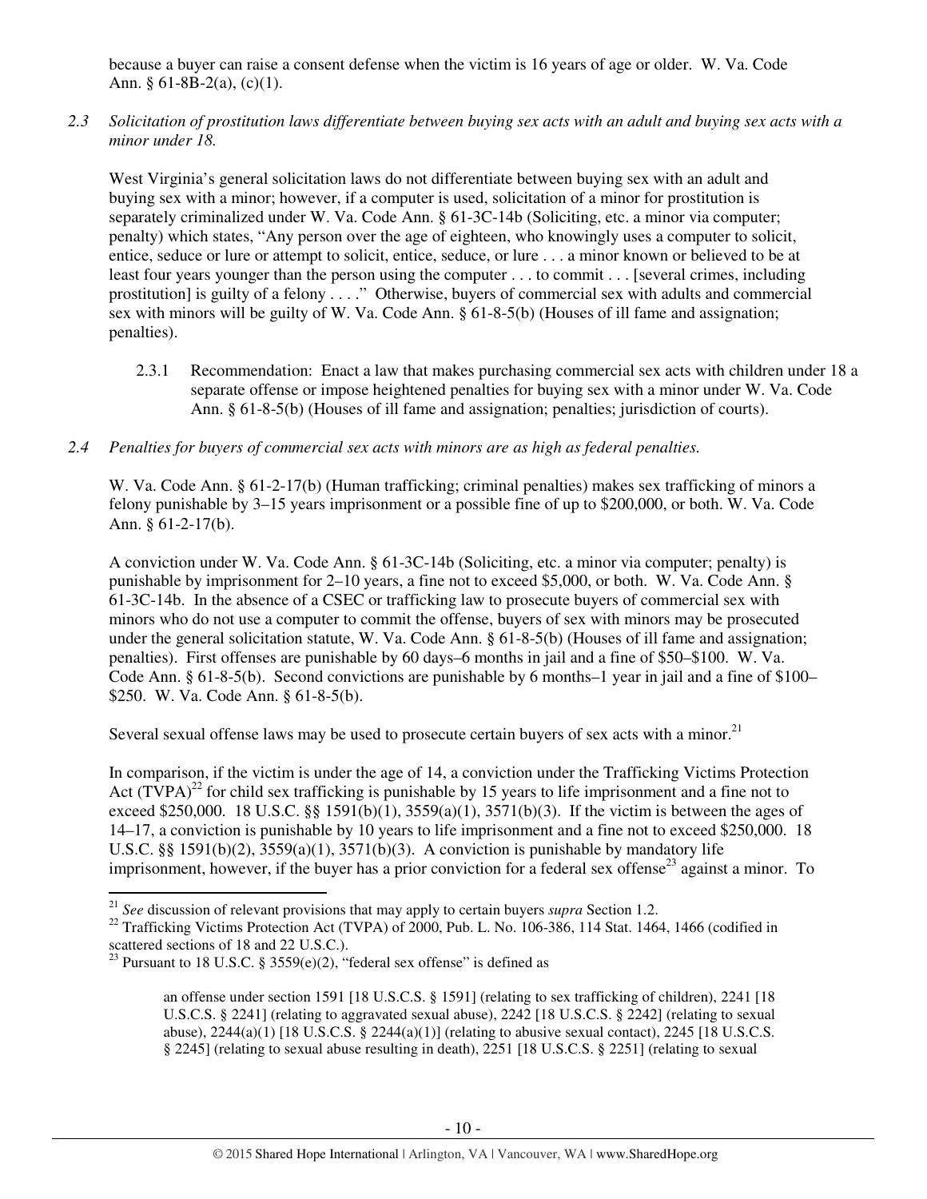because a buyer can raise a consent defense when the victim is 16 years of age or older. W. Va. Code Ann. § 61-8B-2(a), (c)(1).

*2.3 Solicitation of prostitution laws differentiate between buying sex acts with an adult and buying sex acts with a minor under 18.*

West Virginia's general solicitation laws do not differentiate between buying sex with an adult and buying sex with a minor; however, if a computer is used, solicitation of a minor for prostitution is separately criminalized under W. Va. Code Ann. § 61-3C-14b (Soliciting, etc. a minor via computer; penalty) which states, "Any person over the age of eighteen, who knowingly uses a computer to solicit, entice, seduce or lure or attempt to solicit, entice, seduce, or lure . . . a minor known or believed to be at least four years younger than the person using the computer . . . to commit . . . [several crimes, including prostitution] is guilty of a felony . . . ." Otherwise, buyers of commercial sex with adults and commercial sex with minors will be guilty of W. Va. Code Ann. § 61-8-5(b) (Houses of ill fame and assignation; penalties).

2.3.1 Recommendation: Enact a law that makes purchasing commercial sex acts with children under 18 a separate offense or impose heightened penalties for buying sex with a minor under W. Va. Code Ann. § 61-8-5(b) (Houses of ill fame and assignation; penalties; jurisdiction of courts).

*2.4 Penalties for buyers of commercial sex acts with minors are as high as federal penalties.*

W. Va. Code Ann. § 61-2-17(b) (Human trafficking; criminal penalties) makes sex trafficking of minors a felony punishable by 3–15 years imprisonment or a possible fine of up to $200,000, or both. W. Va. Code Ann. § 61-2-17(b).

A conviction under W. Va. Code Ann. § 61-3C-14b (Soliciting, etc. a minor via computer; penalty) is punishable by imprisonment for 2–10 years, a fine not to exceed $5,000, or both. W. Va. Code Ann. § 61-3C-14b. In the absence of a CSEC or trafficking law to prosecute buyers of commercial sex with minors who do not use a computer to commit the offense, buyers of sex with minors may be prosecuted under the general solicitation statute, W. Va. Code Ann. § 61-8-5(b) (Houses of ill fame and assignation; penalties). First offenses are punishable by 60 days–6 months in jail and a fine of $50–$100. W. Va. Code Ann. § 61-8-5(b). Second convictions are punishable by 6 months–1 year in jail and a fine of $100–$250. W. Va. Code Ann. § 61-8-5(b).

Several sexual offense laws may be used to prosecute certain buyers of sex acts with a minor.[21]

In comparison, if the victim is under the age of 14, a conviction under the Trafficking Victims Protection Act (TVPA)[22] for child sex trafficking is punishable by 15 years to life imprisonment and a fine not to exceed $250,000. 18 U.S.C. §§ 1591(b)(1), 3559(a)(1), 3571(b)(3). If the victim is between the ages of 14–17, a conviction is punishable by 10 years to life imprisonment and a fine not to exceed $250,000. 18 U.S.C. §§ 1591(b)(2), 3559(a)(1), 3571(b)(3). A conviction is punishable by mandatory life imprisonment, however, if the buyer has a prior conviction for a federal sex offense[23] against a minor. To

---

[21] *See* discussion of relevant provisions that may apply to certain buyers *supra* Section 1.2.

[22] Trafficking Victims Protection Act (TVPA) of 2000, Pub. L. No. 106-386, 114 Stat. 1464, 1466 (codified in scattered sections of 18 and 22 U.S.C.).

[23] Pursuant to 18 U.S.C. § 3559(e)(2), "federal sex offense" is defined as

> an offense under section 1591 [18 U.S.C.S. § 1591] (relating to sex trafficking of children), 2241 [18 U.S.C.S. § 2241] (relating to aggravated sexual abuse), 2242 [18 U.S.C.S. § 2242] (relating to sexual abuse), 2244(a)(1) [18 U.S.C.S. § 2244(a)(1)] (relating to abusive sexual contact), 2245 [18 U.S.C.S. § 2245] (relating to sexual abuse resulting in death), 2251 [18 U.S.C.S. § 2251] (relating to sexual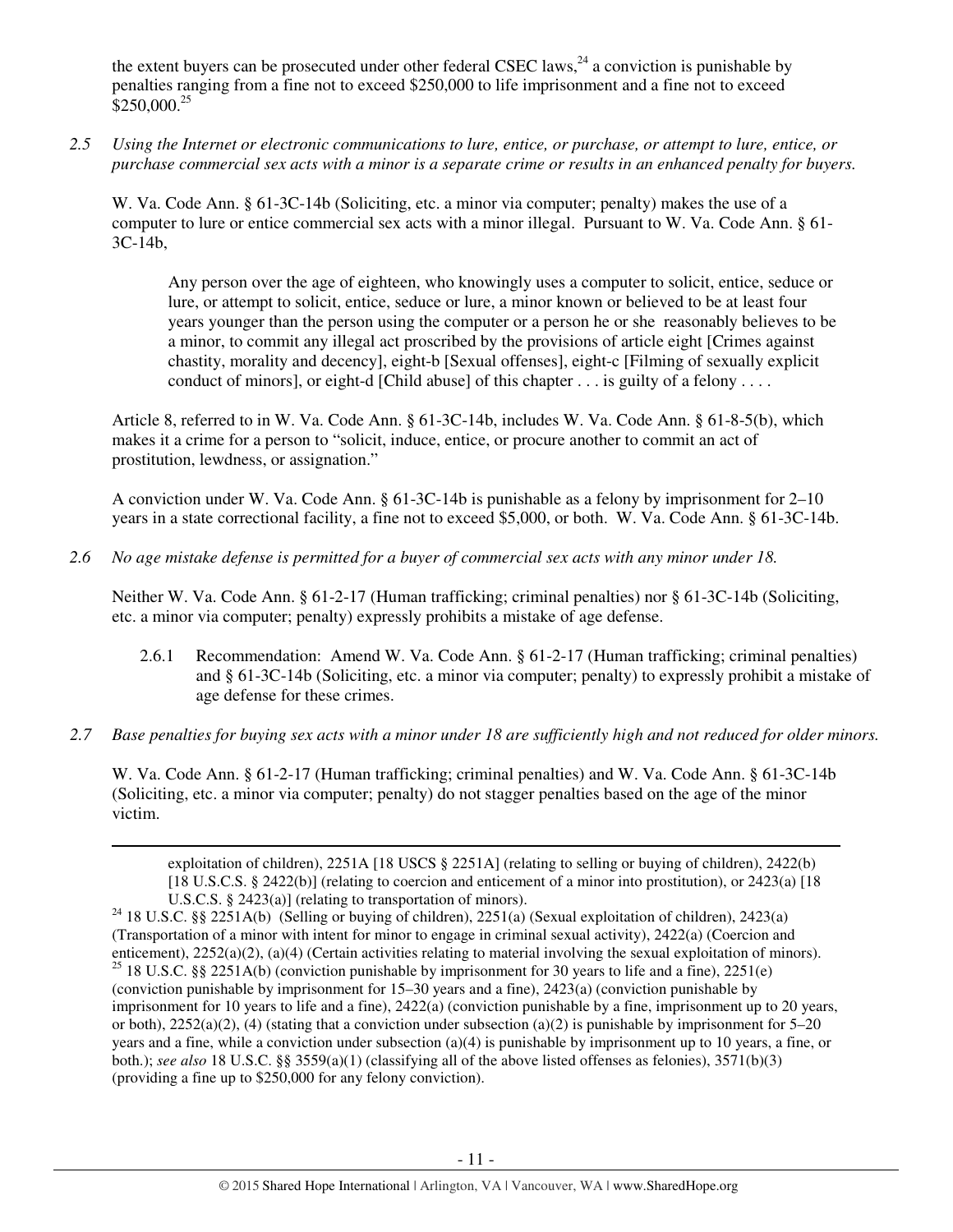the extent buyers can be prosecuted under other federal CSEC laws,[24] a conviction is punishable by penalties ranging from a fine not to exceed $250,000 to life imprisonment and a fine not to exceed $250,000.[25]

*2.5 Using the Internet or electronic communications to lure, entice, or purchase, or attempt to lure, entice, or purchase commercial sex acts with a minor is a separate crime or results in an enhanced penalty for buyers.*

W. Va. Code Ann. § 61-3C-14b (Soliciting, etc. a minor via computer; penalty) makes the use of a computer to lure or entice commercial sex acts with a minor illegal. Pursuant to W. Va. Code Ann. § 61-3C-14b,

> Any person over the age of eighteen, who knowingly uses a computer to solicit, entice, seduce or lure, or attempt to solicit, entice, seduce or lure, a minor known or believed to be at least four years younger than the person using the computer or a person he or she reasonably believes to be a minor, to commit any illegal act proscribed by the provisions of article eight [Crimes against chastity, morality and decency], eight-b [Sexual offenses], eight-c [Filming of sexually explicit conduct of minors], or eight-d [Child abuse] of this chapter . . . is guilty of a felony . . . .

Article 8, referred to in W. Va. Code Ann. § 61-3C-14b, includes W. Va. Code Ann. § 61-8-5(b), which makes it a crime for a person to "solicit, induce, entice, or procure another to commit an act of prostitution, lewdness, or assignation."

A conviction under W. Va. Code Ann. § 61-3C-14b is punishable as a felony by imprisonment for 2–10 years in a state correctional facility, a fine not to exceed $5,000, or both. W. Va. Code Ann. § 61-3C-14b.

*2.6 No age mistake defense is permitted for a buyer of commercial sex acts with any minor under 18.*

Neither W. Va. Code Ann. § 61-2-17 (Human trafficking; criminal penalties) nor § 61-3C-14b (Soliciting, etc. a minor via computer; penalty) expressly prohibits a mistake of age defense.

2.6.1 Recommendation: Amend W. Va. Code Ann. § 61-2-17 (Human trafficking; criminal penalties) and § 61-3C-14b (Soliciting, etc. a minor via computer; penalty) to expressly prohibit a mistake of age defense for these crimes.

*2.7 Base penalties for buying sex acts with a minor under 18 are sufficiently high and not reduced for older minors.*

W. Va. Code Ann. § 61-2-17 (Human trafficking; criminal penalties) and W. Va. Code Ann. § 61-3C-14b (Soliciting, etc. a minor via computer; penalty) do not stagger penalties based on the age of the minor victim.

---

exploitation of children), 2251A [18 USCS § 2251A] (relating to selling or buying of children), 2422(b) [18 U.S.C.S. § 2422(b)] (relating to coercion and enticement of a minor into prostitution), or 2423(a) [18 U.S.C.S. § 2423(a)] (relating to transportation of minors).

[24] 18 U.S.C. §§ 2251A(b) (Selling or buying of children), 2251(a) (Sexual exploitation of children), 2423(a) (Transportation of a minor with intent for minor to engage in criminal sexual activity), 2422(a) (Coercion and enticement), 2252(a)(2), (a)(4) (Certain activities relating to material involving the sexual exploitation of minors).

[25] 18 U.S.C. §§ 2251A(b) (conviction punishable by imprisonment for 30 years to life and a fine), 2251(e) (conviction punishable by imprisonment for 15–30 years and a fine), 2423(a) (conviction punishable by imprisonment for 10 years to life and a fine), 2422(a) (conviction punishable by a fine, imprisonment up to 20 years, or both), 2252(a)(2), (4) (stating that a conviction under subsection (a)(2) is punishable by imprisonment for 5–20 years and a fine, while a conviction under subsection (a)(4) is punishable by imprisonment up to 10 years, a fine, or both.); *see also* 18 U.S.C. §§ 3559(a)(1) (classifying all of the above listed offenses as felonies), 3571(b)(3) (providing a fine up to $250,000 for any felony conviction).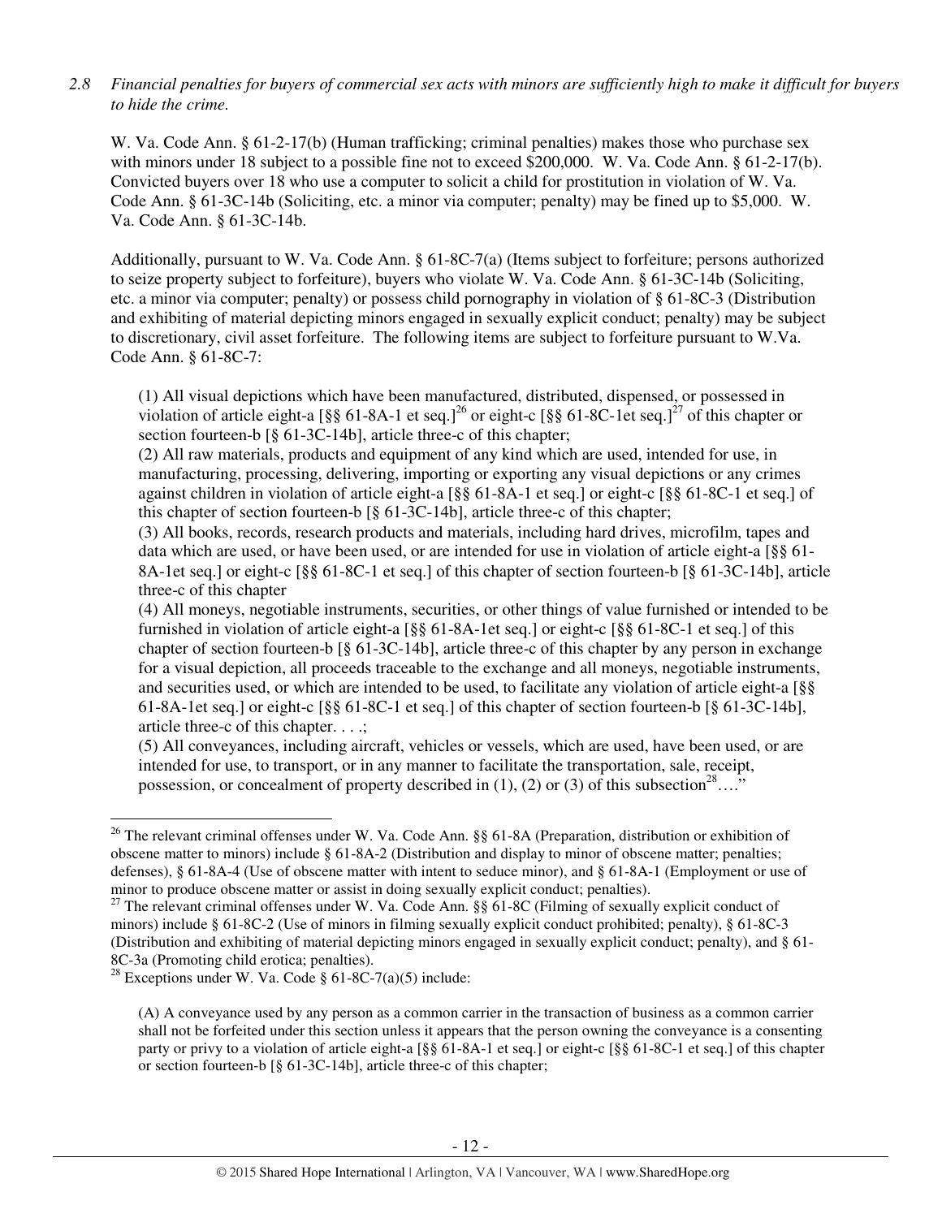*2.8 Financial penalties for buyers of commercial sex acts with minors are sufficiently high to make it difficult for buyers to hide the crime.*

W. Va. Code Ann. § 61-2-17(b) (Human trafficking; criminal penalties) makes those who purchase sex with minors under 18 subject to a possible fine not to exceed $200,000. W. Va. Code Ann. § 61-2-17(b). Convicted buyers over 18 who use a computer to solicit a child for prostitution in violation of W. Va. Code Ann. § 61-3C-14b (Soliciting, etc. a minor via computer; penalty) may be fined up to $5,000. W. Va. Code Ann. § 61-3C-14b.

Additionally, pursuant to W. Va. Code Ann. § 61-8C-7(a) (Items subject to forfeiture; persons authorized to seize property subject to forfeiture), buyers who violate W. Va. Code Ann. § 61-3C-14b (Soliciting, etc. a minor via computer; penalty) or possess child pornography in violation of § 61-8C-3 (Distribution and exhibiting of material depicting minors engaged in sexually explicit conduct; penalty) may be subject to discretionary, civil asset forfeiture. The following items are subject to forfeiture pursuant to W.Va. Code Ann. § 61-8C-7:

> (1) All visual depictions which have been manufactured, distributed, dispensed, or possessed in violation of article eight-a [§§ 61-8A-1 et seq.][26] or eight-c [§§ 61-8C-1et seq.][27] of this chapter or section fourteen-b [§ 61-3C-14b], article three-c of this chapter;
> (2) All raw materials, products and equipment of any kind which are used, intended for use, in manufacturing, processing, delivering, importing or exporting any visual depictions or any crimes against children in violation of article eight-a [§§ 61-8A-1 et seq.] or eight-c [§§ 61-8C-1 et seq.] of this chapter of section fourteen-b [§ 61-3C-14b], article three-c of this chapter;
> (3) All books, records, research products and materials, including hard drives, microfilm, tapes and data which are used, or have been used, or are intended for use in violation of article eight-a [§§ 61-8A-1et seq.] or eight-c [§§ 61-8C-1 et seq.] of this chapter of section fourteen-b [§ 61-3C-14b], article three-c of this chapter
> (4) All moneys, negotiable instruments, securities, or other things of value furnished or intended to be furnished in violation of article eight-a [§§ 61-8A-1et seq.] or eight-c [§§ 61-8C-1 et seq.] of this chapter of section fourteen-b [§ 61-3C-14b], article three-c of this chapter by any person in exchange for a visual depiction, all proceeds traceable to the exchange and all moneys, negotiable instruments, and securities used, or which are intended to be used, to facilitate any violation of article eight-a [§§ 61-8A-1et seq.] or eight-c [§§ 61-8C-1 et seq.] of this chapter of section fourteen-b [§ 61-3C-14b], article three-c of this chapter. . . .;
> (5) All conveyances, including aircraft, vehicles or vessels, which are used, have been used, or are intended for use, to transport, or in any manner to facilitate the transportation, sale, receipt, possession, or concealment of property described in (1), (2) or (3) of this subsection[28]…."

---

[26] The relevant criminal offenses under W. Va. Code Ann. §§ 61-8A (Preparation, distribution or exhibition of obscene matter to minors) include § 61-8A-2 (Distribution and display to minor of obscene matter; penalties; defenses), § 61-8A-4 (Use of obscene matter with intent to seduce minor), and § 61-8A-1 (Employment or use of minor to produce obscene matter or assist in doing sexually explicit conduct; penalties).

[27] The relevant criminal offenses under W. Va. Code Ann. §§ 61-8C (Filming of sexually explicit conduct of minors) include § 61-8C-2 (Use of minors in filming sexually explicit conduct prohibited; penalty), § 61-8C-3 (Distribution and exhibiting of material depicting minors engaged in sexually explicit conduct; penalty), and § 61-8C-3a (Promoting child erotica; penalties).

[28] Exceptions under W. Va. Code § 61-8C-7(a)(5) include:

> (A) A conveyance used by any person as a common carrier in the transaction of business as a common carrier shall not be forfeited under this section unless it appears that the person owning the conveyance is a consenting party or privy to a violation of article eight-a [§§ 61-8A-1 et seq.] or eight-c [§§ 61-8C-1 et seq.] of this chapter or section fourteen-b [§ 61-3C-14b], article three-c of this chapter;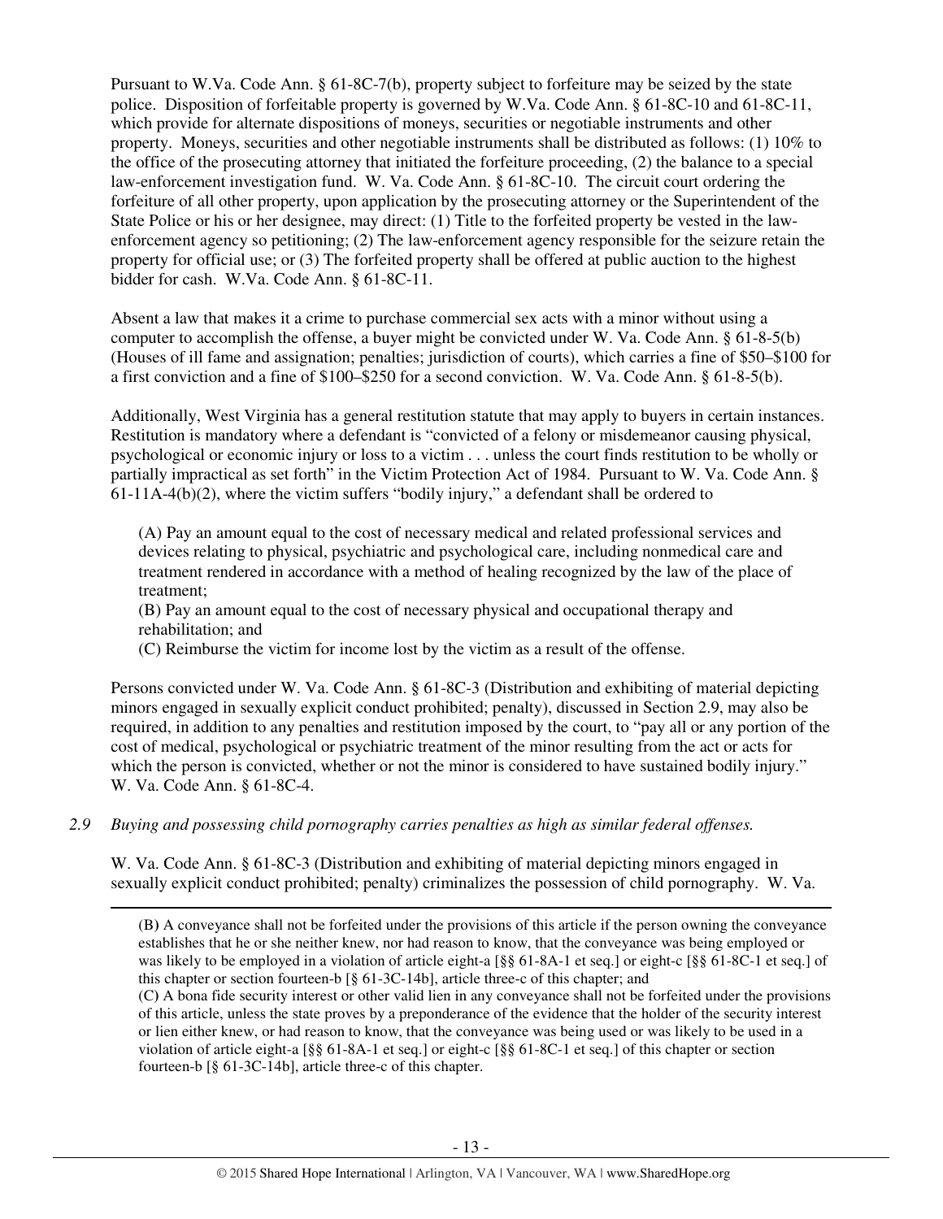Pursuant to W.Va. Code Ann. § 61-8C-7(b), property subject to forfeiture may be seized by the state police. Disposition of forfeitable property is governed by W.Va. Code Ann. § 61-8C-10 and 61-8C-11, which provide for alternate dispositions of moneys, securities or negotiable instruments and other property. Moneys, securities and other negotiable instruments shall be distributed as follows: (1) 10% to the office of the prosecuting attorney that initiated the forfeiture proceeding, (2) the balance to a special law-enforcement investigation fund. W. Va. Code Ann. § 61-8C-10. The circuit court ordering the forfeiture of all other property, upon application by the prosecuting attorney or the Superintendent of the State Police or his or her designee, may direct: (1) Title to the forfeited property be vested in the law-enforcement agency so petitioning; (2) The law-enforcement agency responsible for the seizure retain the property for official use; or (3) The forfeited property shall be offered at public auction to the highest bidder for cash. W.Va. Code Ann. § 61-8C-11.

Absent a law that makes it a crime to purchase commercial sex acts with a minor without using a computer to accomplish the offense, a buyer might be convicted under W. Va. Code Ann. § 61-8-5(b) (Houses of ill fame and assignation; penalties; jurisdiction of courts), which carries a fine of \$50–\$100 for a first conviction and a fine of \$100–\$250 for a second conviction. W. Va. Code Ann. § 61-8-5(b).

Additionally, West Virginia has a general restitution statute that may apply to buyers in certain instances. Restitution is mandatory where a defendant is "convicted of a felony or misdemeanor causing physical, psychological or economic injury or loss to a victim . . . unless the court finds restitution to be wholly or partially impractical as set forth" in the Victim Protection Act of 1984. Pursuant to W. Va. Code Ann. § 61-11A-4(b)(2), where the victim suffers "bodily injury," a defendant shall be ordered to

> (A) Pay an amount equal to the cost of necessary medical and related professional services and devices relating to physical, psychiatric and psychological care, including nonmedical care and treatment rendered in accordance with a method of healing recognized by the law of the place of treatment;
> (B) Pay an amount equal to the cost of necessary physical and occupational therapy and rehabilitation; and
> (C) Reimburse the victim for income lost by the victim as a result of the offense.

Persons convicted under W. Va. Code Ann. § 61-8C-3 (Distribution and exhibiting of material depicting minors engaged in sexually explicit conduct prohibited; penalty), discussed in Section 2.9, may also be required, in addition to any penalties and restitution imposed by the court, to "pay all or any portion of the cost of medical, psychological or psychiatric treatment of the minor resulting from the act or acts for which the person is convicted, whether or not the minor is considered to have sustained bodily injury." W. Va. Code Ann. § 61-8C-4.

*2.9 Buying and possessing child pornography carries penalties as high as similar federal offenses.*

W. Va. Code Ann. § 61-8C-3 (Distribution and exhibiting of material depicting minors engaged in sexually explicit conduct prohibited; penalty) criminalizes the possession of child pornography. W. Va.

---

(B) A conveyance shall not be forfeited under the provisions of this article if the person owning the conveyance establishes that he or she neither knew, nor had reason to know, that the conveyance was being employed or was likely to be employed in a violation of article eight-a [§§ 61-8A-1 et seq.] or eight-c [§§ 61-8C-1 et seq.] of this chapter or section fourteen-b [§ 61-3C-14b], article three-c of this chapter; and
(C) A bona fide security interest or other valid lien in any conveyance shall not be forfeited under the provisions of this article, unless the state proves by a preponderance of the evidence that the holder of the security interest or lien either knew, or had reason to know, that the conveyance was being used or was likely to be used in a violation of article eight-a [§§ 61-8A-1 et seq.] or eight-c [§§ 61-8C-1 et seq.] of this chapter or section fourteen-b [§ 61-3C-14b], article three-c of this chapter.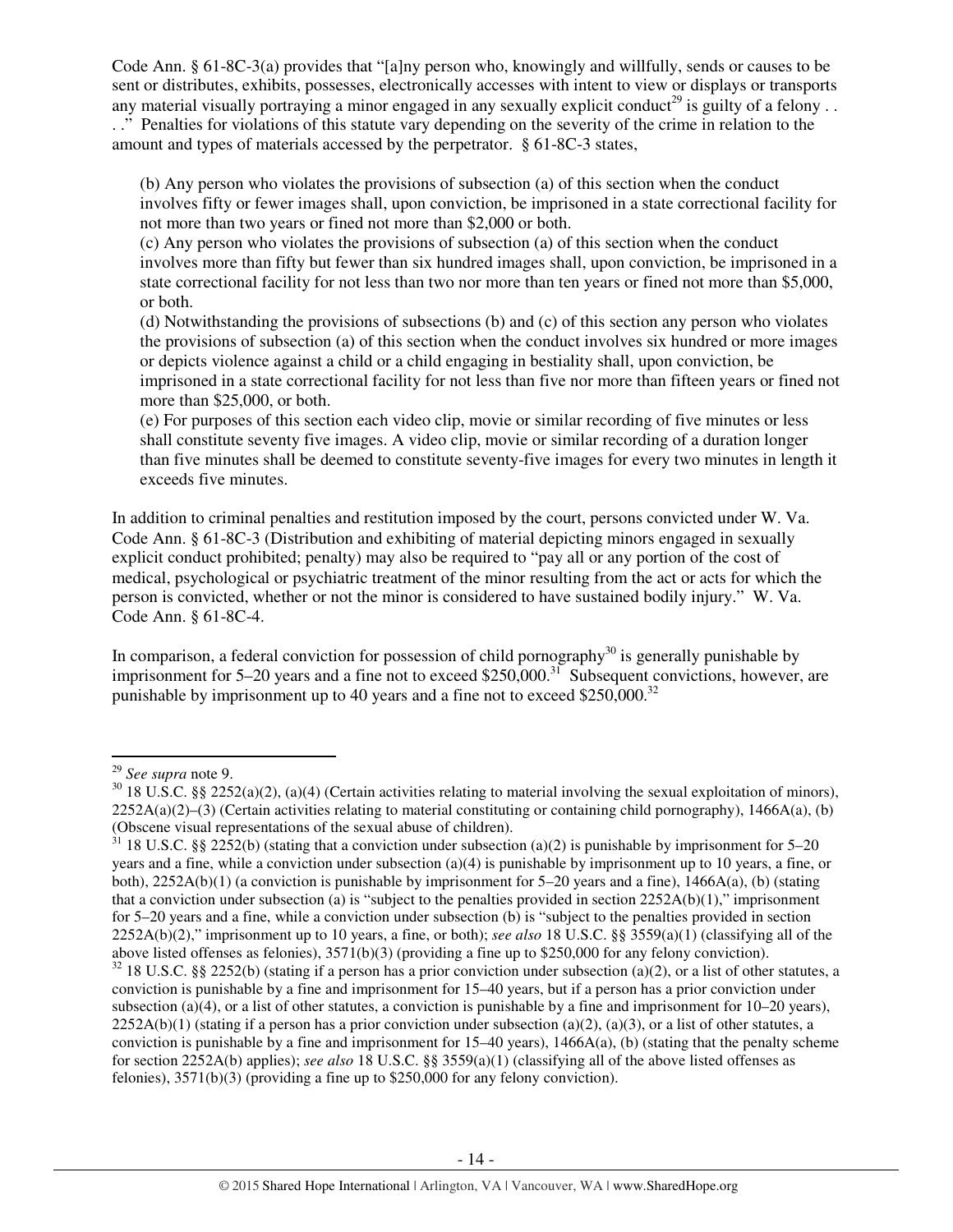Code Ann. § 61-8C-3(a) provides that "[a]ny person who, knowingly and willfully, sends or causes to be sent or distributes, exhibits, possesses, electronically accesses with intent to view or displays or transports any material visually portraying a minor engaged in any sexually explicit conduct[29] is guilty of a felony . . . ." Penalties for violations of this statute vary depending on the severity of the crime in relation to the amount and types of materials accessed by the perpetrator. § 61-8C-3 states,

> (b) Any person who violates the provisions of subsection (a) of this section when the conduct involves fifty or fewer images shall, upon conviction, be imprisoned in a state correctional facility for not more than two years or fined not more than $2,000 or both.
> (c) Any person who violates the provisions of subsection (a) of this section when the conduct involves more than fifty but fewer than six hundred images shall, upon conviction, be imprisoned in a state correctional facility for not less than two nor more than ten years or fined not more than $5,000, or both.
> (d) Notwithstanding the provisions of subsections (b) and (c) of this section any person who violates the provisions of subsection (a) of this section when the conduct involves six hundred or more images or depicts violence against a child or a child engaging in bestiality shall, upon conviction, be imprisoned in a state correctional facility for not less than five nor more than fifteen years or fined not more than $25,000, or both.
> (e) For purposes of this section each video clip, movie or similar recording of five minutes or less shall constitute seventy five images. A video clip, movie or similar recording of a duration longer than five minutes shall be deemed to constitute seventy-five images for every two minutes in length it exceeds five minutes.

In addition to criminal penalties and restitution imposed by the court, persons convicted under W. Va. Code Ann. § 61-8C-3 (Distribution and exhibiting of material depicting minors engaged in sexually explicit conduct prohibited; penalty) may also be required to "pay all or any portion of the cost of medical, psychological or psychiatric treatment of the minor resulting from the act or acts for which the person is convicted, whether or not the minor is considered to have sustained bodily injury." W. Va. Code Ann. § 61-8C-4.

In comparison, a federal conviction for possession of child pornography[30] is generally punishable by imprisonment for 5–20 years and a fine not to exceed $250,000.[31] Subsequent convictions, however, are punishable by imprisonment up to 40 years and a fine not to exceed $250,000.[32]

---

[29] *See supra* note 9.

[30] 18 U.S.C. §§ 2252(a)(2), (a)(4) (Certain activities relating to material involving the sexual exploitation of minors), 2252A(a)(2)–(3) (Certain activities relating to material constituting or containing child pornography), 1466A(a), (b) (Obscene visual representations of the sexual abuse of children).

[31] 18 U.S.C. §§ 2252(b) (stating that a conviction under subsection (a)(2) is punishable by imprisonment for 5–20 years and a fine, while a conviction under subsection (a)(4) is punishable by imprisonment up to 10 years, a fine, or both), 2252A(b)(1) (a conviction is punishable by imprisonment for 5–20 years and a fine), 1466A(a), (b) (stating that a conviction under subsection (a) is "subject to the penalties provided in section 2252A(b)(1)," imprisonment for 5–20 years and a fine, while a conviction under subsection (b) is "subject to the penalties provided in section 2252A(b)(2)," imprisonment up to 10 years, a fine, or both); *see also* 18 U.S.C. §§ 3559(a)(1) (classifying all of the above listed offenses as felonies), 3571(b)(3) (providing a fine up to $250,000 for any felony conviction).

[32] 18 U.S.C. §§ 2252(b) (stating if a person has a prior conviction under subsection (a)(2), or a list of other statutes, a conviction is punishable by a fine and imprisonment for 15–40 years, but if a person has a prior conviction under subsection (a)(4), or a list of other statutes, a conviction is punishable by a fine and imprisonment for 10–20 years), 2252A(b)(1) (stating if a person has a prior conviction under subsection (a)(2), (a)(3), or a list of other statutes, a conviction is punishable by a fine and imprisonment for 15–40 years), 1466A(a), (b) (stating that the penalty scheme for section 2252A(b) applies); *see also* 18 U.S.C. §§ 3559(a)(1) (classifying all of the above listed offenses as felonies), 3571(b)(3) (providing a fine up to $250,000 for any felony conviction).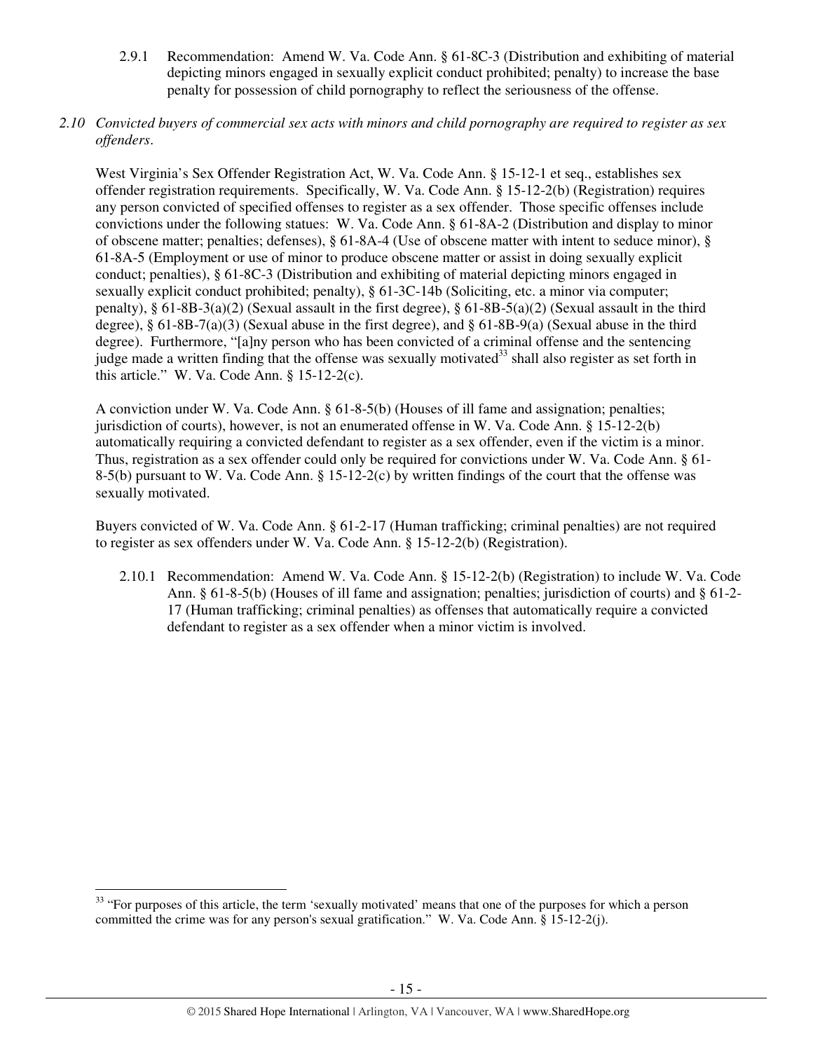2.9.1 Recommendation: Amend W. Va. Code Ann. § 61-8C-3 (Distribution and exhibiting of material depicting minors engaged in sexually explicit conduct prohibited; penalty) to increase the base penalty for possession of child pornography to reflect the seriousness of the offense.

*2.10 Convicted buyers of commercial sex acts with minors and child pornography are required to register as sex offenders.*

West Virginia's Sex Offender Registration Act, W. Va. Code Ann. § 15-12-1 et seq., establishes sex offender registration requirements. Specifically, W. Va. Code Ann. § 15-12-2(b) (Registration) requires any person convicted of specified offenses to register as a sex offender. Those specific offenses include convictions under the following statues: W. Va. Code Ann. § 61-8A-2 (Distribution and display to minor of obscene matter; penalties; defenses), § 61-8A-4 (Use of obscene matter with intent to seduce minor), § 61-8A-5 (Employment or use of minor to produce obscene matter or assist in doing sexually explicit conduct; penalties), § 61-8C-3 (Distribution and exhibiting of material depicting minors engaged in sexually explicit conduct prohibited; penalty), § 61-3C-14b (Soliciting, etc. a minor via computer; penalty), § 61-8B-3(a)(2) (Sexual assault in the first degree), § 61-8B-5(a)(2) (Sexual assault in the third degree), § 61-8B-7(a)(3) (Sexual abuse in the first degree), and § 61-8B-9(a) (Sexual abuse in the third degree). Furthermore, "[a]ny person who has been convicted of a criminal offense and the sentencing judge made a written finding that the offense was sexually motivated[33] shall also register as set forth in this article." W. Va. Code Ann. § 15-12-2(c).

A conviction under W. Va. Code Ann. § 61-8-5(b) (Houses of ill fame and assignation; penalties; jurisdiction of courts), however, is not an enumerated offense in W. Va. Code Ann. § 15-12-2(b) automatically requiring a convicted defendant to register as a sex offender, even if the victim is a minor. Thus, registration as a sex offender could only be required for convictions under W. Va. Code Ann. § 61-8-5(b) pursuant to W. Va. Code Ann. § 15-12-2(c) by written findings of the court that the offense was sexually motivated.

Buyers convicted of W. Va. Code Ann. § 61-2-17 (Human trafficking; criminal penalties) are not required to register as sex offenders under W. Va. Code Ann. § 15-12-2(b) (Registration).

2.10.1 Recommendation: Amend W. Va. Code Ann. § 15-12-2(b) (Registration) to include W. Va. Code Ann. § 61-8-5(b) (Houses of ill fame and assignation; penalties; jurisdiction of courts) and § 61-2-17 (Human trafficking; criminal penalties) as offenses that automatically require a convicted defendant to register as a sex offender when a minor victim is involved.

---

[33] "For purposes of this article, the term 'sexually motivated' means that one of the purposes for which a person committed the crime was for any person's sexual gratification." W. Va. Code Ann. § 15-12-2(j).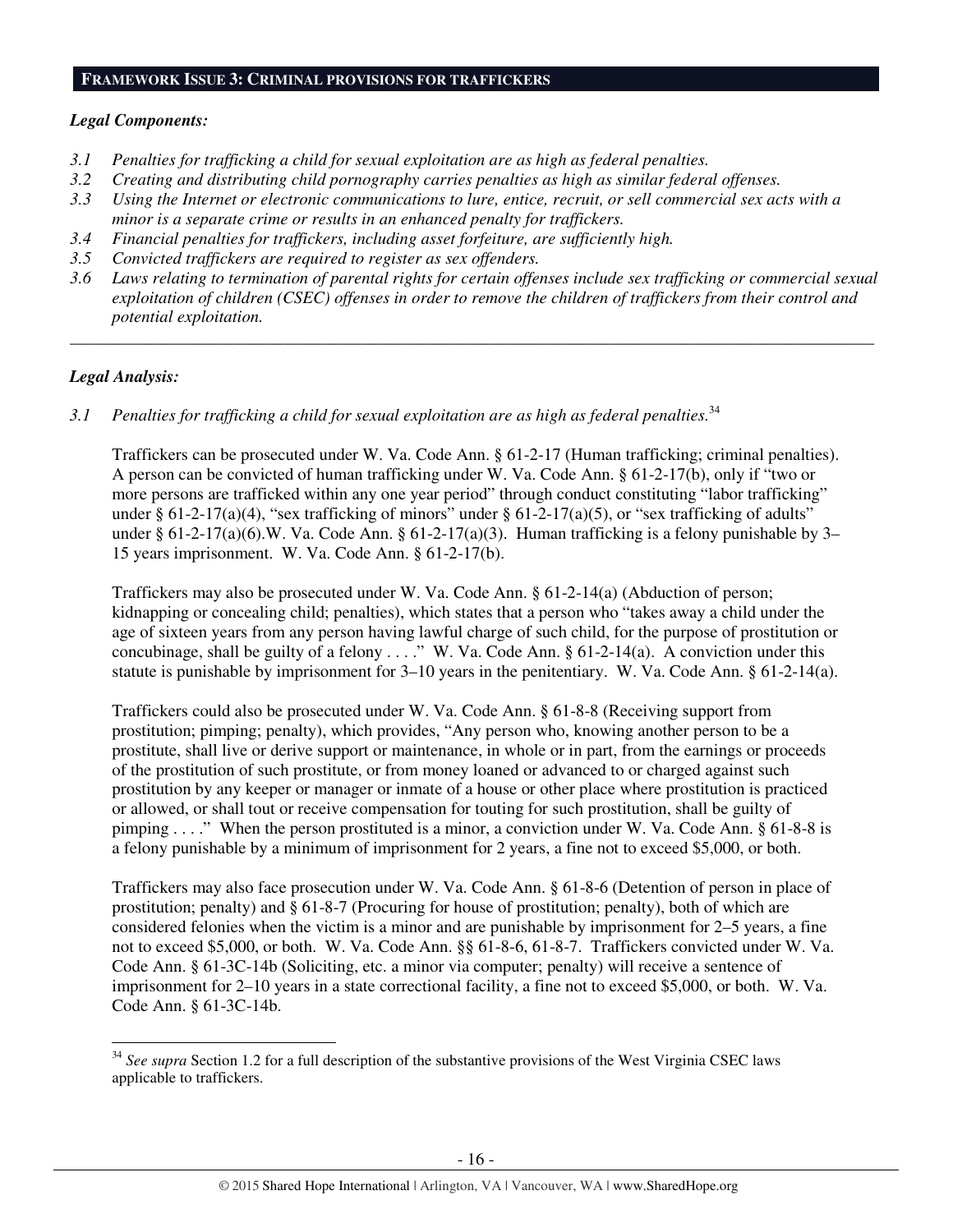## FRAMEWORK ISSUE 3: CRIMINAL PROVISIONS FOR TRAFFICKERS

### *Legal Components:*

*3.1 Penalties for trafficking a child for sexual exploitation are as high as federal penalties.*
*3.2 Creating and distributing child pornography carries penalties as high as similar federal offenses.*
*3.3 Using the Internet or electronic communications to lure, entice, recruit, or sell commercial sex acts with a minor is a separate crime or results in an enhanced penalty for traffickers.*
*3.4 Financial penalties for traffickers, including asset forfeiture, are sufficiently high.*
*3.5 Convicted traffickers are required to register as sex offenders.*
*3.6 Laws relating to termination of parental rights for certain offenses include sex trafficking or commercial sexual exploitation of children (CSEC) offenses in order to remove the children of traffickers from their control and potential exploitation.*

---

### *Legal Analysis:*

*3.1 Penalties for trafficking a child for sexual exploitation are as high as federal penalties.*[34]

Traffickers can be prosecuted under W. Va. Code Ann. § 61-2-17 (Human trafficking; criminal penalties). A person can be convicted of human trafficking under W. Va. Code Ann. § 61-2-17(b), only if "two or more persons are trafficked within any one year period" through conduct constituting "labor trafficking" under § 61-2-17(a)(4), "sex trafficking of minors" under § 61-2-17(a)(5), or "sex trafficking of adults" under § 61-2-17(a)(6).W. Va. Code Ann. § 61-2-17(a)(3). Human trafficking is a felony punishable by 3–15 years imprisonment. W. Va. Code Ann. § 61-2-17(b).

Traffickers may also be prosecuted under W. Va. Code Ann. § 61-2-14(a) (Abduction of person; kidnapping or concealing child; penalties), which states that a person who "takes away a child under the age of sixteen years from any person having lawful charge of such child, for the purpose of prostitution or concubinage, shall be guilty of a felony . . . ." W. Va. Code Ann. § 61-2-14(a). A conviction under this statute is punishable by imprisonment for 3–10 years in the penitentiary. W. Va. Code Ann. § 61-2-14(a).

Traffickers could also be prosecuted under W. Va. Code Ann. § 61-8-8 (Receiving support from prostitution; pimping; penalty), which provides, "Any person who, knowing another person to be a prostitute, shall live or derive support or maintenance, in whole or in part, from the earnings or proceeds of the prostitution of such prostitute, or from money loaned or advanced to or charged against such prostitution by any keeper or manager or inmate of a house or other place where prostitution is practiced or allowed, or shall tout or receive compensation for touting for such prostitution, shall be guilty of pimping . . . ." When the person prostituted is a minor, a conviction under W. Va. Code Ann. § 61-8-8 is a felony punishable by a minimum of imprisonment for 2 years, a fine not to exceed $5,000, or both.

Traffickers may also face prosecution under W. Va. Code Ann. § 61-8-6 (Detention of person in place of prostitution; penalty) and § 61-8-7 (Procuring for house of prostitution; penalty), both of which are considered felonies when the victim is a minor and are punishable by imprisonment for 2–5 years, a fine not to exceed $5,000, or both. W. Va. Code Ann. §§ 61-8-6, 61-8-7. Traffickers convicted under W. Va. Code Ann. § 61-3C-14b (Soliciting, etc. a minor via computer; penalty) will receive a sentence of imprisonment for 2–10 years in a state correctional facility, a fine not to exceed $5,000, or both. W. Va. Code Ann. § 61-3C-14b.

---

[34] *See supra* Section 1.2 for a full description of the substantive provisions of the West Virginia CSEC laws applicable to traffickers.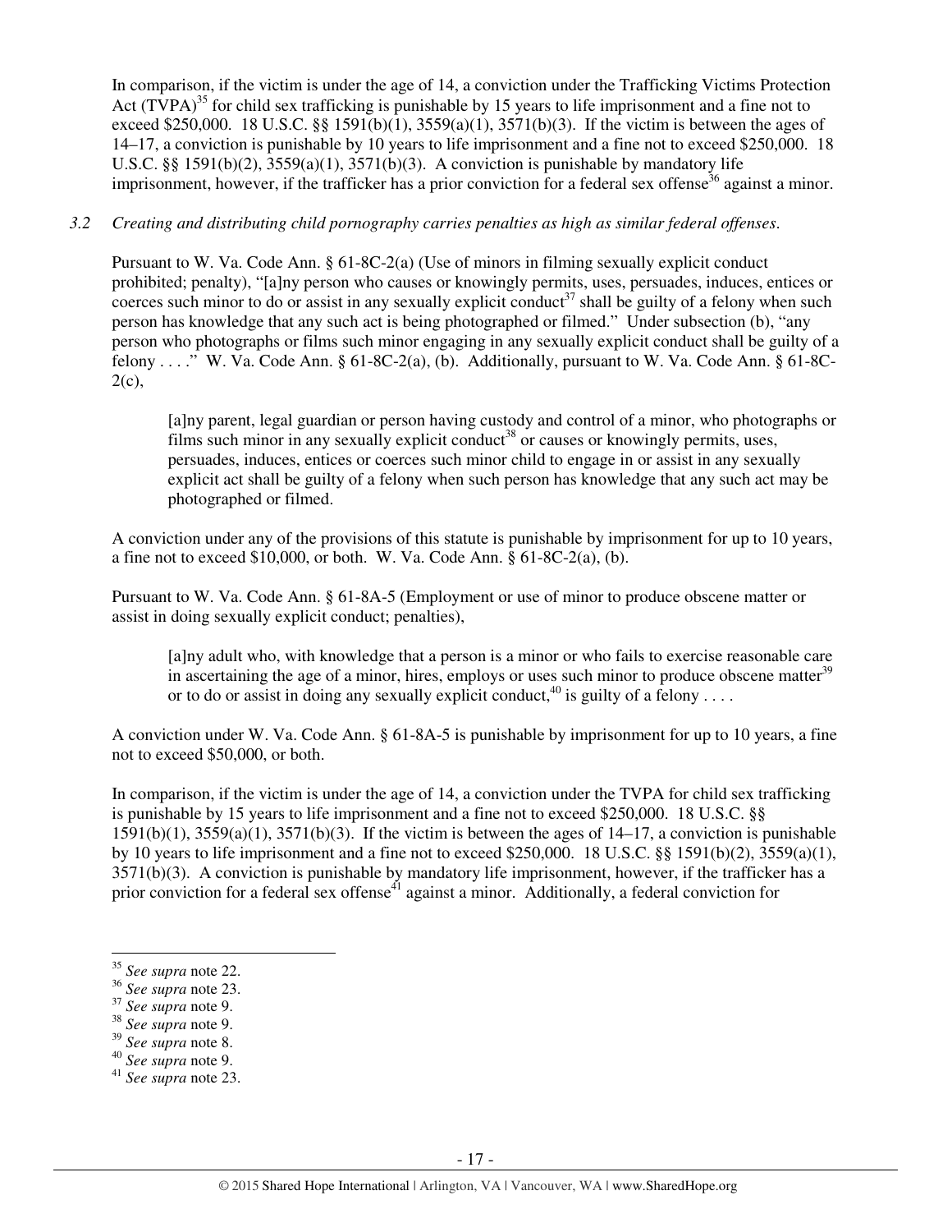In comparison, if the victim is under the age of 14, a conviction under the Trafficking Victims Protection Act (TVPA)[35] for child sex trafficking is punishable by 15 years to life imprisonment and a fine not to exceed $250,000. 18 U.S.C. §§ 1591(b)(1), 3559(a)(1), 3571(b)(3). If the victim is between the ages of 14–17, a conviction is punishable by 10 years to life imprisonment and a fine not to exceed $250,000. 18 U.S.C. §§ 1591(b)(2), 3559(a)(1), 3571(b)(3). A conviction is punishable by mandatory life imprisonment, however, if the trafficker has a prior conviction for a federal sex offense[36] against a minor.

*3.2 Creating and distributing child pornography carries penalties as high as similar federal offenses.*

Pursuant to W. Va. Code Ann. § 61-8C-2(a) (Use of minors in filming sexually explicit conduct prohibited; penalty), "[a]ny person who causes or knowingly permits, uses, persuades, induces, entices or coerces such minor to do or assist in any sexually explicit conduct[37] shall be guilty of a felony when such person has knowledge that any such act is being photographed or filmed." Under subsection (b), "any person who photographs or films such minor engaging in any sexually explicit conduct shall be guilty of a felony . . . ." W. Va. Code Ann. § 61-8C-2(a), (b). Additionally, pursuant to W. Va. Code Ann. § 61-8C-2(c),

> [a]ny parent, legal guardian or person having custody and control of a minor, who photographs or films such minor in any sexually explicit conduct[38] or causes or knowingly permits, uses, persuades, induces, entices or coerces such minor child to engage in or assist in any sexually explicit act shall be guilty of a felony when such person has knowledge that any such act may be photographed or filmed.

A conviction under any of the provisions of this statute is punishable by imprisonment for up to 10 years, a fine not to exceed $10,000, or both. W. Va. Code Ann. § 61-8C-2(a), (b).

Pursuant to W. Va. Code Ann. § 61-8A-5 (Employment or use of minor to produce obscene matter or assist in doing sexually explicit conduct; penalties),

> [a]ny adult who, with knowledge that a person is a minor or who fails to exercise reasonable care in ascertaining the age of a minor, hires, employs or uses such minor to produce obscene matter[39] or to do or assist in doing any sexually explicit conduct,[40] is guilty of a felony . . . .

A conviction under W. Va. Code Ann. § 61-8A-5 is punishable by imprisonment for up to 10 years, a fine not to exceed $50,000, or both.

In comparison, if the victim is under the age of 14, a conviction under the TVPA for child sex trafficking is punishable by 15 years to life imprisonment and a fine not to exceed $250,000. 18 U.S.C. §§ 1591(b)(1), 3559(a)(1), 3571(b)(3). If the victim is between the ages of 14–17, a conviction is punishable by 10 years to life imprisonment and a fine not to exceed $250,000. 18 U.S.C. §§ 1591(b)(2), 3559(a)(1), 3571(b)(3). A conviction is punishable by mandatory life imprisonment, however, if the trafficker has a prior conviction for a federal sex offense[41] against a minor. Additionally, a federal conviction for

---

[35] *See supra* note 22.
[36] *See supra* note 23.
[37] *See supra* note 9.
[38] *See supra* note 9.
[39] *See supra* note 8.
[40] *See supra* note 9.
[41] *See supra* note 23.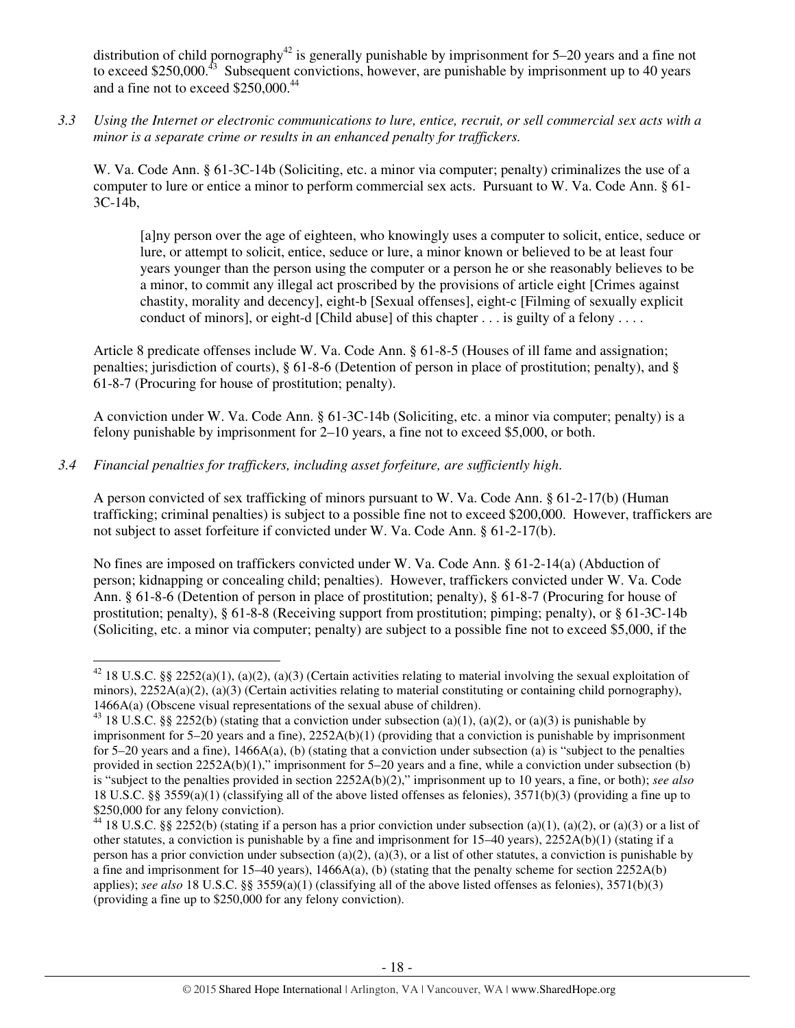distribution of child pornography[42] is generally punishable by imprisonment for 5–20 years and a fine not to exceed $250,000.[43] Subsequent convictions, however, are punishable by imprisonment up to 40 years and a fine not to exceed $250,000.[44]

*3.3 Using the Internet or electronic communications to lure, entice, recruit, or sell commercial sex acts with a minor is a separate crime or results in an enhanced penalty for traffickers.*

W. Va. Code Ann. § 61-3C-14b (Soliciting, etc. a minor via computer; penalty) criminalizes the use of a computer to lure or entice a minor to perform commercial sex acts. Pursuant to W. Va. Code Ann. § 61-3C-14b,

> [a]ny person over the age of eighteen, who knowingly uses a computer to solicit, entice, seduce or lure, or attempt to solicit, entice, seduce or lure, a minor known or believed to be at least four years younger than the person using the computer or a person he or she reasonably believes to be a minor, to commit any illegal act proscribed by the provisions of article eight [Crimes against chastity, morality and decency], eight-b [Sexual offenses], eight-c [Filming of sexually explicit conduct of minors], or eight-d [Child abuse] of this chapter . . . is guilty of a felony . . . .

Article 8 predicate offenses include W. Va. Code Ann. § 61-8-5 (Houses of ill fame and assignation; penalties; jurisdiction of courts), § 61-8-6 (Detention of person in place of prostitution; penalty), and § 61-8-7 (Procuring for house of prostitution; penalty).

A conviction under W. Va. Code Ann. § 61-3C-14b (Soliciting, etc. a minor via computer; penalty) is a felony punishable by imprisonment for 2–10 years, a fine not to exceed $5,000, or both.

*3.4 Financial penalties for traffickers, including asset forfeiture, are sufficiently high.*

A person convicted of sex trafficking of minors pursuant to W. Va. Code Ann. § 61-2-17(b) (Human trafficking; criminal penalties) is subject to a possible fine not to exceed $200,000. However, traffickers are not subject to asset forfeiture if convicted under W. Va. Code Ann. § 61-2-17(b).

No fines are imposed on traffickers convicted under W. Va. Code Ann. § 61-2-14(a) (Abduction of person; kidnapping or concealing child; penalties). However, traffickers convicted under W. Va. Code Ann. § 61-8-6 (Detention of person in place of prostitution; penalty), § 61-8-7 (Procuring for house of prostitution; penalty), § 61-8-8 (Receiving support from prostitution; pimping; penalty), or § 61-3C-14b (Soliciting, etc. a minor via computer; penalty) are subject to a possible fine not to exceed $5,000, if the

---

[42] 18 U.S.C. §§ 2252(a)(1), (a)(2), (a)(3) (Certain activities relating to material involving the sexual exploitation of minors), 2252A(a)(2), (a)(3) (Certain activities relating to material constituting or containing child pornography), 1466A(a) (Obscene visual representations of the sexual abuse of children).

[43] 18 U.S.C. §§ 2252(b) (stating that a conviction under subsection (a)(1), (a)(2), or (a)(3) is punishable by imprisonment for 5–20 years and a fine), 2252A(b)(1) (providing that a conviction is punishable by imprisonment for 5–20 years and a fine), 1466A(a), (b) (stating that a conviction under subsection (a) is "subject to the penalties provided in section 2252A(b)(1)," imprisonment for 5–20 years and a fine, while a conviction under subsection (b) is "subject to the penalties provided in section 2252A(b)(2)," imprisonment up to 10 years, a fine, or both); *see also* 18 U.S.C. §§ 3559(a)(1) (classifying all of the above listed offenses as felonies), 3571(b)(3) (providing a fine up to $250,000 for any felony conviction).

[44] 18 U.S.C. §§ 2252(b) (stating if a person has a prior conviction under subsection (a)(1), (a)(2), or (a)(3) or a list of other statutes, a conviction is punishable by a fine and imprisonment for 15–40 years), 2252A(b)(1) (stating if a person has a prior conviction under subsection (a)(2), (a)(3), or a list of other statutes, a conviction is punishable by a fine and imprisonment for 15–40 years), 1466A(a), (b) (stating that the penalty scheme for section 2252A(b) applies); *see also* 18 U.S.C. §§ 3559(a)(1) (classifying all of the above listed offenses as felonies), 3571(b)(3) (providing a fine up to $250,000 for any felony conviction).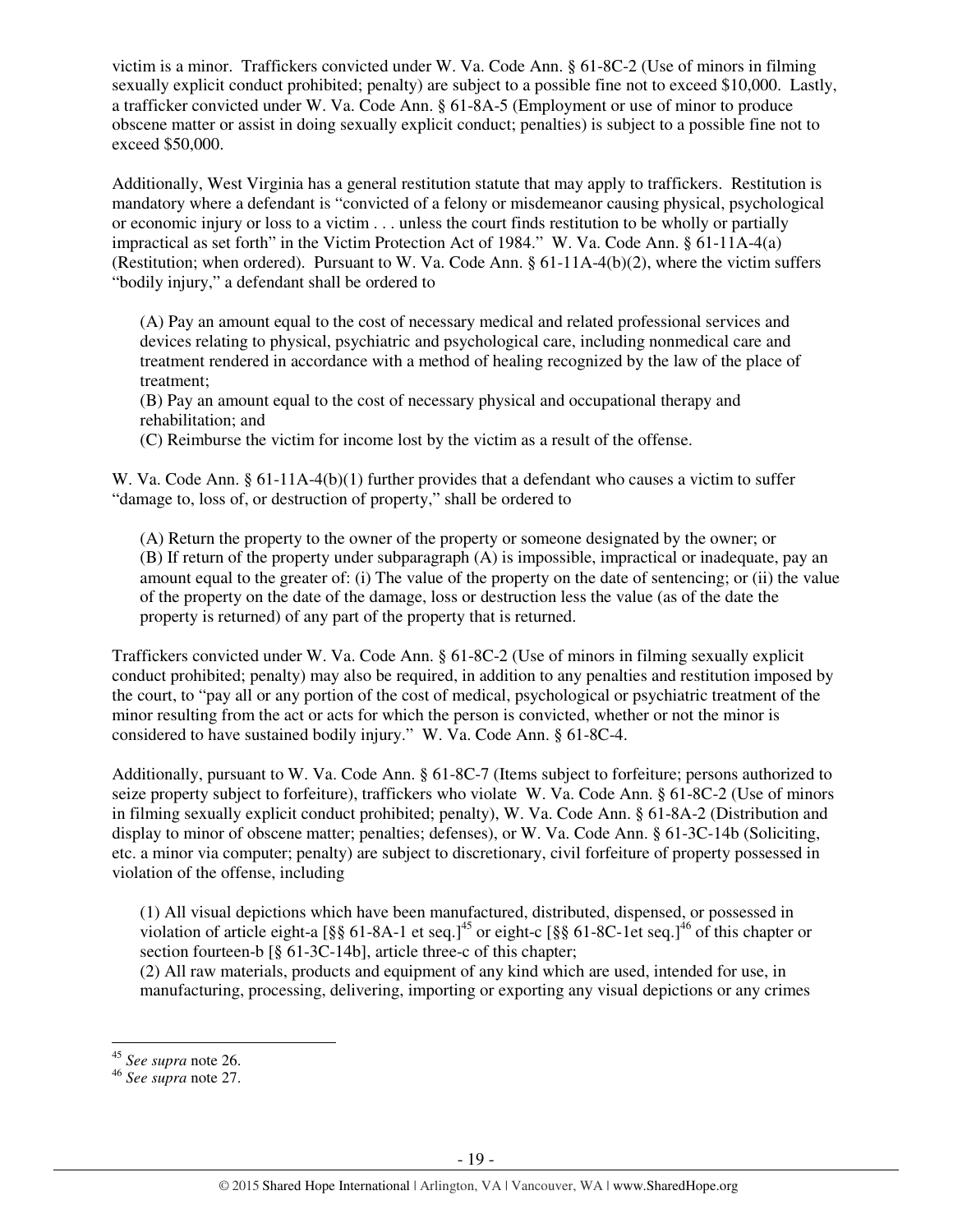victim is a minor. Traffickers convicted under W. Va. Code Ann. § 61-8C-2 (Use of minors in filming sexually explicit conduct prohibited; penalty) are subject to a possible fine not to exceed $10,000. Lastly, a trafficker convicted under W. Va. Code Ann. § 61-8A-5 (Employment or use of minor to produce obscene matter or assist in doing sexually explicit conduct; penalties) is subject to a possible fine not to exceed $50,000.

Additionally, West Virginia has a general restitution statute that may apply to traffickers. Restitution is mandatory where a defendant is "convicted of a felony or misdemeanor causing physical, psychological or economic injury or loss to a victim . . . unless the court finds restitution to be wholly or partially impractical as set forth" in the Victim Protection Act of 1984." W. Va. Code Ann. § 61-11A-4(a) (Restitution; when ordered). Pursuant to W. Va. Code Ann. § 61-11A-4(b)(2), where the victim suffers "bodily injury," a defendant shall be ordered to

> (A) Pay an amount equal to the cost of necessary medical and related professional services and devices relating to physical, psychiatric and psychological care, including nonmedical care and treatment rendered in accordance with a method of healing recognized by the law of the place of treatment;
> (B) Pay an amount equal to the cost of necessary physical and occupational therapy and rehabilitation; and
> (C) Reimburse the victim for income lost by the victim as a result of the offense.

W. Va. Code Ann. § 61-11A-4(b)(1) further provides that a defendant who causes a victim to suffer "damage to, loss of, or destruction of property," shall be ordered to

> (A) Return the property to the owner of the property or someone designated by the owner; or
> (B) If return of the property under subparagraph (A) is impossible, impractical or inadequate, pay an amount equal to the greater of: (i) The value of the property on the date of sentencing; or (ii) the value of the property on the date of the damage, loss or destruction less the value (as of the date the property is returned) of any part of the property that is returned.

Traffickers convicted under W. Va. Code Ann. § 61-8C-2 (Use of minors in filming sexually explicit conduct prohibited; penalty) may also be required, in addition to any penalties and restitution imposed by the court, to "pay all or any portion of the cost of medical, psychological or psychiatric treatment of the minor resulting from the act or acts for which the person is convicted, whether or not the minor is considered to have sustained bodily injury." W. Va. Code Ann. § 61-8C-4.

Additionally, pursuant to W. Va. Code Ann. § 61-8C-7 (Items subject to forfeiture; persons authorized to seize property subject to forfeiture), traffickers who violate W. Va. Code Ann. § 61-8C-2 (Use of minors in filming sexually explicit conduct prohibited; penalty), W. Va. Code Ann. § 61-8A-2 (Distribution and display to minor of obscene matter; penalties; defenses), or W. Va. Code Ann. § 61-3C-14b (Soliciting, etc. a minor via computer; penalty) are subject to discretionary, civil forfeiture of property possessed in violation of the offense, including

> (1) All visual depictions which have been manufactured, distributed, dispensed, or possessed in violation of article eight-a [§§ 61-8A-1 et seq.][45] or eight-c [§§ 61-8C-1et seq.][46] of this chapter or section fourteen-b [§ 61-3C-14b], article three-c of this chapter;
> (2) All raw materials, products and equipment of any kind which are used, intended for use, in manufacturing, processing, delivering, importing or exporting any visual depictions or any crimes

---

[45] *See supra* note 26.
[46] *See supra* note 27.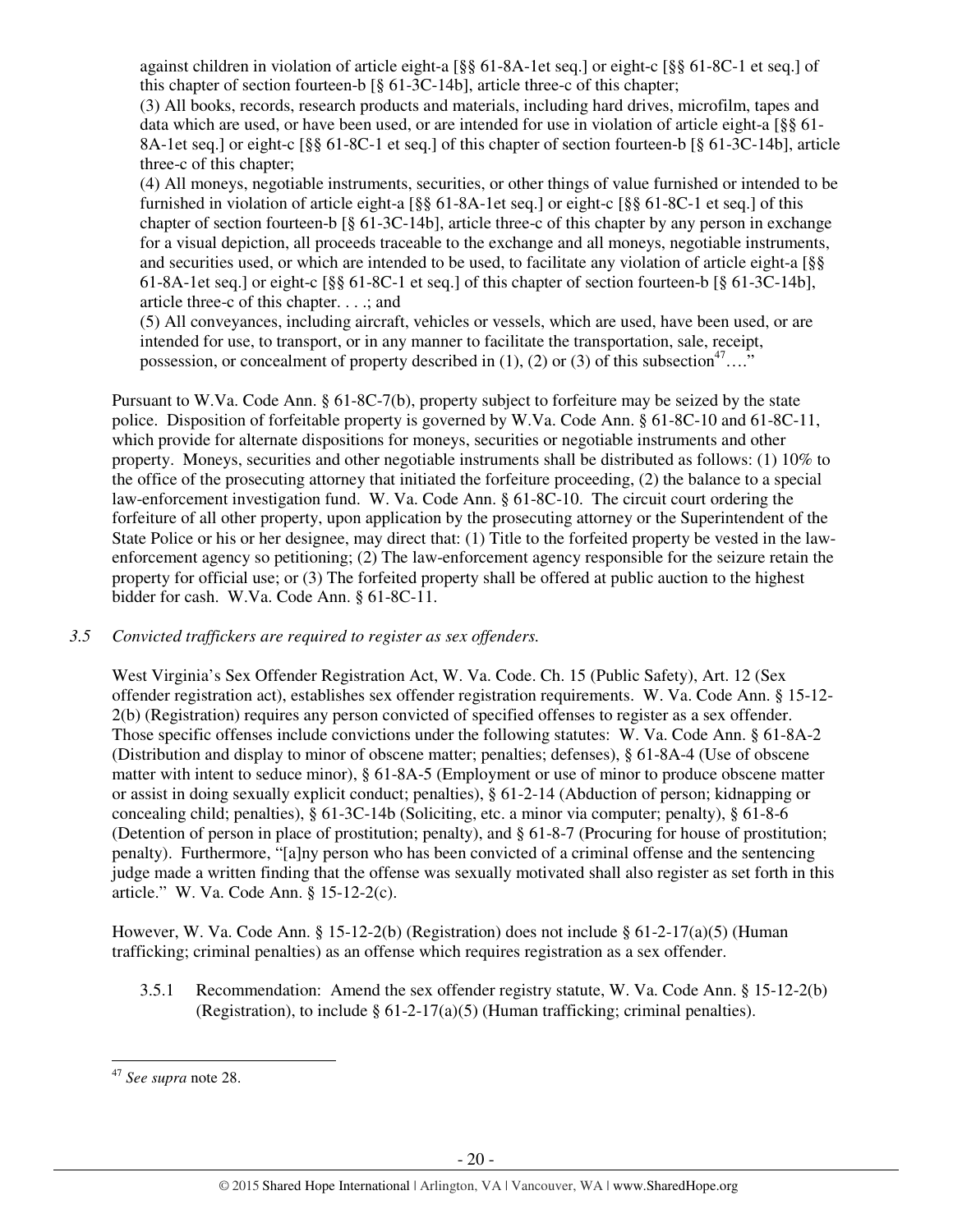against children in violation of article eight-a [§§ 61-8A-1et seq.] or eight-c [§§ 61-8C-1 et seq.] of this chapter of section fourteen-b [§ 61-3C-14b], article three-c of this chapter;

(3) All books, records, research products and materials, including hard drives, microfilm, tapes and data which are used, or have been used, or are intended for use in violation of article eight-a [§§ 61-8A-1et seq.] or eight-c [§§ 61-8C-1 et seq.] of this chapter of section fourteen-b [§ 61-3C-14b], article three-c of this chapter;

(4) All moneys, negotiable instruments, securities, or other things of value furnished or intended to be furnished in violation of article eight-a [§§ 61-8A-1et seq.] or eight-c [§§ 61-8C-1 et seq.] of this chapter of section fourteen-b [§ 61-3C-14b], article three-c of this chapter by any person in exchange for a visual depiction, all proceeds traceable to the exchange and all moneys, negotiable instruments, and securities used, or which are intended to be used, to facilitate any violation of article eight-a [§§ 61-8A-1et seq.] or eight-c [§§ 61-8C-1 et seq.] of this chapter of section fourteen-b [§ 61-3C-14b], article three-c of this chapter. . . .; and

(5) All conveyances, including aircraft, vehicles or vessels, which are used, have been used, or are intended for use, to transport, or in any manner to facilitate the transportation, sale, receipt, possession, or concealment of property described in (1), (2) or (3) of this subsection[47]…."

Pursuant to W.Va. Code Ann. § 61-8C-7(b), property subject to forfeiture may be seized by the state police. Disposition of forfeitable property is governed by W.Va. Code Ann. § 61-8C-10 and 61-8C-11, which provide for alternate dispositions for moneys, securities or negotiable instruments and other property. Moneys, securities and other negotiable instruments shall be distributed as follows: (1) 10% to the office of the prosecuting attorney that initiated the forfeiture proceeding, (2) the balance to a special law-enforcement investigation fund. W. Va. Code Ann. § 61-8C-10. The circuit court ordering the forfeiture of all other property, upon application by the prosecuting attorney or the Superintendent of the State Police or his or her designee, may direct that: (1) Title to the forfeited property be vested in the law-enforcement agency so petitioning; (2) The law-enforcement agency responsible for the seizure retain the property for official use; or (3) The forfeited property shall be offered at public auction to the highest bidder for cash. W.Va. Code Ann. § 61-8C-11.

*3.5 Convicted traffickers are required to register as sex offenders.*

West Virginia's Sex Offender Registration Act, W. Va. Code. Ch. 15 (Public Safety), Art. 12 (Sex offender registration act), establishes sex offender registration requirements. W. Va. Code Ann. § 15-12-2(b) (Registration) requires any person convicted of specified offenses to register as a sex offender. Those specific offenses include convictions under the following statutes: W. Va. Code Ann. § 61-8A-2 (Distribution and display to minor of obscene matter; penalties; defenses), § 61-8A-4 (Use of obscene matter with intent to seduce minor), § 61-8A-5 (Employment or use of minor to produce obscene matter or assist in doing sexually explicit conduct; penalties), § 61-2-14 (Abduction of person; kidnapping or concealing child; penalties), § 61-3C-14b (Soliciting, etc. a minor via computer; penalty), § 61-8-6 (Detention of person in place of prostitution; penalty), and § 61-8-7 (Procuring for house of prostitution; penalty). Furthermore, "[a]ny person who has been convicted of a criminal offense and the sentencing judge made a written finding that the offense was sexually motivated shall also register as set forth in this article." W. Va. Code Ann. § 15-12-2(c).

However, W. Va. Code Ann. § 15-12-2(b) (Registration) does not include § 61-2-17(a)(5) (Human trafficking; criminal penalties) as an offense which requires registration as a sex offender.

3.5.1 Recommendation: Amend the sex offender registry statute, W. Va. Code Ann. § 15-12-2(b) (Registration), to include § 61-2-17(a)(5) (Human trafficking; criminal penalties).

---

[47] *See supra* note 28.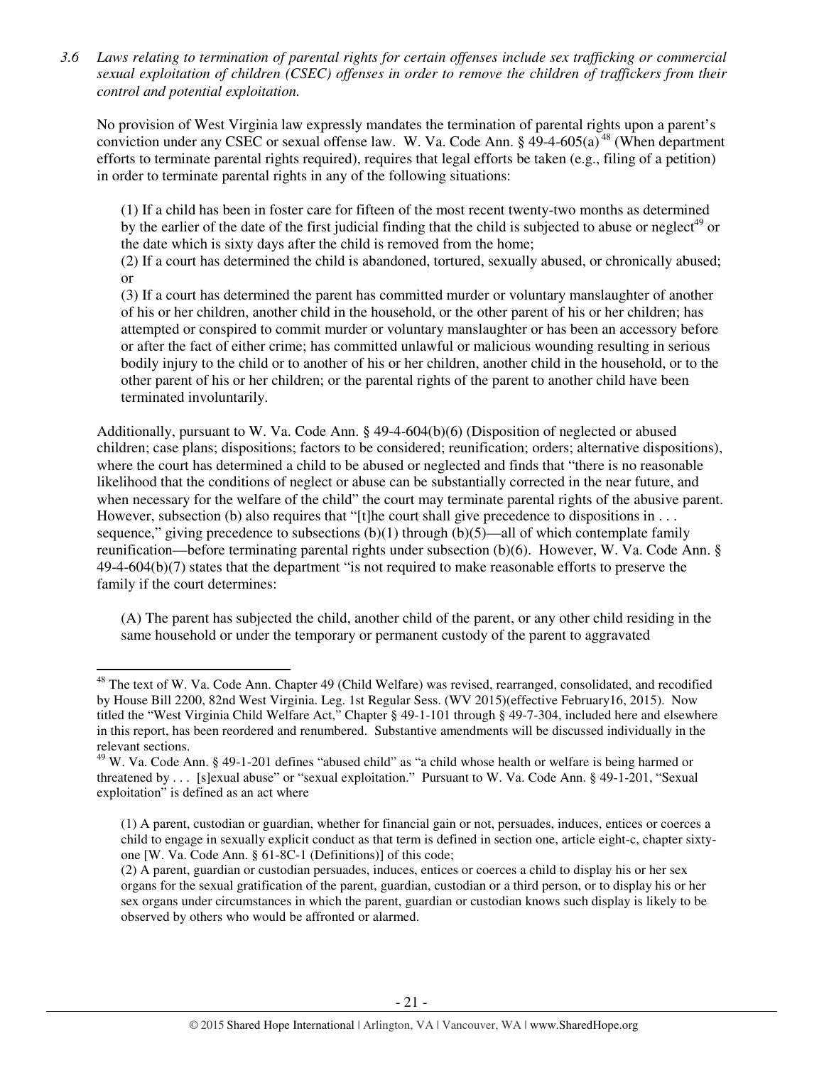*3.6 Laws relating to termination of parental rights for certain offenses include sex trafficking or commercial sexual exploitation of children (CSEC) offenses in order to remove the children of traffickers from their control and potential exploitation.*

No provision of West Virginia law expressly mandates the termination of parental rights upon a parent's conviction under any CSEC or sexual offense law. W. Va. Code Ann. § 49-4-605(a)[48] (When department efforts to terminate parental rights required), requires that legal efforts be taken (e.g., filing of a petition) in order to terminate parental rights in any of the following situations:

> (1) If a child has been in foster care for fifteen of the most recent twenty-two months as determined by the earlier of the date of the first judicial finding that the child is subjected to abuse or neglect[49] or the date which is sixty days after the child is removed from the home;
>
> (2) If a court has determined the child is abandoned, tortured, sexually abused, or chronically abused; or
>
> (3) If a court has determined the parent has committed murder or voluntary manslaughter of another of his or her children, another child in the household, or the other parent of his or her children; has attempted or conspired to commit murder or voluntary manslaughter or has been an accessory before or after the fact of either crime; has committed unlawful or malicious wounding resulting in serious bodily injury to the child or to another of his or her children, another child in the household, or to the other parent of his or her children; or the parental rights of the parent to another child have been terminated involuntarily.

Additionally, pursuant to W. Va. Code Ann. § 49-4-604(b)(6) (Disposition of neglected or abused children; case plans; dispositions; factors to be considered; reunification; orders; alternative dispositions), where the court has determined a child to be abused or neglected and finds that "there is no reasonable likelihood that the conditions of neglect or abuse can be substantially corrected in the near future, and when necessary for the welfare of the child" the court may terminate parental rights of the abusive parent. However, subsection (b) also requires that "[t]he court shall give precedence to dispositions in . . . sequence," giving precedence to subsections (b)(1) through (b)(5)—all of which contemplate family reunification—before terminating parental rights under subsection (b)(6). However, W. Va. Code Ann. § 49-4-604(b)(7) states that the department "is not required to make reasonable efforts to preserve the family if the court determines:

> (A) The parent has subjected the child, another child of the parent, or any other child residing in the same household or under the temporary or permanent custody of the parent to aggravated

---

[48] The text of W. Va. Code Ann. Chapter 49 (Child Welfare) was revised, rearranged, consolidated, and recodified by House Bill 2200, 82nd West Virginia. Leg. 1st Regular Sess. (WV 2015)(effective February16, 2015). Now titled the "West Virginia Child Welfare Act," Chapter § 49-1-101 through § 49-7-304, included here and elsewhere in this report, has been reordered and renumbered. Substantive amendments will be discussed individually in the relevant sections.

[49] W. Va. Code Ann. § 49-1-201 defines "abused child" as "a child whose health or welfare is being harmed or threatened by . . . [s]exual abuse" or "sexual exploitation." Pursuant to W. Va. Code Ann. § 49-1-201, "Sexual exploitation" is defined as an act where

> (1) A parent, custodian or guardian, whether for financial gain or not, persuades, induces, entices or coerces a child to engage in sexually explicit conduct as that term is defined in section one, article eight-c, chapter sixty-one [W. Va. Code Ann. § 61-8C-1 (Definitions)] of this code;
>
> (2) A parent, guardian or custodian persuades, induces, entices or coerces a child to display his or her sex organs for the sexual gratification of the parent, guardian, custodian or a third person, or to display his or her sex organs under circumstances in which the parent, guardian or custodian knows such display is likely to be observed by others who would be affronted or alarmed.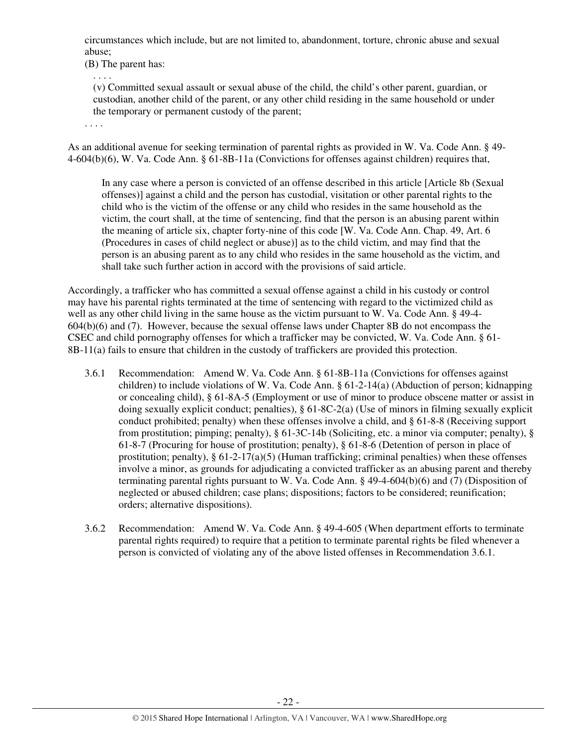circumstances which include, but are not limited to, abandonment, torture, chronic abuse and sexual abuse;

(B) The parent has:

. . . .

(v) Committed sexual assault or sexual abuse of the child, the child's other parent, guardian, or custodian, another child of the parent, or any other child residing in the same household or under the temporary or permanent custody of the parent;

. . . .

As an additional avenue for seeking termination of parental rights as provided in W. Va. Code Ann. § 49-4-604(b)(6), W. Va. Code Ann. § 61-8B-11a (Convictions for offenses against children) requires that,

> In any case where a person is convicted of an offense described in this article [Article 8b (Sexual offenses)] against a child and the person has custodial, visitation or other parental rights to the child who is the victim of the offense or any child who resides in the same household as the victim, the court shall, at the time of sentencing, find that the person is an abusing parent within the meaning of article six, chapter forty-nine of this code [W. Va. Code Ann. Chap. 49, Art. 6 (Procedures in cases of child neglect or abuse)] as to the child victim, and may find that the person is an abusing parent as to any child who resides in the same household as the victim, and shall take such further action in accord with the provisions of said article.

Accordingly, a trafficker who has committed a sexual offense against a child in his custody or control may have his parental rights terminated at the time of sentencing with regard to the victimized child as well as any other child living in the same house as the victim pursuant to W. Va. Code Ann. § 49-4-604(b)(6) and (7). However, because the sexual offense laws under Chapter 8B do not encompass the CSEC and child pornography offenses for which a trafficker may be convicted, W. Va. Code Ann. § 61-8B-11(a) fails to ensure that children in the custody of traffickers are provided this protection.

3.6.1 Recommendation: Amend W. Va. Code Ann. § 61-8B-11a (Convictions for offenses against children) to include violations of W. Va. Code Ann. § 61-2-14(a) (Abduction of person; kidnapping or concealing child), § 61-8A-5 (Employment or use of minor to produce obscene matter or assist in doing sexually explicit conduct; penalties), § 61-8C-2(a) (Use of minors in filming sexually explicit conduct prohibited; penalty) when these offenses involve a child, and § 61-8-8 (Receiving support from prostitution; pimping; penalty), § 61-3C-14b (Soliciting, etc. a minor via computer; penalty), § 61-8-7 (Procuring for house of prostitution; penalty), § 61-8-6 (Detention of person in place of prostitution; penalty), § 61-2-17(a)(5) (Human trafficking; criminal penalties) when these offenses involve a minor, as grounds for adjudicating a convicted trafficker as an abusing parent and thereby terminating parental rights pursuant to W. Va. Code Ann. § 49-4-604(b)(6) and (7) (Disposition of neglected or abused children; case plans; dispositions; factors to be considered; reunification; orders; alternative dispositions).

3.6.2 Recommendation: Amend W. Va. Code Ann. § 49-4-605 (When department efforts to terminate parental rights required) to require that a petition to terminate parental rights be filed whenever a person is convicted of violating any of the above listed offenses in Recommendation 3.6.1.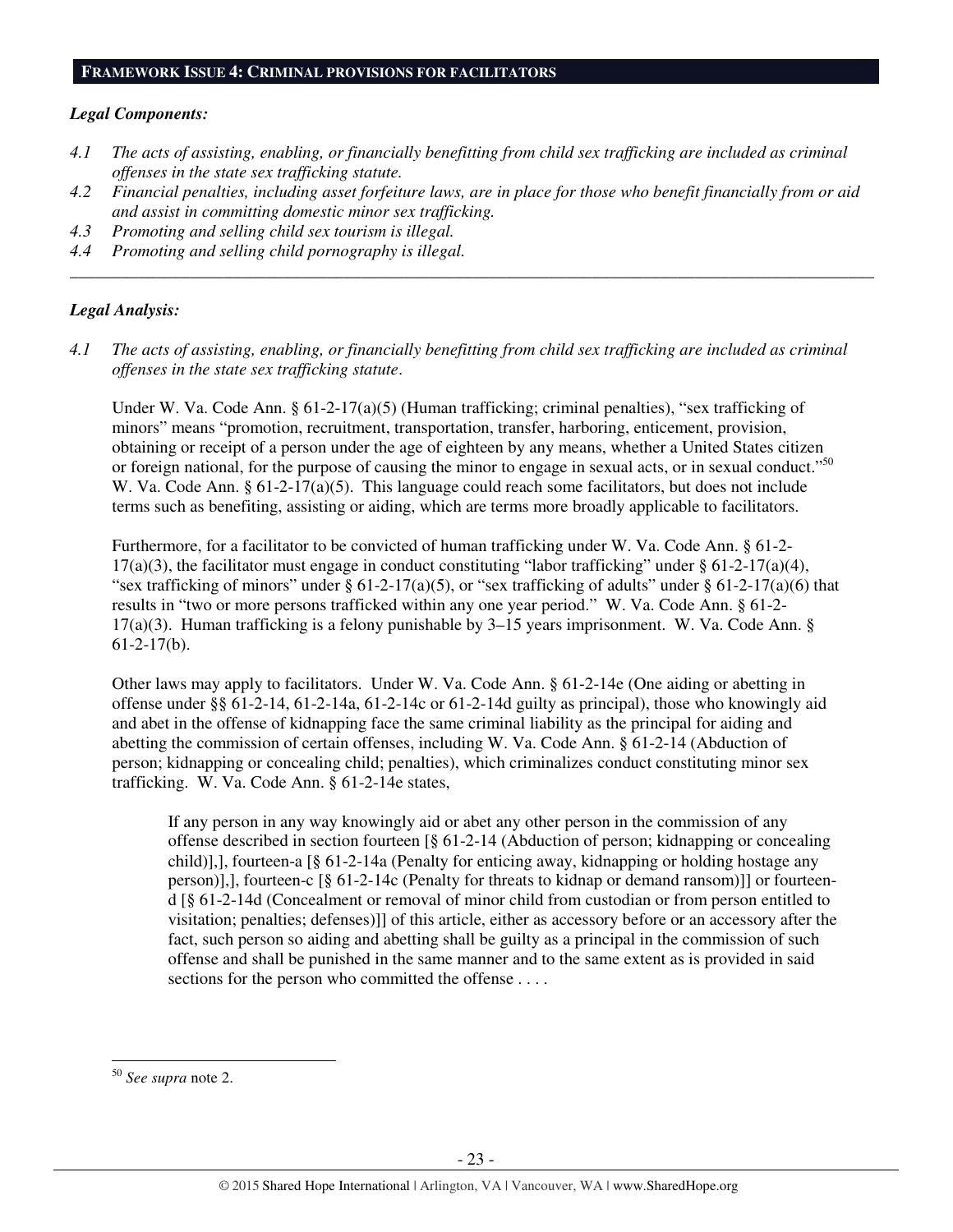## FRAMEWORK ISSUE 4: CRIMINAL PROVISIONS FOR FACILITATORS

***Legal Components:***

*4.1 The acts of assisting, enabling, or financially benefitting from child sex trafficking are included as criminal offenses in the state sex trafficking statute.*

*4.2 Financial penalties, including asset forfeiture laws, are in place for those who benefit financially from or aid and assist in committing domestic minor sex trafficking.*

*4.3 Promoting and selling child sex tourism is illegal.*

*4.4 Promoting and selling child pornography is illegal.*

---

***Legal Analysis:***

*4.1 The acts of assisting, enabling, or financially benefitting from child sex trafficking are included as criminal offenses in the state sex trafficking statute.*

Under W. Va. Code Ann. § 61-2-17(a)(5) (Human trafficking; criminal penalties), "sex trafficking of minors" means "promotion, recruitment, transportation, transfer, harboring, enticement, provision, obtaining or receipt of a person under the age of eighteen by any means, whether a United States citizen or foreign national, for the purpose of causing the minor to engage in sexual acts, or in sexual conduct."[50] W. Va. Code Ann. § 61-2-17(a)(5). This language could reach some facilitators, but does not include terms such as benefiting, assisting or aiding, which are terms more broadly applicable to facilitators.

Furthermore, for a facilitator to be convicted of human trafficking under W. Va. Code Ann. § 61-2-17(a)(3), the facilitator must engage in conduct constituting "labor trafficking" under § 61-2-17(a)(4), "sex trafficking of minors" under § 61-2-17(a)(5), or "sex trafficking of adults" under § 61-2-17(a)(6) that results in "two or more persons trafficked within any one year period." W. Va. Code Ann. § 61-2-17(a)(3). Human trafficking is a felony punishable by 3–15 years imprisonment. W. Va. Code Ann. § 61-2-17(b).

Other laws may apply to facilitators. Under W. Va. Code Ann. § 61-2-14e (One aiding or abetting in offense under §§ 61-2-14, 61-2-14a, 61-2-14c or 61-2-14d guilty as principal), those who knowingly aid and abet in the offense of kidnapping face the same criminal liability as the principal for aiding and abetting the commission of certain offenses, including W. Va. Code Ann. § 61-2-14 (Abduction of person; kidnapping or concealing child; penalties), which criminalizes conduct constituting minor sex trafficking. W. Va. Code Ann. § 61-2-14e states,

> If any person in any way knowingly aid or abet any other person in the commission of any offense described in section fourteen [§ 61-2-14 (Abduction of person; kidnapping or concealing child)],], fourteen-a [§ 61-2-14a (Penalty for enticing away, kidnapping or holding hostage any person)],], fourteen-c [§ 61-2-14c (Penalty for threats to kidnap or demand ransom)]] or fourteen-d [§ 61-2-14d (Concealment or removal of minor child from custodian or from person entitled to visitation; penalties; defenses)]] of this article, either as accessory before or an accessory after the fact, such person so aiding and abetting shall be guilty as a principal in the commission of such offense and shall be punished in the same manner and to the same extent as is provided in said sections for the person who committed the offense . . . .

---

[50] *See supra* note 2.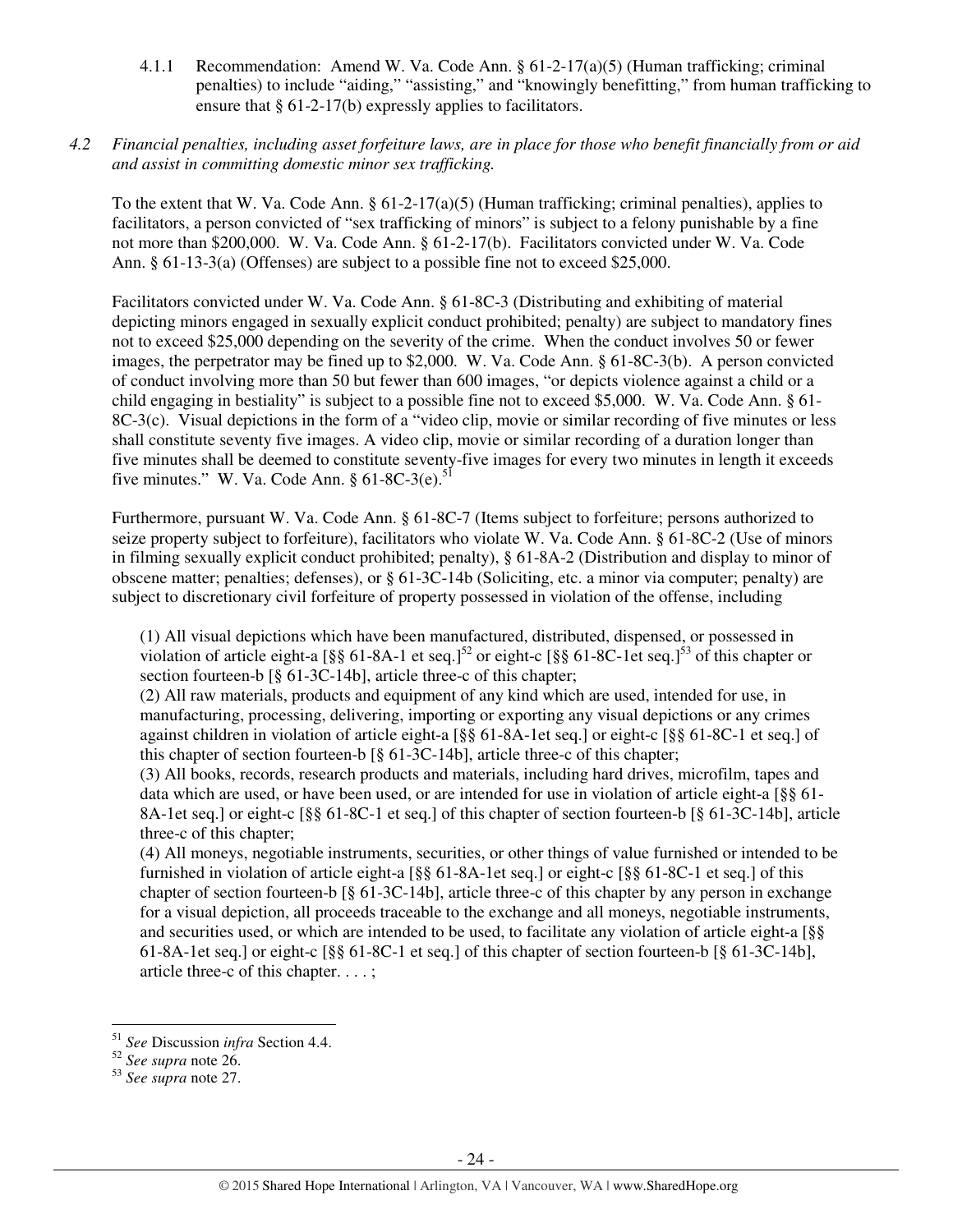4.1.1 Recommendation: Amend W. Va. Code Ann. § 61-2-17(a)(5) (Human trafficking; criminal penalties) to include "aiding," "assisting," and "knowingly benefitting," from human trafficking to ensure that § 61-2-17(b) expressly applies to facilitators.

*4.2 Financial penalties, including asset forfeiture laws, are in place for those who benefit financially from or aid and assist in committing domestic minor sex trafficking.*

To the extent that W. Va. Code Ann. § 61-2-17(a)(5) (Human trafficking; criminal penalties), applies to facilitators, a person convicted of "sex trafficking of minors" is subject to a felony punishable by a fine not more than $200,000. W. Va. Code Ann. § 61-2-17(b). Facilitators convicted under W. Va. Code Ann. § 61-13-3(a) (Offenses) are subject to a possible fine not to exceed $25,000.

Facilitators convicted under W. Va. Code Ann. § 61-8C-3 (Distributing and exhibiting of material depicting minors engaged in sexually explicit conduct prohibited; penalty) are subject to mandatory fines not to exceed $25,000 depending on the severity of the crime. When the conduct involves 50 or fewer images, the perpetrator may be fined up to $2,000. W. Va. Code Ann. § 61-8C-3(b). A person convicted of conduct involving more than 50 but fewer than 600 images, "or depicts violence against a child or a child engaging in bestiality" is subject to a possible fine not to exceed $5,000. W. Va. Code Ann. § 61-8C-3(c). Visual depictions in the form of a "video clip, movie or similar recording of five minutes or less shall constitute seventy five images. A video clip, movie or similar recording of a duration longer than five minutes shall be deemed to constitute seventy-five images for every two minutes in length it exceeds five minutes." W. Va. Code Ann. § 61-8C-3(e).[51]

Furthermore, pursuant W. Va. Code Ann. § 61-8C-7 (Items subject to forfeiture; persons authorized to seize property subject to forfeiture), facilitators who violate W. Va. Code Ann. § 61-8C-2 (Use of minors in filming sexually explicit conduct prohibited; penalty), § 61-8A-2 (Distribution and display to minor of obscene matter; penalties; defenses), or § 61-3C-14b (Soliciting, etc. a minor via computer; penalty) are subject to discretionary civil forfeiture of property possessed in violation of the offense, including

> (1) All visual depictions which have been manufactured, distributed, dispensed, or possessed in violation of article eight-a [§§ 61-8A-1 et seq.][52] or eight-c [§§ 61-8C-1et seq.][53] of this chapter or section fourteen-b [§ 61-3C-14b], article three-c of this chapter;
> (2) All raw materials, products and equipment of any kind which are used, intended for use, in manufacturing, processing, delivering, importing or exporting any visual depictions or any crimes against children in violation of article eight-a [§§ 61-8A-1et seq.] or eight-c [§§ 61-8C-1 et seq.] of this chapter of section fourteen-b [§ 61-3C-14b], article three-c of this chapter;
> (3) All books, records, research products and materials, including hard drives, microfilm, tapes and data which are used, or have been used, or are intended for use in violation of article eight-a [§§ 61-8A-1et seq.] or eight-c [§§ 61-8C-1 et seq.] of this chapter of section fourteen-b [§ 61-3C-14b], article three-c of this chapter;
> (4) All moneys, negotiable instruments, securities, or other things of value furnished or intended to be furnished in violation of article eight-a [§§ 61-8A-1et seq.] or eight-c [§§ 61-8C-1 et seq.] of this chapter of section fourteen-b [§ 61-3C-14b], article three-c of this chapter by any person in exchange for a visual depiction, all proceeds traceable to the exchange and all moneys, negotiable instruments, and securities used, or which are intended to be used, to facilitate any violation of article eight-a [§§ 61-8A-1et seq.] or eight-c [§§ 61-8C-1 et seq.] of this chapter of section fourteen-b [§ 61-3C-14b], article three-c of this chapter. . . . ;

---

[51] *See* Discussion *infra* Section 4.4.
[52] *See supra* note 26.
[53] *See supra* note 27.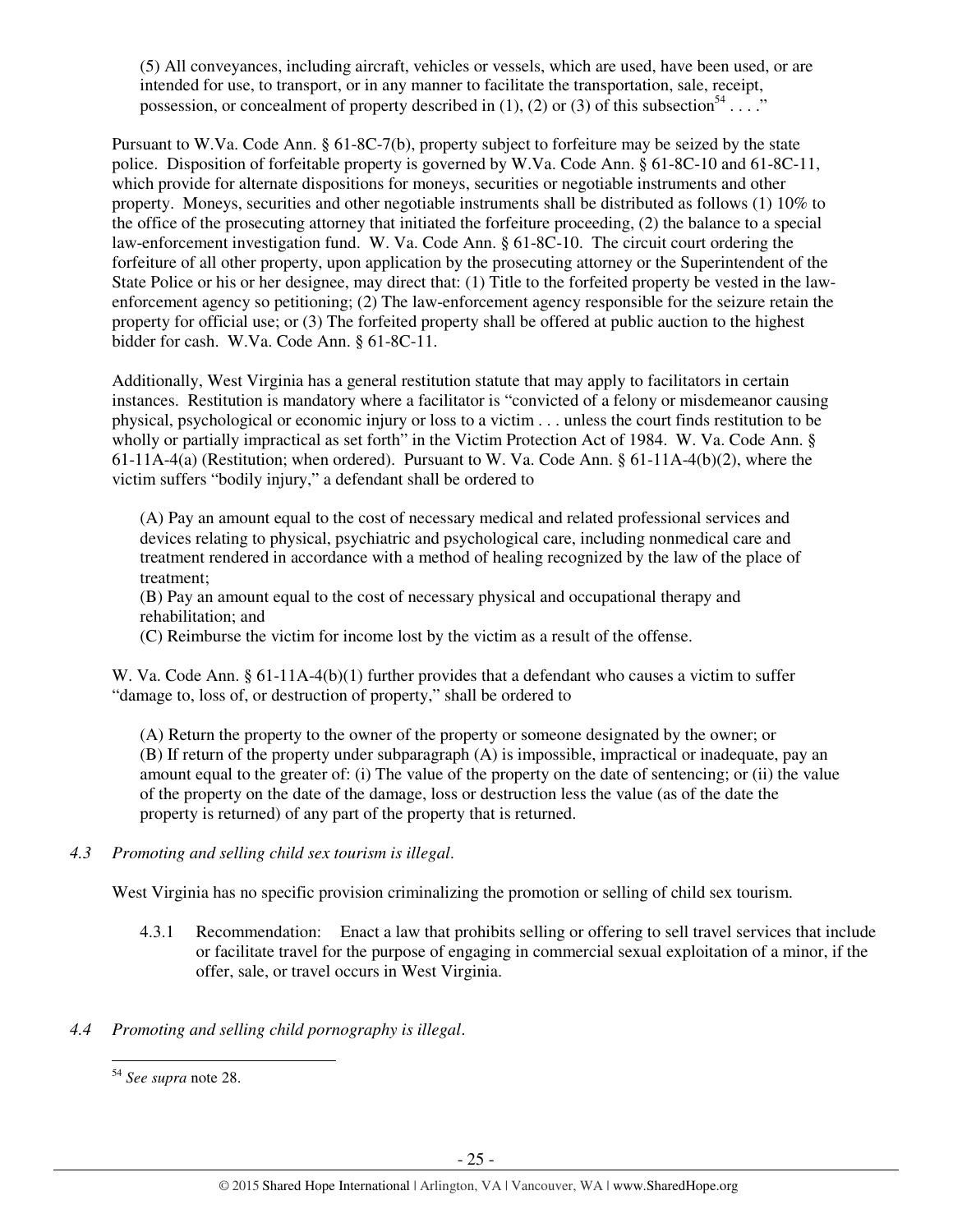(5) All conveyances, including aircraft, vehicles or vessels, which are used, have been used, or are intended for use, to transport, or in any manner to facilitate the transportation, sale, receipt, possession, or concealment of property described in (1), (2) or (3) of this subsection[54] . . . ."

Pursuant to W.Va. Code Ann. § 61-8C-7(b), property subject to forfeiture may be seized by the state police. Disposition of forfeitable property is governed by W.Va. Code Ann. § 61-8C-10 and 61-8C-11, which provide for alternate dispositions for moneys, securities or negotiable instruments and other property. Moneys, securities and other negotiable instruments shall be distributed as follows (1) 10% to the office of the prosecuting attorney that initiated the forfeiture proceeding, (2) the balance to a special law-enforcement investigation fund. W. Va. Code Ann. § 61-8C-10. The circuit court ordering the forfeiture of all other property, upon application by the prosecuting attorney or the Superintendent of the State Police or his or her designee, may direct that: (1) Title to the forfeited property be vested in the law-enforcement agency so petitioning; (2) The law-enforcement agency responsible for the seizure retain the property for official use; or (3) The forfeited property shall be offered at public auction to the highest bidder for cash. W.Va. Code Ann. § 61-8C-11.

Additionally, West Virginia has a general restitution statute that may apply to facilitators in certain instances. Restitution is mandatory where a facilitator is "convicted of a felony or misdemeanor causing physical, psychological or economic injury or loss to a victim . . . unless the court finds restitution to be wholly or partially impractical as set forth" in the Victim Protection Act of 1984. W. Va. Code Ann. § 61-11A-4(a) (Restitution; when ordered). Pursuant to W. Va. Code Ann. § 61-11A-4(b)(2), where the victim suffers "bodily injury," a defendant shall be ordered to

(A) Pay an amount equal to the cost of necessary medical and related professional services and devices relating to physical, psychiatric and psychological care, including nonmedical care and treatment rendered in accordance with a method of healing recognized by the law of the place of treatment;
(B) Pay an amount equal to the cost of necessary physical and occupational therapy and rehabilitation; and
(C) Reimburse the victim for income lost by the victim as a result of the offense.

W. Va. Code Ann. § 61-11A-4(b)(1) further provides that a defendant who causes a victim to suffer "damage to, loss of, or destruction of property," shall be ordered to

(A) Return the property to the owner of the property or someone designated by the owner; or
(B) If return of the property under subparagraph (A) is impossible, impractical or inadequate, pay an amount equal to the greater of: (i) The value of the property on the date of sentencing; or (ii) the value of the property on the date of the damage, loss or destruction less the value (as of the date the property is returned) of any part of the property that is returned.

*4.3 Promoting and selling child sex tourism is illegal.*

West Virginia has no specific provision criminalizing the promotion or selling of child sex tourism.

4.3.1 Recommendation: Enact a law that prohibits selling or offering to sell travel services that include or facilitate travel for the purpose of engaging in commercial sexual exploitation of a minor, if the offer, sale, or travel occurs in West Virginia.

*4.4 Promoting and selling child pornography is illegal.*

[54] *See supra* note 28.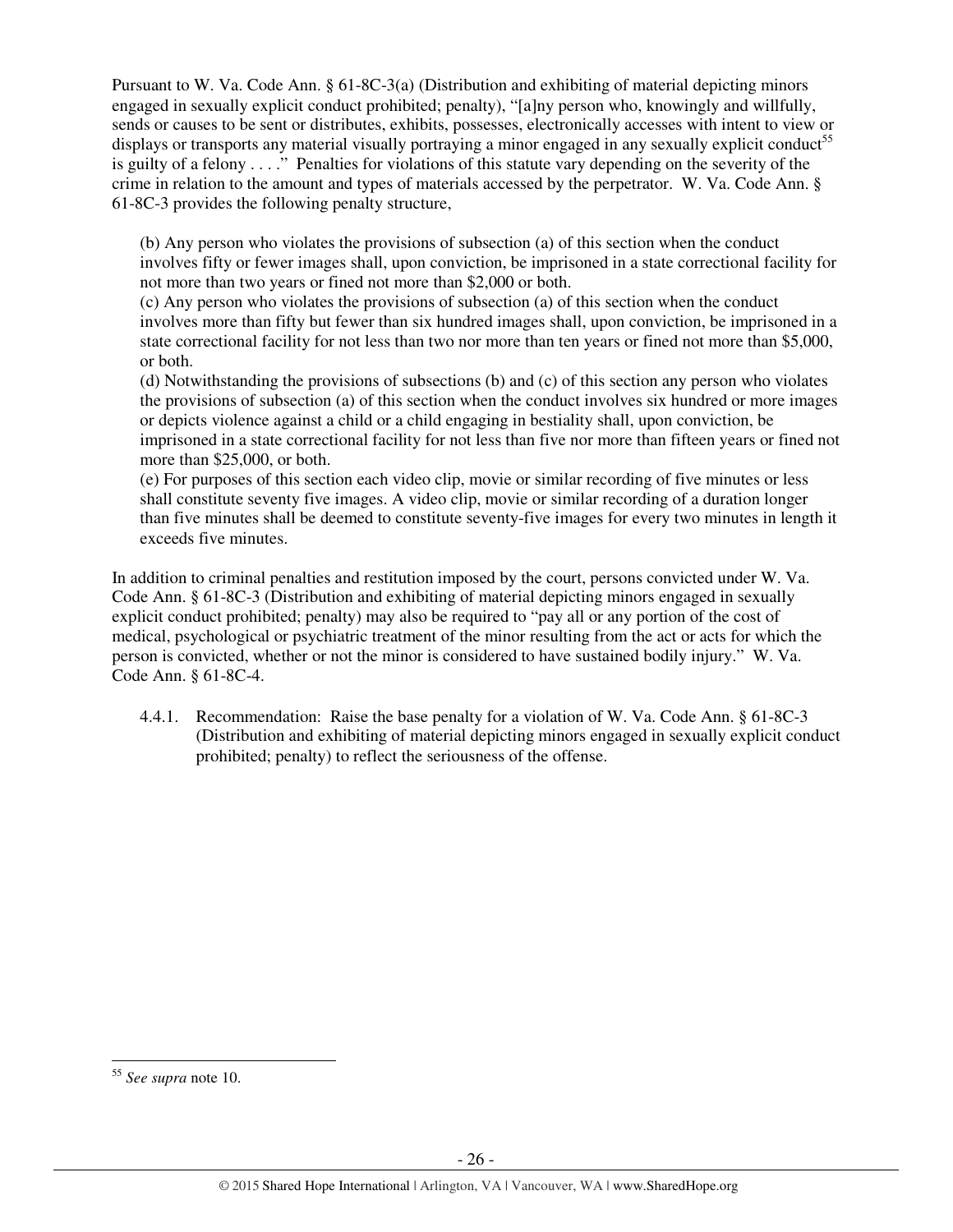Pursuant to W. Va. Code Ann. § 61-8C-3(a) (Distribution and exhibiting of material depicting minors engaged in sexually explicit conduct prohibited; penalty), "[a]ny person who, knowingly and willfully, sends or causes to be sent or distributes, exhibits, possesses, electronically accesses with intent to view or displays or transports any material visually portraying a minor engaged in any sexually explicit conduct[55] is guilty of a felony . . . ." Penalties for violations of this statute vary depending on the severity of the crime in relation to the amount and types of materials accessed by the perpetrator. W. Va. Code Ann. § 61-8C-3 provides the following penalty structure,

> (b) Any person who violates the provisions of subsection (a) of this section when the conduct involves fifty or fewer images shall, upon conviction, be imprisoned in a state correctional facility for not more than two years or fined not more than $2,000 or both.
> (c) Any person who violates the provisions of subsection (a) of this section when the conduct involves more than fifty but fewer than six hundred images shall, upon conviction, be imprisoned in a state correctional facility for not less than two nor more than ten years or fined not more than $5,000, or both.
> (d) Notwithstanding the provisions of subsections (b) and (c) of this section any person who violates the provisions of subsection (a) of this section when the conduct involves six hundred or more images or depicts violence against a child or a child engaging in bestiality shall, upon conviction, be imprisoned in a state correctional facility for not less than five nor more than fifteen years or fined not more than $25,000, or both.
> (e) For purposes of this section each video clip, movie or similar recording of five minutes or less shall constitute seventy five images. A video clip, movie or similar recording of a duration longer than five minutes shall be deemed to constitute seventy-five images for every two minutes in length it exceeds five minutes.

In addition to criminal penalties and restitution imposed by the court, persons convicted under W. Va. Code Ann. § 61-8C-3 (Distribution and exhibiting of material depicting minors engaged in sexually explicit conduct prohibited; penalty) may also be required to "pay all or any portion of the cost of medical, psychological or psychiatric treatment of the minor resulting from the act or acts for which the person is convicted, whether or not the minor is considered to have sustained bodily injury." W. Va. Code Ann. § 61-8C-4.

4.4.1. Recommendation: Raise the base penalty for a violation of W. Va. Code Ann. § 61-8C-3 (Distribution and exhibiting of material depicting minors engaged in sexually explicit conduct prohibited; penalty) to reflect the seriousness of the offense.

---

[55] *See supra* note 10.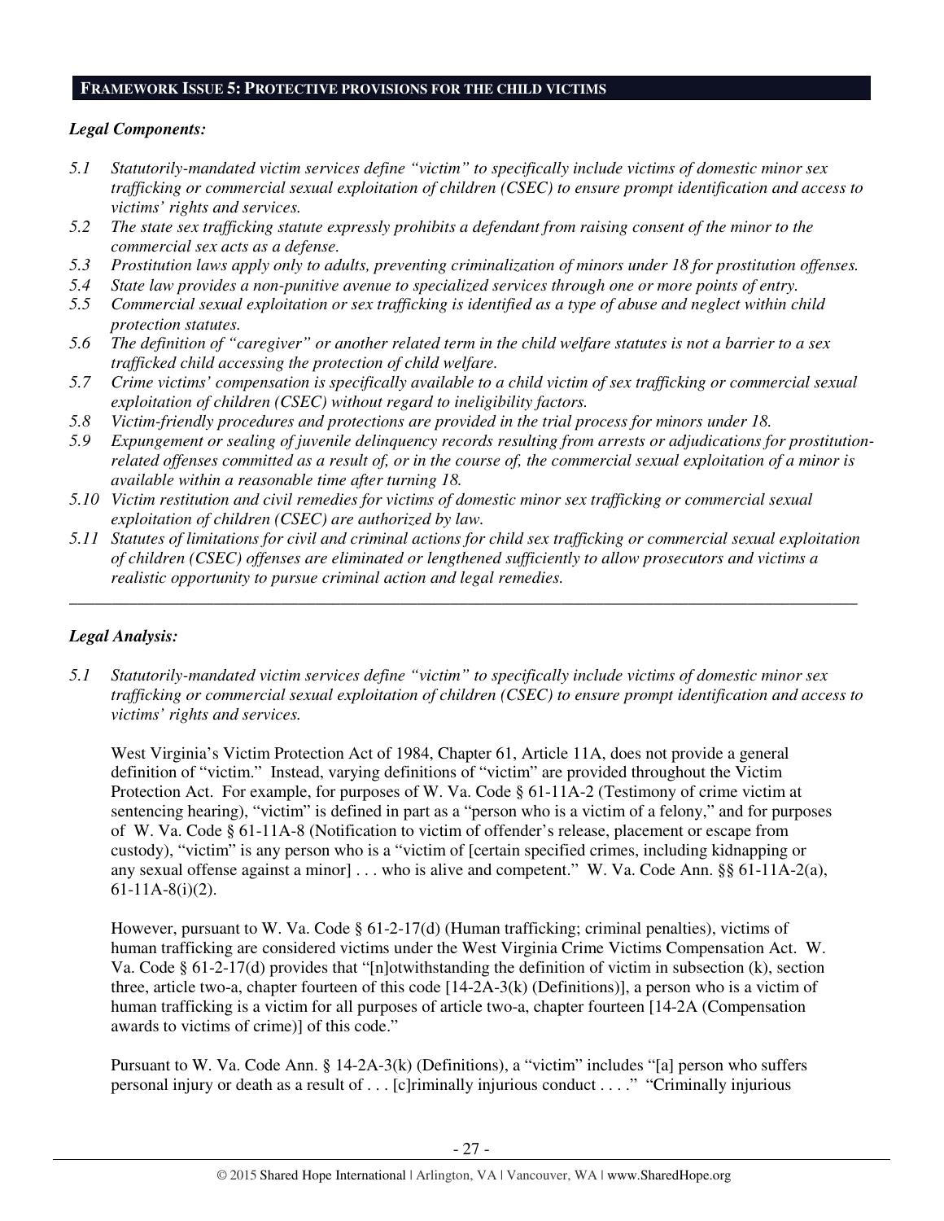## FRAMEWORK ISSUE 5: PROTECTIVE PROVISIONS FOR THE CHILD VICTIMS

### *Legal Components:*

*5.1 Statutorily-mandated victim services define "victim" to specifically include victims of domestic minor sex trafficking or commercial sexual exploitation of children (CSEC) to ensure prompt identification and access to victims' rights and services.*

*5.2 The state sex trafficking statute expressly prohibits a defendant from raising consent of the minor to the commercial sex acts as a defense.*

*5.3 Prostitution laws apply only to adults, preventing criminalization of minors under 18 for prostitution offenses.*

*5.4 State law provides a non-punitive avenue to specialized services through one or more points of entry.*

*5.5 Commercial sexual exploitation or sex trafficking is identified as a type of abuse and neglect within child protection statutes.*

*5.6 The definition of "caregiver" or another related term in the child welfare statutes is not a barrier to a sex trafficked child accessing the protection of child welfare.*

*5.7 Crime victims' compensation is specifically available to a child victim of sex trafficking or commercial sexual exploitation of children (CSEC) without regard to ineligibility factors.*

*5.8 Victim-friendly procedures and protections are provided in the trial process for minors under 18.*

*5.9 Expungement or sealing of juvenile delinquency records resulting from arrests or adjudications for prostitution-related offenses committed as a result of, or in the course of, the commercial sexual exploitation of a minor is available within a reasonable time after turning 18.*

*5.10 Victim restitution and civil remedies for victims of domestic minor sex trafficking or commercial sexual exploitation of children (CSEC) are authorized by law.*

*5.11 Statutes of limitations for civil and criminal actions for child sex trafficking or commercial sexual exploitation of children (CSEC) offenses are eliminated or lengthened sufficiently to allow prosecutors and victims a realistic opportunity to pursue criminal action and legal remedies.*

---

### *Legal Analysis:*

*5.1 Statutorily-mandated victim services define "victim" to specifically include victims of domestic minor sex trafficking or commercial sexual exploitation of children (CSEC) to ensure prompt identification and access to victims' rights and services.*

West Virginia's Victim Protection Act of 1984, Chapter 61, Article 11A, does not provide a general definition of "victim." Instead, varying definitions of "victim" are provided throughout the Victim Protection Act. For example, for purposes of W. Va. Code § 61-11A-2 (Testimony of crime victim at sentencing hearing), "victim" is defined in part as a "person who is a victim of a felony," and for purposes of W. Va. Code § 61-11A-8 (Notification to victim of offender's release, placement or escape from custody), "victim" is any person who is a "victim of [certain specified crimes, including kidnapping or any sexual offense against a minor] . . . who is alive and competent." W. Va. Code Ann. §§ 61-11A-2(a), 61-11A-8(i)(2).

However, pursuant to W. Va. Code § 61-2-17(d) (Human trafficking; criminal penalties), victims of human trafficking are considered victims under the West Virginia Crime Victims Compensation Act. W. Va. Code § 61-2-17(d) provides that "[n]otwithstanding the definition of victim in subsection (k), section three, article two-a, chapter fourteen of this code [14-2A-3(k) (Definitions)], a person who is a victim of human trafficking is a victim for all purposes of article two-a, chapter fourteen [14-2A (Compensation awards to victims of crime)] of this code."

Pursuant to W. Va. Code Ann. § 14-2A-3(k) (Definitions), a "victim" includes "[a] person who suffers personal injury or death as a result of . . . [c]riminally injurious conduct . . . ." "Criminally injurious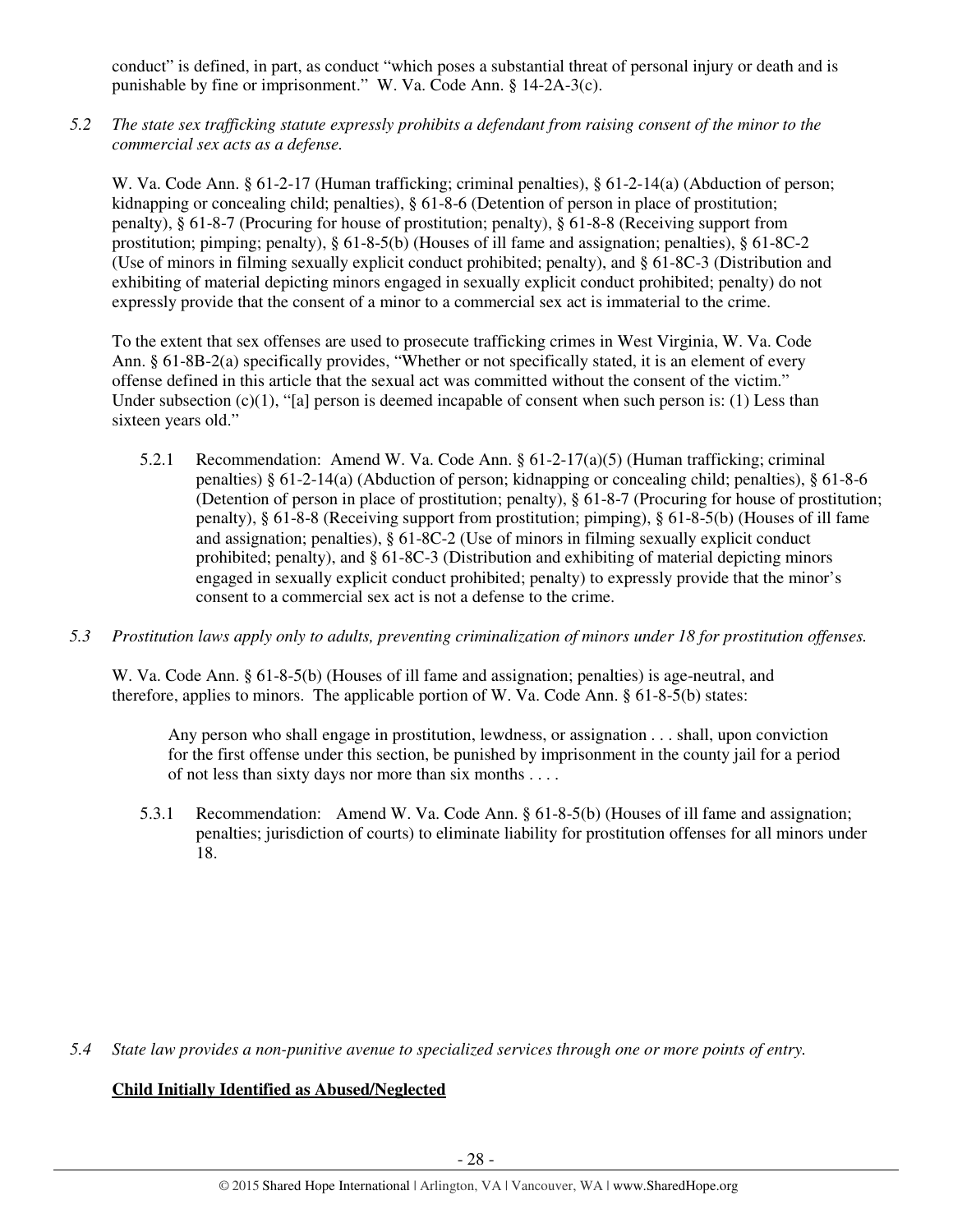conduct" is defined, in part, as conduct "which poses a substantial threat of personal injury or death and is punishable by fine or imprisonment." W. Va. Code Ann. § 14-2A-3(c).

*5.2 The state sex trafficking statute expressly prohibits a defendant from raising consent of the minor to the commercial sex acts as a defense.*

W. Va. Code Ann. § 61-2-17 (Human trafficking; criminal penalties), § 61-2-14(a) (Abduction of person; kidnapping or concealing child; penalties), § 61-8-6 (Detention of person in place of prostitution; penalty), § 61-8-7 (Procuring for house of prostitution; penalty), § 61-8-8 (Receiving support from prostitution; pimping; penalty), § 61-8-5(b) (Houses of ill fame and assignation; penalties), § 61-8C-2 (Use of minors in filming sexually explicit conduct prohibited; penalty), and § 61-8C-3 (Distribution and exhibiting of material depicting minors engaged in sexually explicit conduct prohibited; penalty) do not expressly provide that the consent of a minor to a commercial sex act is immaterial to the crime.

To the extent that sex offenses are used to prosecute trafficking crimes in West Virginia, W. Va. Code Ann. § 61-8B-2(a) specifically provides, "Whether or not specifically stated, it is an element of every offense defined in this article that the sexual act was committed without the consent of the victim." Under subsection (c)(1), "[a] person is deemed incapable of consent when such person is: (1) Less than sixteen years old."

5.2.1 Recommendation: Amend W. Va. Code Ann. § 61-2-17(a)(5) (Human trafficking; criminal penalties) § 61-2-14(a) (Abduction of person; kidnapping or concealing child; penalties), § 61-8-6 (Detention of person in place of prostitution; penalty), § 61-8-7 (Procuring for house of prostitution; penalty), § 61-8-8 (Receiving support from prostitution; pimping), § 61-8-5(b) (Houses of ill fame and assignation; penalties), § 61-8C-2 (Use of minors in filming sexually explicit conduct prohibited; penalty), and § 61-8C-3 (Distribution and exhibiting of material depicting minors engaged in sexually explicit conduct prohibited; penalty) to expressly provide that the minor's consent to a commercial sex act is not a defense to the crime.

*5.3 Prostitution laws apply only to adults, preventing criminalization of minors under 18 for prostitution offenses.*

W. Va. Code Ann. § 61-8-5(b) (Houses of ill fame and assignation; penalties) is age-neutral, and therefore, applies to minors. The applicable portion of W. Va. Code Ann. § 61-8-5(b) states:

> Any person who shall engage in prostitution, lewdness, or assignation . . . shall, upon conviction for the first offense under this section, be punished by imprisonment in the county jail for a period of not less than sixty days nor more than six months . . . .

5.3.1 Recommendation: Amend W. Va. Code Ann. § 61-8-5(b) (Houses of ill fame and assignation; penalties; jurisdiction of courts) to eliminate liability for prostitution offenses for all minors under 18.

*5.4 State law provides a non-punitive avenue to specialized services through one or more points of entry.*

**Child Initially Identified as Abused/Neglected**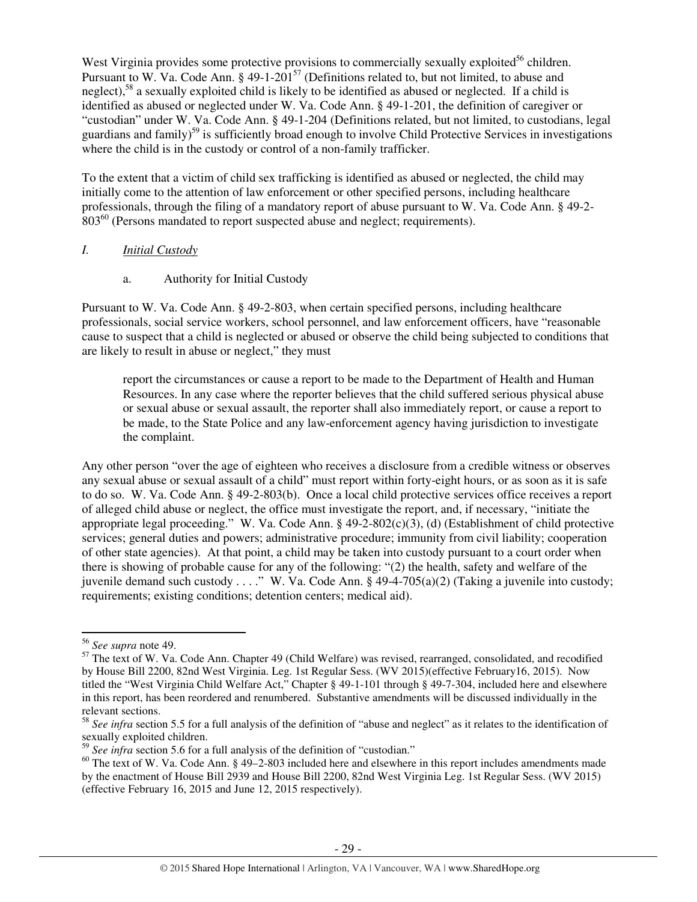West Virginia provides some protective provisions to commercially sexually exploited[56] children. Pursuant to W. Va. Code Ann. § 49-1-201[57] (Definitions related to, but not limited, to abuse and neglect),[58] a sexually exploited child is likely to be identified as abused or neglected. If a child is identified as abused or neglected under W. Va. Code Ann. § 49-1-201, the definition of caregiver or "custodian" under W. Va. Code Ann. § 49-1-204 (Definitions related, but not limited, to custodians, legal guardians and family)[59] is sufficiently broad enough to involve Child Protective Services in investigations where the child is in the custody or control of a non-family trafficker.

To the extent that a victim of child sex trafficking is identified as abused or neglected, the child may initially come to the attention of law enforcement or other specified persons, including healthcare professionals, through the filing of a mandatory report of abuse pursuant to W. Va. Code Ann. § 49-2-803[60] (Persons mandated to report suspected abuse and neglect; requirements).

*I. Initial Custody*

a. Authority for Initial Custody

Pursuant to W. Va. Code Ann. § 49-2-803, when certain specified persons, including healthcare professionals, social service workers, school personnel, and law enforcement officers, have "reasonable cause to suspect that a child is neglected or abused or observe the child being subjected to conditions that are likely to result in abuse or neglect," they must

> report the circumstances or cause a report to be made to the Department of Health and Human Resources. In any case where the reporter believes that the child suffered serious physical abuse or sexual abuse or sexual assault, the reporter shall also immediately report, or cause a report to be made, to the State Police and any law-enforcement agency having jurisdiction to investigate the complaint.

Any other person "over the age of eighteen who receives a disclosure from a credible witness or observes any sexual abuse or sexual assault of a child" must report within forty-eight hours, or as soon as it is safe to do so. W. Va. Code Ann. § 49-2-803(b). Once a local child protective services office receives a report of alleged child abuse or neglect, the office must investigate the report, and, if necessary, "initiate the appropriate legal proceeding." W. Va. Code Ann. § 49-2-802(c)(3), (d) (Establishment of child protective services; general duties and powers; administrative procedure; immunity from civil liability; cooperation of other state agencies). At that point, a child may be taken into custody pursuant to a court order when there is showing of probable cause for any of the following: "(2) the health, safety and welfare of the juvenile demand such custody . . . ." W. Va. Code Ann. § 49-4-705(a)(2) (Taking a juvenile into custody; requirements; existing conditions; detention centers; medical aid).

---

[56] *See supra* note 49.

[57] The text of W. Va. Code Ann. Chapter 49 (Child Welfare) was revised, rearranged, consolidated, and recodified by House Bill 2200, 82nd West Virginia. Leg. 1st Regular Sess. (WV 2015)(effective February16, 2015). Now titled the "West Virginia Child Welfare Act," Chapter § 49-1-101 through § 49-7-304, included here and elsewhere in this report, has been reordered and renumbered. Substantive amendments will be discussed individually in the relevant sections.

[58] *See infra* section 5.5 for a full analysis of the definition of "abuse and neglect" as it relates to the identification of sexually exploited children.

[59] *See infra* section 5.6 for a full analysis of the definition of "custodian."

[60] The text of W. Va. Code Ann. § 49–2-803 included here and elsewhere in this report includes amendments made by the enactment of House Bill 2939 and House Bill 2200, 82nd West Virginia Leg. 1st Regular Sess. (WV 2015) (effective February 16, 2015 and June 12, 2015 respectively).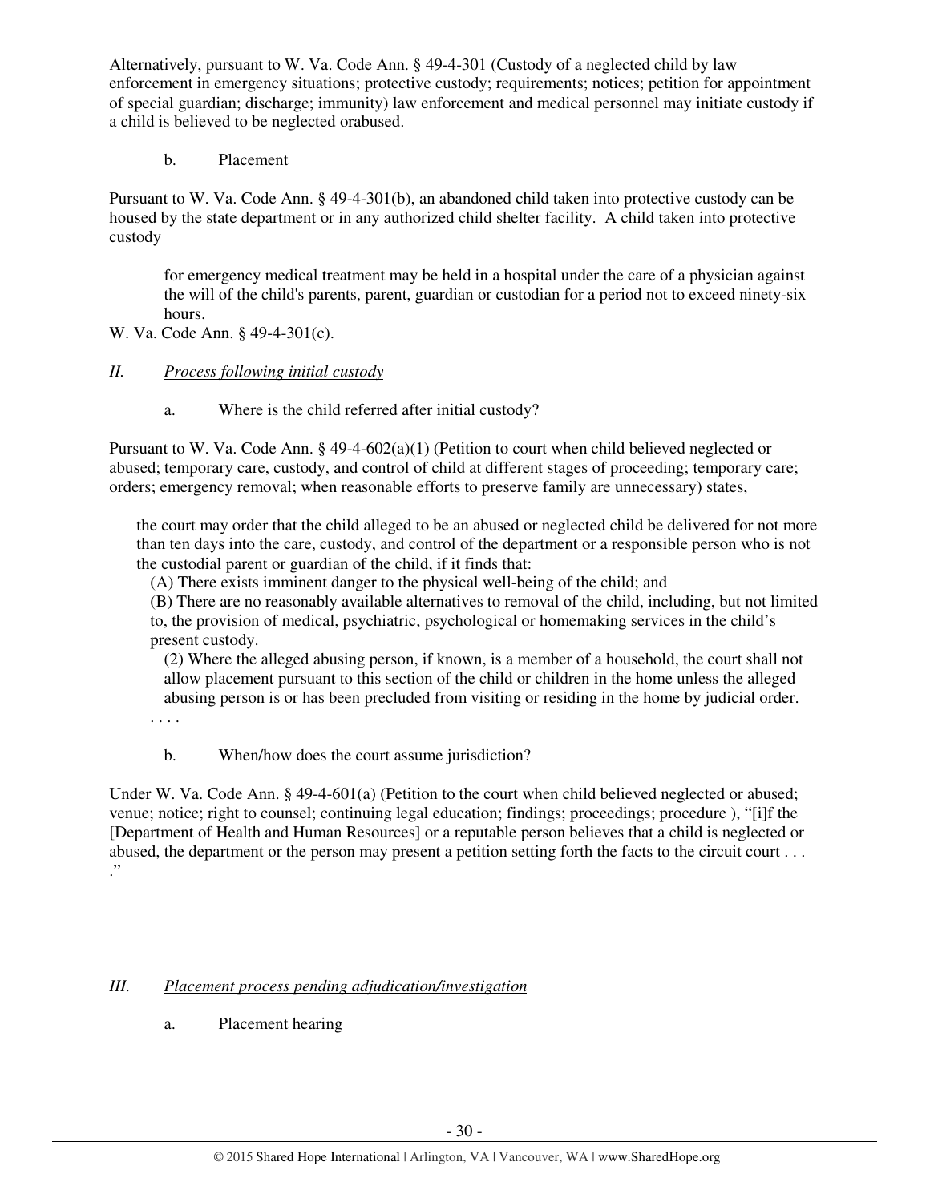Alternatively, pursuant to W. Va. Code Ann. § 49-4-301 (Custody of a neglected child by law enforcement in emergency situations; protective custody; requirements; notices; petition for appointment of special guardian; discharge; immunity) law enforcement and medical personnel may initiate custody if a child is believed to be neglected orabused.

b. Placement

Pursuant to W. Va. Code Ann. § 49-4-301(b), an abandoned child taken into protective custody can be housed by the state department or in any authorized child shelter facility. A child taken into protective custody

> for emergency medical treatment may be held in a hospital under the care of a physician against the will of the child's parents, parent, guardian or custodian for a period not to exceed ninety-six hours.

W. Va. Code Ann. § 49-4-301(c).

*II. Process following initial custody*

a. Where is the child referred after initial custody?

Pursuant to W. Va. Code Ann. § 49-4-602(a)(1) (Petition to court when child believed neglected or abused; temporary care, custody, and control of child at different stages of proceeding; temporary care; orders; emergency removal; when reasonable efforts to preserve family are unnecessary) states,

> the court may order that the child alleged to be an abused or neglected child be delivered for not more than ten days into the care, custody, and control of the department or a responsible person who is not the custodial parent or guardian of the child, if it finds that:
>
> (A) There exists imminent danger to the physical well-being of the child; and
>
> (B) There are no reasonably available alternatives to removal of the child, including, but not limited to, the provision of medical, psychiatric, psychological or homemaking services in the child's present custody.
>
> (2) Where the alleged abusing person, if known, is a member of a household, the court shall not allow placement pursuant to this section of the child or children in the home unless the alleged abusing person is or has been precluded from visiting or residing in the home by judicial order.
>
> . . . .

b. When/how does the court assume jurisdiction?

Under W. Va. Code Ann. § 49-4-601(a) (Petition to the court when child believed neglected or abused; venue; notice; right to counsel; continuing legal education; findings; proceedings; procedure ), "[i]f the [Department of Health and Human Resources] or a reputable person believes that a child is neglected or abused, the department or the person may present a petition setting forth the facts to the circuit court . . . ."

*III. Placement process pending adjudication/investigation*

a. Placement hearing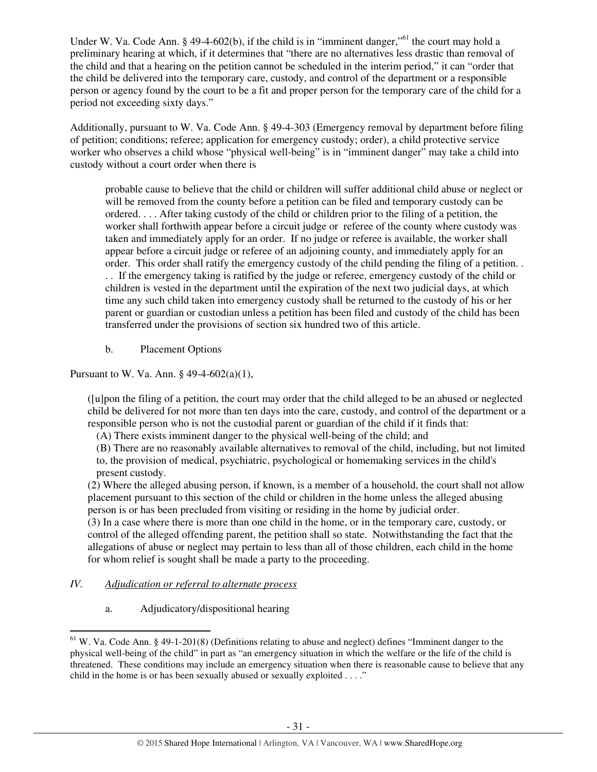Under W. Va. Code Ann. § 49-4-602(b), if the child is in "imminent danger,"[61] the court may hold a preliminary hearing at which, if it determines that "there are no alternatives less drastic than removal of the child and that a hearing on the petition cannot be scheduled in the interim period," it can "order that the child be delivered into the temporary care, custody, and control of the department or a responsible person or agency found by the court to be a fit and proper person for the temporary care of the child for a period not exceeding sixty days."

Additionally, pursuant to W. Va. Code Ann. § 49-4-303 (Emergency removal by department before filing of petition; conditions; referee; application for emergency custody; order), a child protective service worker who observes a child whose "physical well-being" is in "imminent danger" may take a child into custody without a court order when there is

> probable cause to believe that the child or children will suffer additional child abuse or neglect or will be removed from the county before a petition can be filed and temporary custody can be ordered. . . . After taking custody of the child or children prior to the filing of a petition, the worker shall forthwith appear before a circuit judge or referee of the county where custody was taken and immediately apply for an order. If no judge or referee is available, the worker shall appear before a circuit judge or referee of an adjoining county, and immediately apply for an order. This order shall ratify the emergency custody of the child pending the filing of a petition. . . . If the emergency taking is ratified by the judge or referee, emergency custody of the child or children is vested in the department until the expiration of the next two judicial days, at which time any such child taken into emergency custody shall be returned to the custody of his or her parent or guardian or custodian unless a petition has been filed and custody of the child has been transferred under the provisions of section six hundred two of this article.

b. Placement Options

Pursuant to W. Va. Ann. § 49-4-602(a)(1),

> ([u]pon the filing of a petition, the court may order that the child alleged to be an abused or neglected child be delivered for not more than ten days into the care, custody, and control of the department or a responsible person who is not the custodial parent or guardian of the child if it finds that:
> (A) There exists imminent danger to the physical well-being of the child; and
> (B) There are no reasonably available alternatives to removal of the child, including, but not limited to, the provision of medical, psychiatric, psychological or homemaking services in the child's present custody.
> (2) Where the alleged abusing person, if known, is a member of a household, the court shall not allow placement pursuant to this section of the child or children in the home unless the alleged abusing person is or has been precluded from visiting or residing in the home by judicial order.
> (3) In a case where there is more than one child in the home, or in the temporary care, custody, or control of the alleged offending parent, the petition shall so state. Notwithstanding the fact that the allegations of abuse or neglect may pertain to less than all of those children, each child in the home for whom relief is sought shall be made a party to the proceeding.

## IV. *Adjudication or referral to alternate process*

a. Adjudicatory/dispositional hearing

---

[61] W. Va. Code Ann. § 49-1-201(8) (Definitions relating to abuse and neglect) defines "Imminent danger to the physical well-being of the child" in part as "an emergency situation in which the welfare or the life of the child is threatened. These conditions may include an emergency situation when there is reasonable cause to believe that any child in the home is or has been sexually abused or sexually exploited . . . ."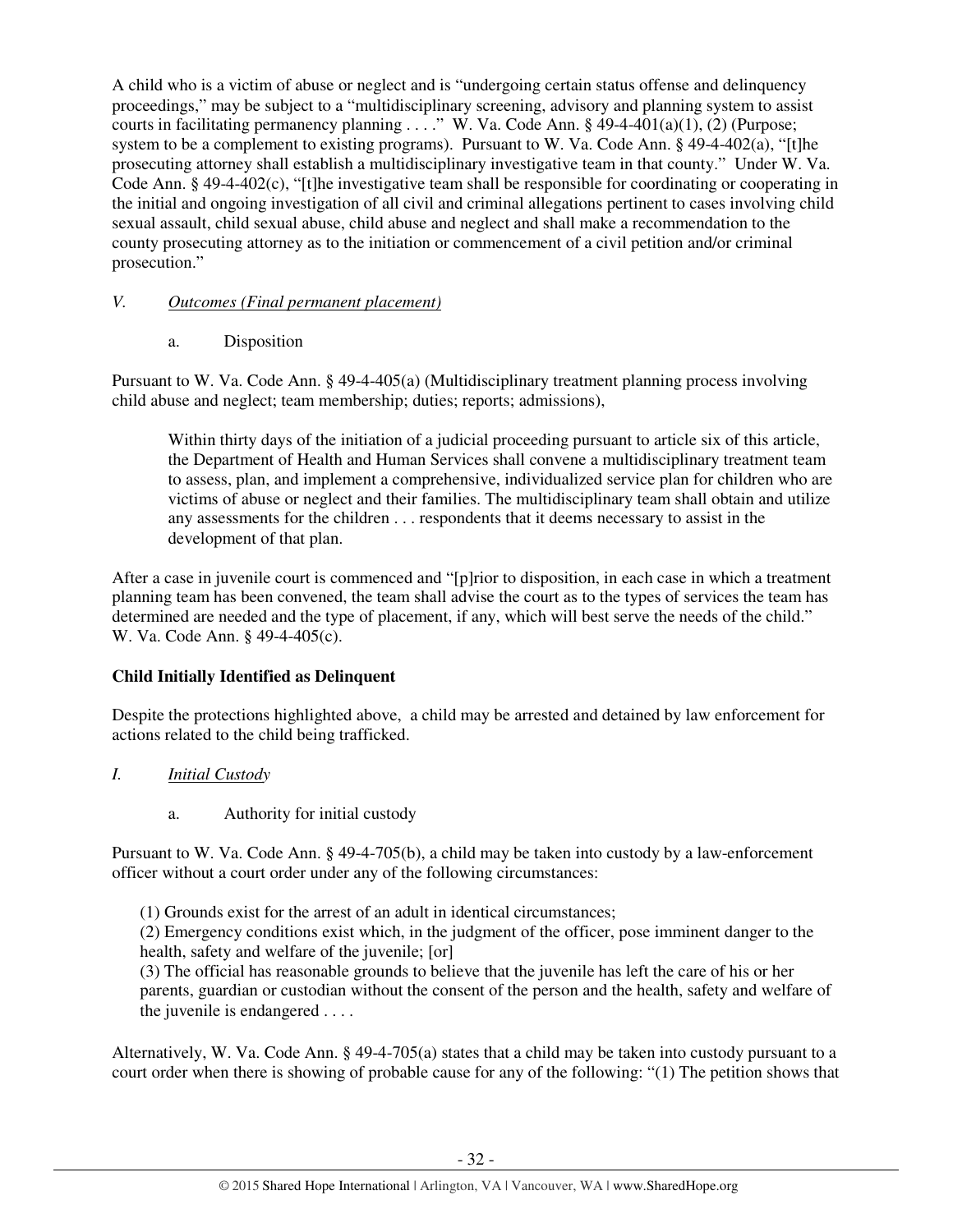A child who is a victim of abuse or neglect and is "undergoing certain status offense and delinquency proceedings," may be subject to a "multidisciplinary screening, advisory and planning system to assist courts in facilitating permanency planning . . . ." W. Va. Code Ann. § 49-4-401(a)(1), (2) (Purpose; system to be a complement to existing programs). Pursuant to W. Va. Code Ann. § 49-4-402(a), "[t]he prosecuting attorney shall establish a multidisciplinary investigative team in that county." Under W. Va. Code Ann. § 49-4-402(c), "[t]he investigative team shall be responsible for coordinating or cooperating in the initial and ongoing investigation of all civil and criminal allegations pertinent to cases involving child sexual assault, child sexual abuse, child abuse and neglect and shall make a recommendation to the county prosecuting attorney as to the initiation or commencement of a civil petition and/or criminal prosecution."

*V. <u>Outcomes (Final permanent placement)</u>*

a. Disposition

Pursuant to W. Va. Code Ann. § 49-4-405(a) (Multidisciplinary treatment planning process involving child abuse and neglect; team membership; duties; reports; admissions),

> Within thirty days of the initiation of a judicial proceeding pursuant to article six of this article, the Department of Health and Human Services shall convene a multidisciplinary treatment team to assess, plan, and implement a comprehensive, individualized service plan for children who are victims of abuse or neglect and their families. The multidisciplinary team shall obtain and utilize any assessments for the children . . . respondents that it deems necessary to assist in the development of that plan.

After a case in juvenile court is commenced and "[p]rior to disposition, in each case in which a treatment planning team has been convened, the team shall advise the court as to the types of services the team has determined are needed and the type of placement, if any, which will best serve the needs of the child." W. Va. Code Ann. § 49-4-405(c).

**Child Initially Identified as Delinquent**

Despite the protections highlighted above, a child may be arrested and detained by law enforcement for actions related to the child being trafficked.

*I. <u>Initial Custody</u>*

a. Authority for initial custody

Pursuant to W. Va. Code Ann. § 49-4-705(b), a child may be taken into custody by a law-enforcement officer without a court order under any of the following circumstances:

> (1) Grounds exist for the arrest of an adult in identical circumstances;
> (2) Emergency conditions exist which, in the judgment of the officer, pose imminent danger to the health, safety and welfare of the juvenile; [or]
> (3) The official has reasonable grounds to believe that the juvenile has left the care of his or her parents, guardian or custodian without the consent of the person and the health, safety and welfare of the juvenile is endangered . . . .

Alternatively, W. Va. Code Ann. § 49-4-705(a) states that a child may be taken into custody pursuant to a court order when there is showing of probable cause for any of the following: "(1) The petition shows that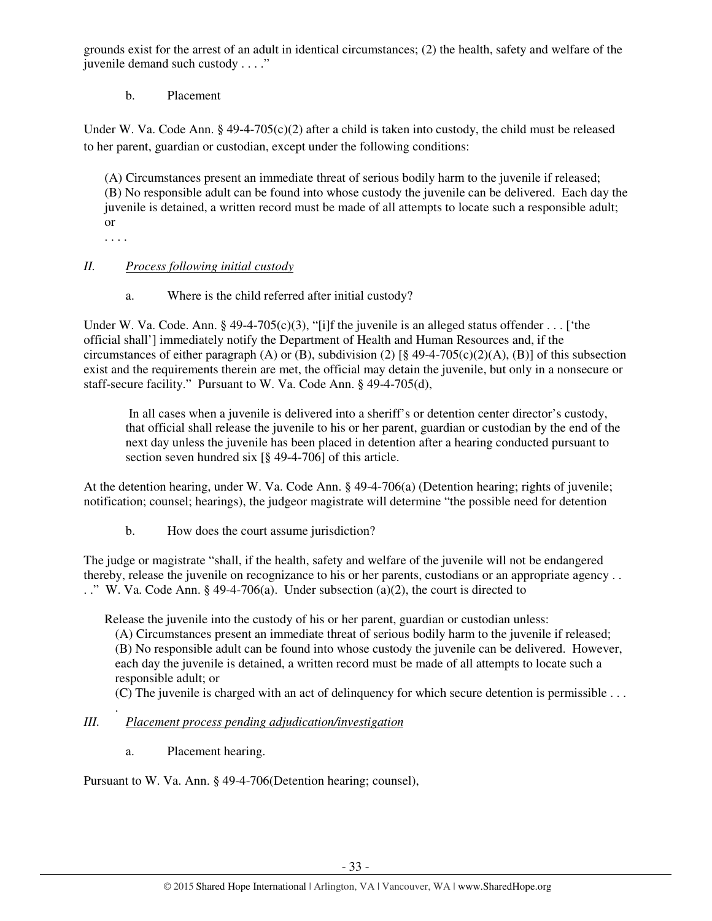grounds exist for the arrest of an adult in identical circumstances; (2) the health, safety and welfare of the juvenile demand such custody . . . ."

b. Placement

Under W. Va. Code Ann. § 49-4-705(c)(2) after a child is taken into custody, the child must be released to her parent, guardian or custodian, except under the following conditions:

> (A) Circumstances present an immediate threat of serious bodily harm to the juvenile if released;
> (B) No responsible adult can be found into whose custody the juvenile can be delivered. Each day the juvenile is detained, a written record must be made of all attempts to locate such a responsible adult; or
> . . . .

## *II. Process following initial custody*

a. Where is the child referred after initial custody?

Under W. Va. Code. Ann. § 49-4-705(c)(3), "[i]f the juvenile is an alleged status offender . . . ['the official shall'] immediately notify the Department of Health and Human Resources and, if the circumstances of either paragraph (A) or (B), subdivision (2) [§ 49-4-705(c)(2)(A), (B)] of this subsection exist and the requirements therein are met, the official may detain the juvenile, but only in a nonsecure or staff-secure facility." Pursuant to W. Va. Code Ann. § 49-4-705(d),

> In all cases when a juvenile is delivered into a sheriff's or detention center director's custody, that official shall release the juvenile to his or her parent, guardian or custodian by the end of the next day unless the juvenile has been placed in detention after a hearing conducted pursuant to section seven hundred six [§ 49-4-706] of this article.

At the detention hearing, under W. Va. Code Ann. § 49-4-706(a) (Detention hearing; rights of juvenile; notification; counsel; hearings), the judgeor magistrate will determine "the possible need for detention

b. How does the court assume jurisdiction?

The judge or magistrate "shall, if the health, safety and welfare of the juvenile will not be endangered thereby, release the juvenile on recognizance to his or her parents, custodians or an appropriate agency . . . ." W. Va. Code Ann. § 49-4-706(a). Under subsection (a)(2), the court is directed to

> Release the juvenile into the custody of his or her parent, guardian or custodian unless:
> (A) Circumstances present an immediate threat of serious bodily harm to the juvenile if released;
> (B) No responsible adult can be found into whose custody the juvenile can be delivered. However, each day the juvenile is detained, a written record must be made of all attempts to locate such a responsible adult; or
> (C) The juvenile is charged with an act of delinquency for which secure detention is permissible . . . .

## *III. Placement process pending adjudication/investigation*

a. Placement hearing.

Pursuant to W. Va. Ann. § 49-4-706(Detention hearing; counsel),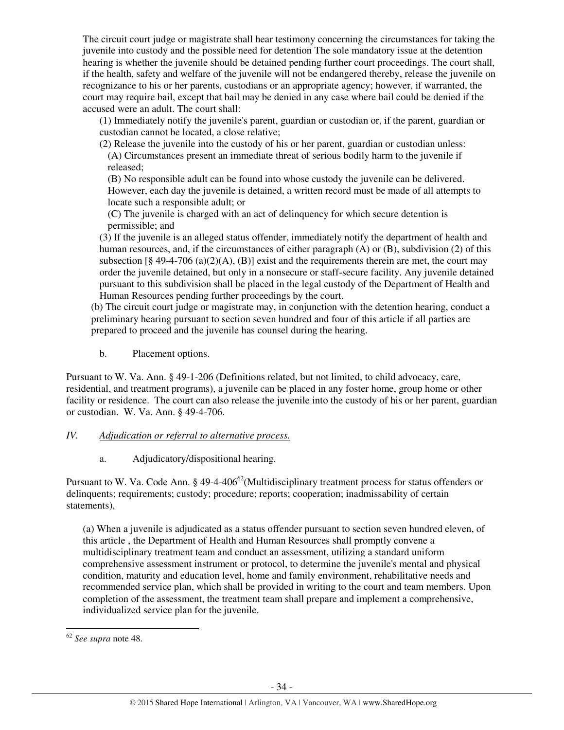The circuit court judge or magistrate shall hear testimony concerning the circumstances for taking the juvenile into custody and the possible need for detention The sole mandatory issue at the detention hearing is whether the juvenile should be detained pending further court proceedings. The court shall, if the health, safety and welfare of the juvenile will not be endangered thereby, release the juvenile on recognizance to his or her parents, custodians or an appropriate agency; however, if warranted, the court may require bail, except that bail may be denied in any case where bail could be denied if the accused were an adult. The court shall:

> (1) Immediately notify the juvenile's parent, guardian or custodian or, if the parent, guardian or custodian cannot be located, a close relative;
>
> (2) Release the juvenile into the custody of his or her parent, guardian or custodian unless:
>
> > (A) Circumstances present an immediate threat of serious bodily harm to the juvenile if released;
> >
> > (B) No responsible adult can be found into whose custody the juvenile can be delivered. However, each day the juvenile is detained, a written record must be made of all attempts to locate such a responsible adult; or
> >
> > (C) The juvenile is charged with an act of delinquency for which secure detention is permissible; and
>
> (3) If the juvenile is an alleged status offender, immediately notify the department of health and human resources, and, if the circumstances of either paragraph (A) or (B), subdivision (2) of this subsection [§ 49-4-706 (a)(2)(A), (B)] exist and the requirements therein are met, the court may order the juvenile detained, but only in a nonsecure or staff-secure facility. Any juvenile detained pursuant to this subdivision shall be placed in the legal custody of the Department of Health and Human Resources pending further proceedings by the court.

(b) The circuit court judge or magistrate may, in conjunction with the detention hearing, conduct a preliminary hearing pursuant to section seven hundred and four of this article if all parties are prepared to proceed and the juvenile has counsel during the hearing.

b. Placement options.

Pursuant to W. Va. Ann. § 49-1-206 (Definitions related, but not limited, to child advocacy, care, residential, and treatment programs), a juvenile can be placed in any foster home, group home or other facility or residence. The court can also release the juvenile into the custody of his or her parent, guardian or custodian. W. Va. Ann. § 49-4-706.

## IV. *Adjudication or referral to alternative process.*

a. Adjudicatory/dispositional hearing.

Pursuant to W. Va. Code Ann. § 49-4-406[62](Multidisciplinary treatment process for status offenders or delinquents; requirements; custody; procedure; reports; cooperation; inadmissability of certain statements),

> (a) When a juvenile is adjudicated as a status offender pursuant to section seven hundred eleven, of this article , the Department of Health and Human Resources shall promptly convene a multidisciplinary treatment team and conduct an assessment, utilizing a standard uniform comprehensive assessment instrument or protocol, to determine the juvenile's mental and physical condition, maturity and education level, home and family environment, rehabilitative needs and recommended service plan, which shall be provided in writing to the court and team members. Upon completion of the assessment, the treatment team shall prepare and implement a comprehensive, individualized service plan for the juvenile.

---

[62] *See supra* note 48.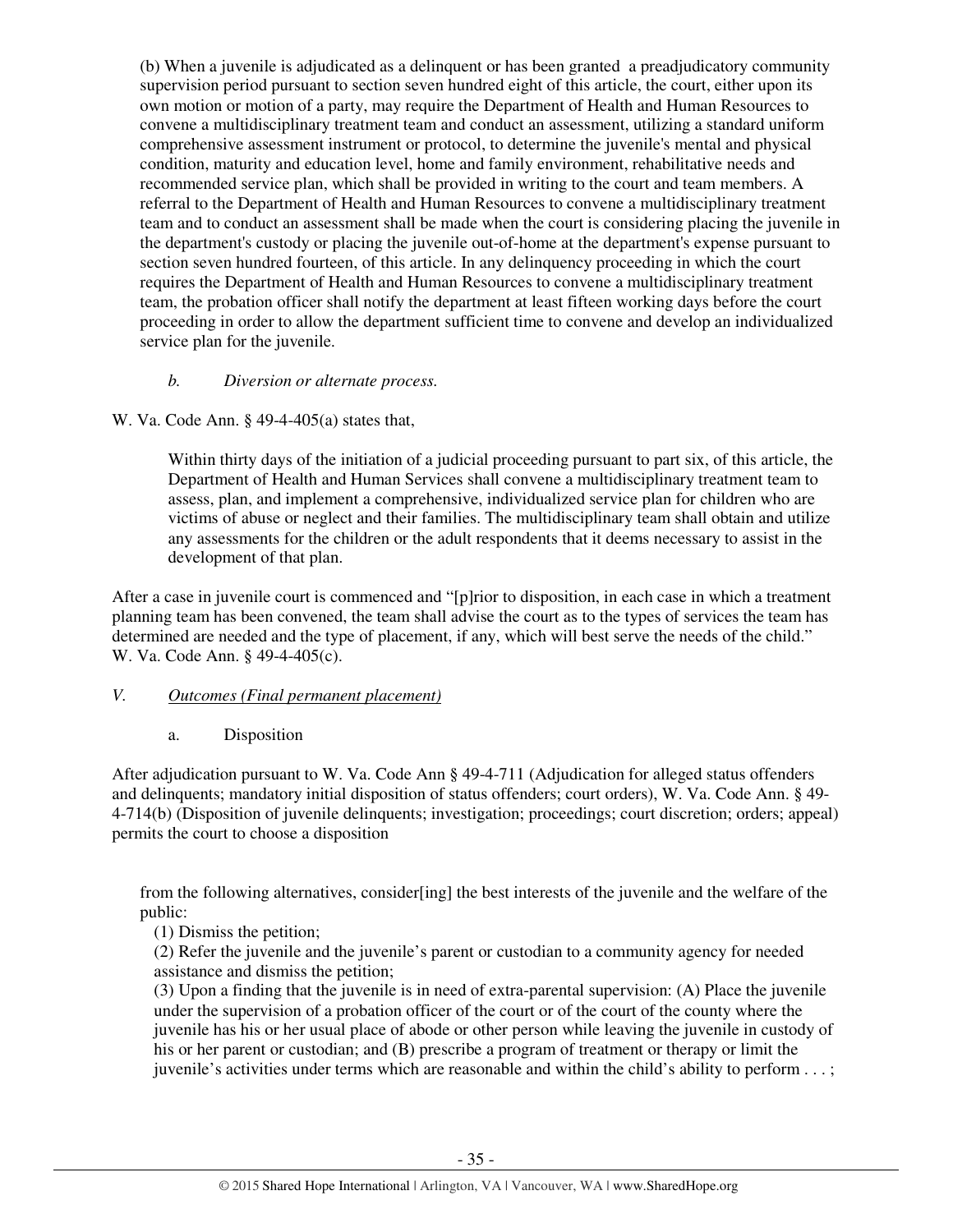(b) When a juvenile is adjudicated as a delinquent or has been granted a preadjudicatory community supervision period pursuant to section seven hundred eight of this article, the court, either upon its own motion or motion of a party, may require the Department of Health and Human Resources to convene a multidisciplinary treatment team and conduct an assessment, utilizing a standard uniform comprehensive assessment instrument or protocol, to determine the juvenile's mental and physical condition, maturity and education level, home and family environment, rehabilitative needs and recommended service plan, which shall be provided in writing to the court and team members. A referral to the Department of Health and Human Resources to convene a multidisciplinary treatment team and to conduct an assessment shall be made when the court is considering placing the juvenile in the department's custody or placing the juvenile out-of-home at the department's expense pursuant to section seven hundred fourteen, of this article. In any delinquency proceeding in which the court requires the Department of Health and Human Resources to convene a multidisciplinary treatment team, the probation officer shall notify the department at least fifteen working days before the court proceeding in order to allow the department sufficient time to convene and develop an individualized service plan for the juvenile.

*b. Diversion or alternate process.*

W. Va. Code Ann. § 49-4-405(a) states that,

> Within thirty days of the initiation of a judicial proceeding pursuant to part six, of this article, the Department of Health and Human Services shall convene a multidisciplinary treatment team to assess, plan, and implement a comprehensive, individualized service plan for children who are victims of abuse or neglect and their families. The multidisciplinary team shall obtain and utilize any assessments for the children or the adult respondents that it deems necessary to assist in the development of that plan.

After a case in juvenile court is commenced and "[p]rior to disposition, in each case in which a treatment planning team has been convened, the team shall advise the court as to the types of services the team has determined are needed and the type of placement, if any, which will best serve the needs of the child." W. Va. Code Ann. § 49-4-405(c).

*V. <u>Outcomes (Final permanent placement)</u>*

a. Disposition

After adjudication pursuant to W. Va. Code Ann § 49-4-711 (Adjudication for alleged status offenders and delinquents; mandatory initial disposition of status offenders; court orders), W. Va. Code Ann. § 49-4-714(b) (Disposition of juvenile delinquents; investigation; proceedings; court discretion; orders; appeal) permits the court to choose a disposition

> from the following alternatives, consider[ing] the best interests of the juvenile and the welfare of the public:
>
> (1) Dismiss the petition;
>
> (2) Refer the juvenile and the juvenile's parent or custodian to a community agency for needed assistance and dismiss the petition;
>
> (3) Upon a finding that the juvenile is in need of extra-parental supervision: (A) Place the juvenile under the supervision of a probation officer of the court or of the court of the county where the juvenile has his or her usual place of abode or other person while leaving the juvenile in custody of his or her parent or custodian; and (B) prescribe a program of treatment or therapy or limit the juvenile's activities under terms which are reasonable and within the child's ability to perform . . . ;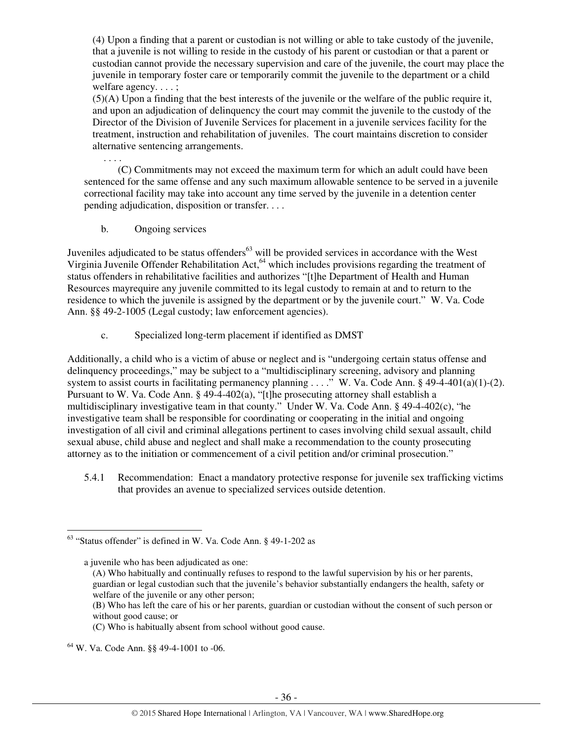(4) Upon a finding that a parent or custodian is not willing or able to take custody of the juvenile, that a juvenile is not willing to reside in the custody of his parent or custodian or that a parent or custodian cannot provide the necessary supervision and care of the juvenile, the court may place the juvenile in temporary foster care or temporarily commit the juvenile to the department or a child welfare agency. . . . ;

(5)(A) Upon a finding that the best interests of the juvenile or the welfare of the public require it, and upon an adjudication of delinquency the court may commit the juvenile to the custody of the Director of the Division of Juvenile Services for placement in a juvenile services facility for the treatment, instruction and rehabilitation of juveniles. The court maintains discretion to consider alternative sentencing arrangements.

. . . .

(C) Commitments may not exceed the maximum term for which an adult could have been sentenced for the same offense and any such maximum allowable sentence to be served in a juvenile correctional facility may take into account any time served by the juvenile in a detention center pending adjudication, disposition or transfer. . . .

b. Ongoing services

Juveniles adjudicated to be status offenders[63] will be provided services in accordance with the West Virginia Juvenile Offender Rehabilitation Act,[64] which includes provisions regarding the treatment of status offenders in rehabilitative facilities and authorizes "[t]he Department of Health and Human Resources mayrequire any juvenile committed to its legal custody to remain at and to return to the residence to which the juvenile is assigned by the department or by the juvenile court." W. Va. Code Ann. §§ 49-2-1005 (Legal custody; law enforcement agencies).

c. Specialized long-term placement if identified as DMST

Additionally, a child who is a victim of abuse or neglect and is "undergoing certain status offense and delinquency proceedings," may be subject to a "multidisciplinary screening, advisory and planning system to assist courts in facilitating permanency planning . . . ." W. Va. Code Ann. § 49-4-401(a)(1)-(2). Pursuant to W. Va. Code Ann. § 49-4-402(a), "[t]he prosecuting attorney shall establish a multidisciplinary investigative team in that county." Under W. Va. Code Ann. § 49-4-402(c), "he investigative team shall be responsible for coordinating or cooperating in the initial and ongoing investigation of all civil and criminal allegations pertinent to cases involving child sexual assault, child sexual abuse, child abuse and neglect and shall make a recommendation to the county prosecuting attorney as to the initiation or commencement of a civil petition and/or criminal prosecution."

5.4.1 Recommendation: Enact a mandatory protective response for juvenile sex trafficking victims that provides an avenue to specialized services outside detention.

---

[63] "Status offender" is defined in W. Va. Code Ann. § 49-1-202 as

a juvenile who has been adjudicated as one:

(A) Who habitually and continually refuses to respond to the lawful supervision by his or her parents, guardian or legal custodian such that the juvenile's behavior substantially endangers the health, safety or welfare of the juvenile or any other person;

(B) Who has left the care of his or her parents, guardian or custodian without the consent of such person or without good cause; or

(C) Who is habitually absent from school without good cause.

[64] W. Va. Code Ann. §§ 49-4-1001 to -06.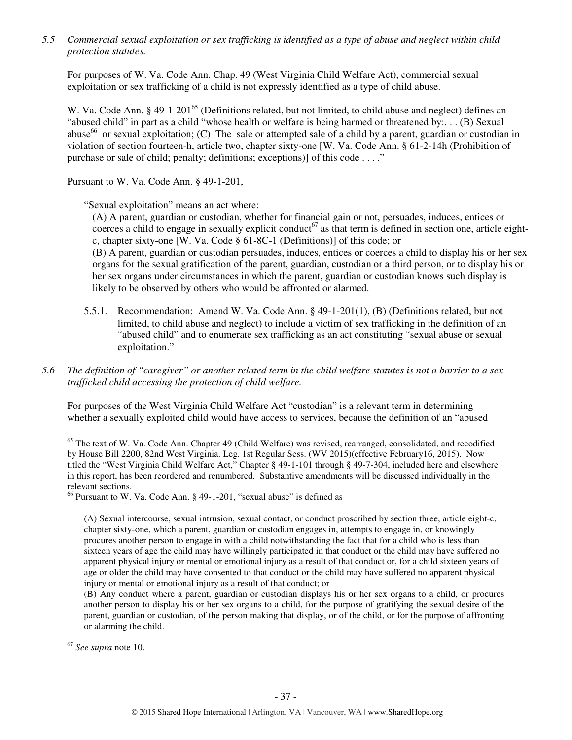*5.5 Commercial sexual exploitation or sex trafficking is identified as a type of abuse and neglect within child protection statutes.*

For purposes of W. Va. Code Ann. Chap. 49 (West Virginia Child Welfare Act), commercial sexual exploitation or sex trafficking of a child is not expressly identified as a type of child abuse.

W. Va. Code Ann. § 49-1-201[65] (Definitions related, but not limited, to child abuse and neglect) defines an "abused child" in part as a child "whose health or welfare is being harmed or threatened by:. . . (B) Sexual abuse[66] or sexual exploitation; (C) The sale or attempted sale of a child by a parent, guardian or custodian in violation of section fourteen-h, article two, chapter sixty-one [W. Va. Code Ann. § 61-2-14h (Prohibition of purchase or sale of child; penalty; definitions; exceptions)] of this code . . . ."

Pursuant to W. Va. Code Ann. § 49-1-201,

> "Sexual exploitation" means an act where:
>
> (A) A parent, guardian or custodian, whether for financial gain or not, persuades, induces, entices or coerces a child to engage in sexually explicit conduct[67] as that term is defined in section one, article eight-c, chapter sixty-one [W. Va. Code § 61-8C-1 (Definitions)] of this code; or
>
> (B) A parent, guardian or custodian persuades, induces, entices or coerces a child to display his or her sex organs for the sexual gratification of the parent, guardian, custodian or a third person, or to display his or her sex organs under circumstances in which the parent, guardian or custodian knows such display is likely to be observed by others who would be affronted or alarmed.

5.5.1. Recommendation: Amend W. Va. Code Ann. § 49-1-201(1), (B) (Definitions related, but not limited, to child abuse and neglect) to include a victim of sex trafficking in the definition of an "abused child" and to enumerate sex trafficking as an act constituting "sexual abuse or sexual exploitation."

*5.6 The definition of "caregiver" or another related term in the child welfare statutes is not a barrier to a sex trafficked child accessing the protection of child welfare.*

For purposes of the West Virginia Child Welfare Act "custodian" is a relevant term in determining whether a sexually exploited child would have access to services, because the definition of an "abused

---

[65] The text of W. Va. Code Ann. Chapter 49 (Child Welfare) was revised, rearranged, consolidated, and recodified by House Bill 2200, 82nd West Virginia. Leg. 1st Regular Sess. (WV 2015)(effective February16, 2015). Now titled the "West Virginia Child Welfare Act," Chapter § 49-1-101 through § 49-7-304, included here and elsewhere in this report, has been reordered and renumbered. Substantive amendments will be discussed individually in the relevant sections.

[66] Pursuant to W. Va. Code Ann. § 49-1-201, "sexual abuse" is defined as

> (A) Sexual intercourse, sexual intrusion, sexual contact, or conduct proscribed by section three, article eight-c, chapter sixty-one, which a parent, guardian or custodian engages in, attempts to engage in, or knowingly procures another person to engage in with a child notwithstanding the fact that for a child who is less than sixteen years of age the child may have willingly participated in that conduct or the child may have suffered no apparent physical injury or mental or emotional injury as a result of that conduct or, for a child sixteen years of age or older the child may have consented to that conduct or the child may have suffered no apparent physical injury or mental or emotional injury as a result of that conduct; or
>
> (B) Any conduct where a parent, guardian or custodian displays his or her sex organs to a child, or procures another person to display his or her sex organs to a child, for the purpose of gratifying the sexual desire of the parent, guardian or custodian, of the person making that display, or of the child, or for the purpose of affronting or alarming the child.

[67] *See supra* note 10.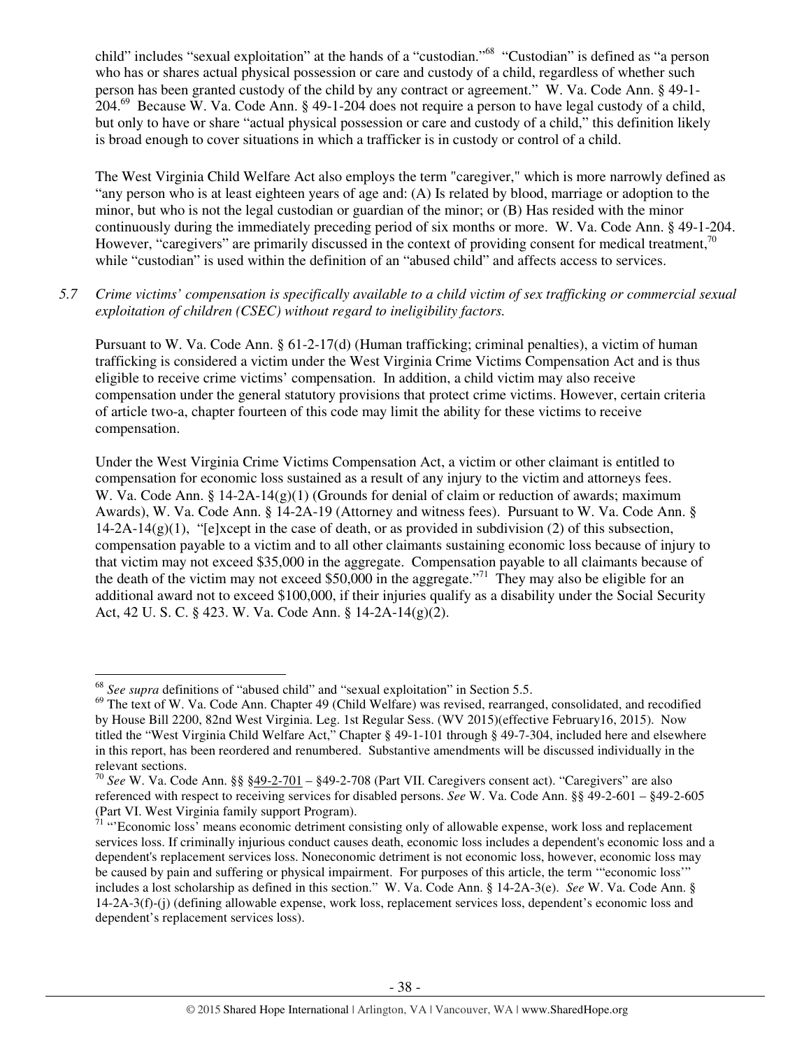child" includes "sexual exploitation" at the hands of a "custodian."[68] "Custodian" is defined as "a person who has or shares actual physical possession or care and custody of a child, regardless of whether such person has been granted custody of the child by any contract or agreement." W. Va. Code Ann. § 49-1-204.[69] Because W. Va. Code Ann. § 49-1-204 does not require a person to have legal custody of a child, but only to have or share "actual physical possession or care and custody of a child," this definition likely is broad enough to cover situations in which a trafficker is in custody or control of a child.

The West Virginia Child Welfare Act also employs the term "caregiver," which is more narrowly defined as "any person who is at least eighteen years of age and: (A) Is related by blood, marriage or adoption to the minor, but who is not the legal custodian or guardian of the minor; or (B) Has resided with the minor continuously during the immediately preceding period of six months or more. W. Va. Code Ann. § 49-1-204. However, "caregivers" are primarily discussed in the context of providing consent for medical treatment,[70] while "custodian" is used within the definition of an "abused child" and affects access to services.

*5.7 Crime victims' compensation is specifically available to a child victim of sex trafficking or commercial sexual exploitation of children (CSEC) without regard to ineligibility factors.*

Pursuant to W. Va. Code Ann. § 61-2-17(d) (Human trafficking; criminal penalties), a victim of human trafficking is considered a victim under the West Virginia Crime Victims Compensation Act and is thus eligible to receive crime victims' compensation. In addition, a child victim may also receive compensation under the general statutory provisions that protect crime victims. However, certain criteria of article two-a, chapter fourteen of this code may limit the ability for these victims to receive compensation.

Under the West Virginia Crime Victims Compensation Act, a victim or other claimant is entitled to compensation for economic loss sustained as a result of any injury to the victim and attorneys fees. W. Va. Code Ann. § 14-2A-14(g)(1) (Grounds for denial of claim or reduction of awards; maximum Awards), W. Va. Code Ann. § 14-2A-19 (Attorney and witness fees). Pursuant to W. Va. Code Ann. § 14-2A-14(g)(1), "[e]xcept in the case of death, or as provided in subdivision (2) of this subsection, compensation payable to a victim and to all other claimants sustaining economic loss because of injury to that victim may not exceed $35,000 in the aggregate. Compensation payable to all claimants because of the death of the victim may not exceed $50,000 in the aggregate."[71] They may also be eligible for an additional award not to exceed $100,000, if their injuries qualify as a disability under the Social Security Act, 42 U. S. C. § 423. W. Va. Code Ann. § 14-2A-14(g)(2).

---

[68] *See supra* definitions of "abused child" and "sexual exploitation" in Section 5.5.

[69] The text of W. Va. Code Ann. Chapter 49 (Child Welfare) was revised, rearranged, consolidated, and recodified by House Bill 2200, 82nd West Virginia. Leg. 1st Regular Sess. (WV 2015)(effective February16, 2015). Now titled the "West Virginia Child Welfare Act," Chapter § 49-1-101 through § 49-7-304, included here and elsewhere in this report, has been reordered and renumbered. Substantive amendments will be discussed individually in the relevant sections.

[70] *See* W. Va. Code Ann. §§ §49-2-701 – §49-2-708 (Part VII. Caregivers consent act). "Caregivers" are also referenced with respect to receiving services for disabled persons. *See* W. Va. Code Ann. §§ 49-2-601 – §49-2-605 (Part VI. West Virginia family support Program).

[71] "'Economic loss' means economic detriment consisting only of allowable expense, work loss and replacement services loss. If criminally injurious conduct causes death, economic loss includes a dependent's economic loss and a dependent's replacement services loss. Noneconomic detriment is not economic loss, however, economic loss may be caused by pain and suffering or physical impairment. For purposes of this article, the term '"economic loss'" includes a lost scholarship as defined in this section." W. Va. Code Ann. § 14-2A-3(e). *See* W. Va. Code Ann. § 14-2A-3(f)-(j) (defining allowable expense, work loss, replacement services loss, dependent's economic loss and dependent's replacement services loss).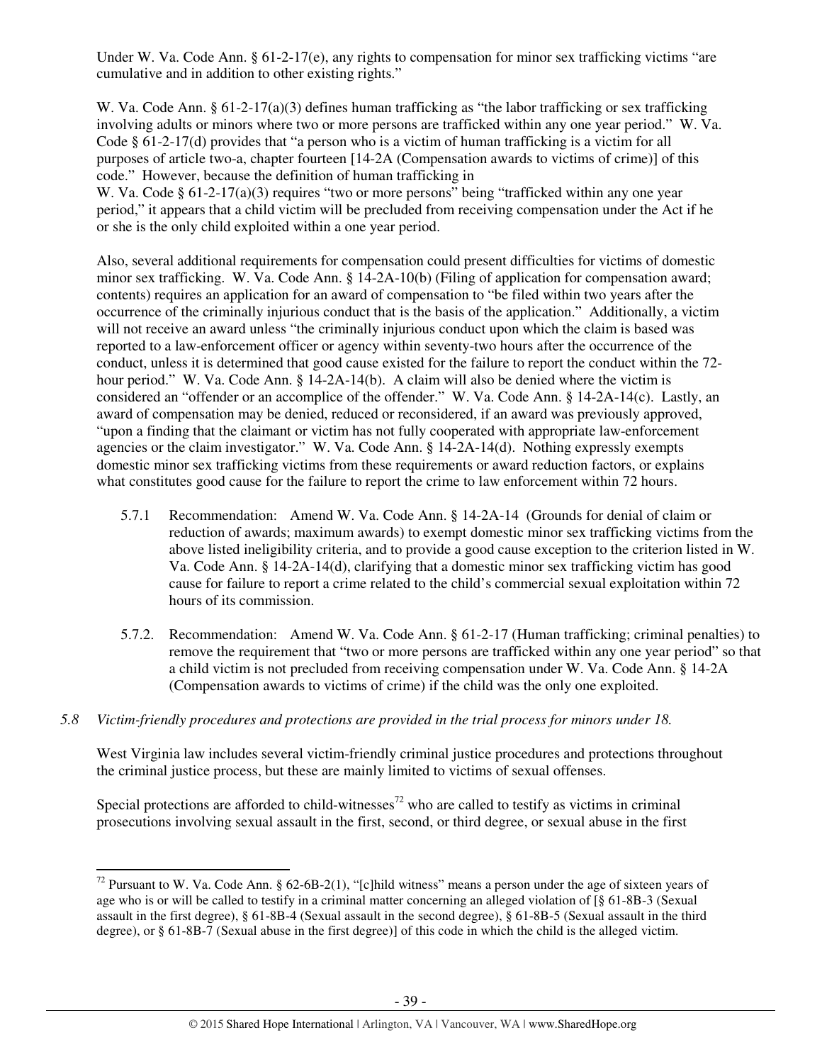Under W. Va. Code Ann. § 61-2-17(e), any rights to compensation for minor sex trafficking victims "are cumulative and in addition to other existing rights."

W. Va. Code Ann. § 61-2-17(a)(3) defines human trafficking as "the labor trafficking or sex trafficking involving adults or minors where two or more persons are trafficked within any one year period." W. Va. Code § 61-2-17(d) provides that "a person who is a victim of human trafficking is a victim for all purposes of article two-a, chapter fourteen [14-2A (Compensation awards to victims of crime)] of this code." However, because the definition of human trafficking in W. Va. Code § 61-2-17(a)(3) requires "two or more persons" being "trafficked within any one year period," it appears that a child victim will be precluded from receiving compensation under the Act if he or she is the only child exploited within a one year period.

Also, several additional requirements for compensation could present difficulties for victims of domestic minor sex trafficking. W. Va. Code Ann. § 14-2A-10(b) (Filing of application for compensation award; contents) requires an application for an award of compensation to "be filed within two years after the occurrence of the criminally injurious conduct that is the basis of the application." Additionally, a victim will not receive an award unless "the criminally injurious conduct upon which the claim is based was reported to a law-enforcement officer or agency within seventy-two hours after the occurrence of the conduct, unless it is determined that good cause existed for the failure to report the conduct within the 72-hour period." W. Va. Code Ann. § 14-2A-14(b). A claim will also be denied where the victim is considered an "offender or an accomplice of the offender." W. Va. Code Ann. § 14-2A-14(c). Lastly, an award of compensation may be denied, reduced or reconsidered, if an award was previously approved, "upon a finding that the claimant or victim has not fully cooperated with appropriate law-enforcement agencies or the claim investigator." W. Va. Code Ann. § 14-2A-14(d). Nothing expressly exempts domestic minor sex trafficking victims from these requirements or award reduction factors, or explains what constitutes good cause for the failure to report the crime to law enforcement within 72 hours.

5.7.1 Recommendation: Amend W. Va. Code Ann. § 14-2A-14 (Grounds for denial of claim or reduction of awards; maximum awards) to exempt domestic minor sex trafficking victims from the above listed ineligibility criteria, and to provide a good cause exception to the criterion listed in W. Va. Code Ann. § 14-2A-14(d), clarifying that a domestic minor sex trafficking victim has good cause for failure to report a crime related to the child's commercial sexual exploitation within 72 hours of its commission.

5.7.2. Recommendation: Amend W. Va. Code Ann. § 61-2-17 (Human trafficking; criminal penalties) to remove the requirement that "two or more persons are trafficked within any one year period" so that a child victim is not precluded from receiving compensation under W. Va. Code Ann. § 14-2A (Compensation awards to victims of crime) if the child was the only one exploited.

*5.8 Victim-friendly procedures and protections are provided in the trial process for minors under 18.*

West Virginia law includes several victim-friendly criminal justice procedures and protections throughout the criminal justice process, but these are mainly limited to victims of sexual offenses.

Special protections are afforded to child-witnesses[72] who are called to testify as victims in criminal prosecutions involving sexual assault in the first, second, or third degree, or sexual abuse in the first

[72] Pursuant to W. Va. Code Ann. § 62-6B-2(1), "[c]hild witness" means a person under the age of sixteen years of age who is or will be called to testify in a criminal matter concerning an alleged violation of [§ 61-8B-3 (Sexual assault in the first degree), § 61-8B-4 (Sexual assault in the second degree), § 61-8B-5 (Sexual assault in the third degree), or § 61-8B-7 (Sexual abuse in the first degree)] of this code in which the child is the alleged victim.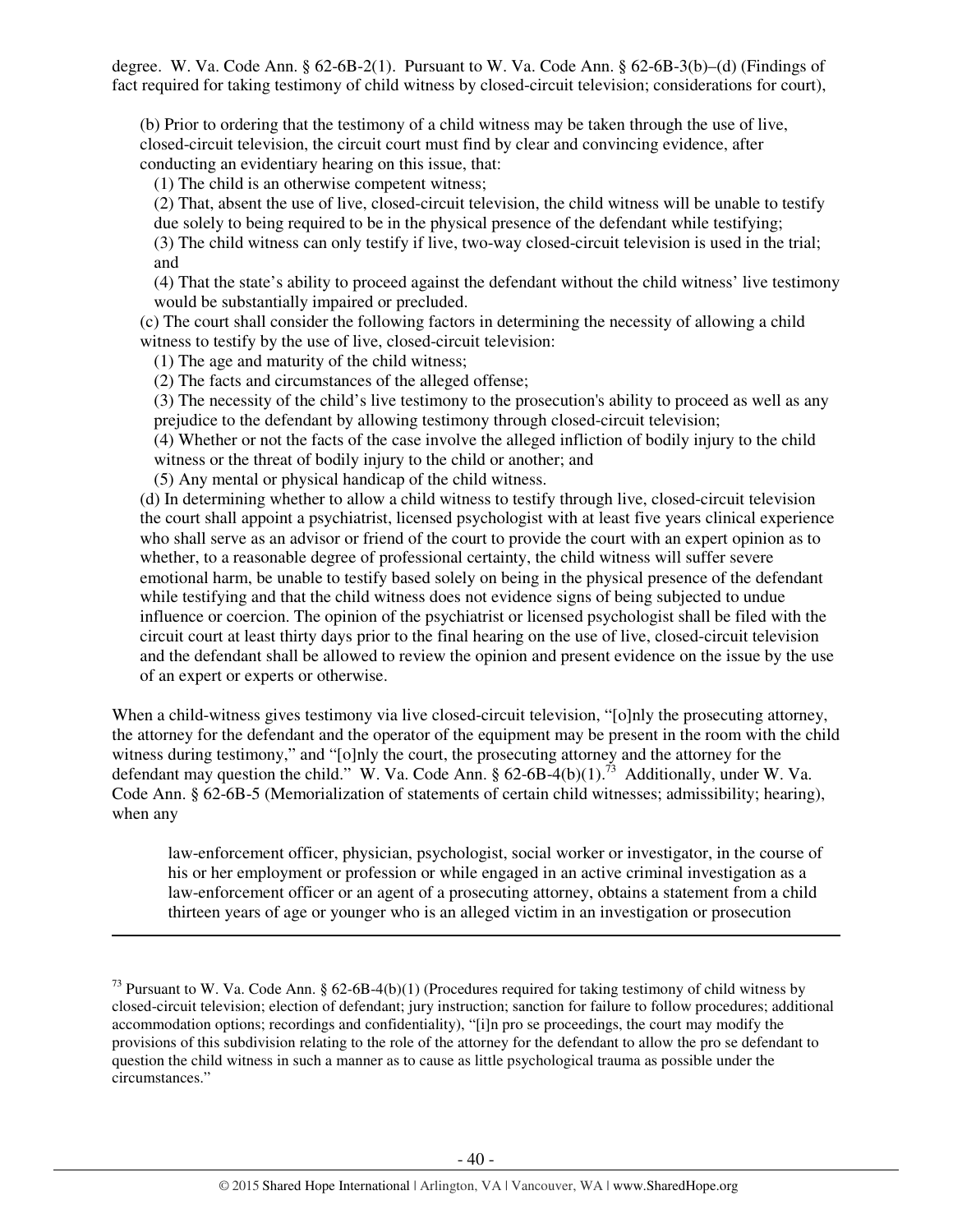degree. W. Va. Code Ann. § 62-6B-2(1). Pursuant to W. Va. Code Ann. § 62-6B-3(b)–(d) (Findings of fact required for taking testimony of child witness by closed-circuit television; considerations for court),

> (b) Prior to ordering that the testimony of a child witness may be taken through the use of live, closed-circuit television, the circuit court must find by clear and convincing evidence, after conducting an evidentiary hearing on this issue, that:
>
> (1) The child is an otherwise competent witness;
>
> (2) That, absent the use of live, closed-circuit television, the child witness will be unable to testify due solely to being required to be in the physical presence of the defendant while testifying;
>
> (3) The child witness can only testify if live, two-way closed-circuit television is used in the trial; and
>
> (4) That the state's ability to proceed against the defendant without the child witness' live testimony would be substantially impaired or precluded.
>
> (c) The court shall consider the following factors in determining the necessity of allowing a child witness to testify by the use of live, closed-circuit television:
>
> (1) The age and maturity of the child witness;
>
> (2) The facts and circumstances of the alleged offense;
>
> (3) The necessity of the child's live testimony to the prosecution's ability to proceed as well as any prejudice to the defendant by allowing testimony through closed-circuit television;
>
> (4) Whether or not the facts of the case involve the alleged infliction of bodily injury to the child witness or the threat of bodily injury to the child or another; and
>
> (5) Any mental or physical handicap of the child witness.
>
> (d) In determining whether to allow a child witness to testify through live, closed-circuit television the court shall appoint a psychiatrist, licensed psychologist with at least five years clinical experience who shall serve as an advisor or friend of the court to provide the court with an expert opinion as to whether, to a reasonable degree of professional certainty, the child witness will suffer severe emotional harm, be unable to testify based solely on being in the physical presence of the defendant while testifying and that the child witness does not evidence signs of being subjected to undue influence or coercion. The opinion of the psychiatrist or licensed psychologist shall be filed with the circuit court at least thirty days prior to the final hearing on the use of live, closed-circuit television and the defendant shall be allowed to review the opinion and present evidence on the issue by the use of an expert or experts or otherwise.

When a child-witness gives testimony via live closed-circuit television, "[o]nly the prosecuting attorney, the attorney for the defendant and the operator of the equipment may be present in the room with the child witness during testimony," and "[o]nly the court, the prosecuting attorney and the attorney for the defendant may question the child." W. Va. Code Ann. § 62-6B-4(b)(1).[73] Additionally, under W. Va. Code Ann. § 62-6B-5 (Memorialization of statements of certain child witnesses; admissibility; hearing), when any

> law-enforcement officer, physician, psychologist, social worker or investigator, in the course of his or her employment or profession or while engaged in an active criminal investigation as a law-enforcement officer or an agent of a prosecuting attorney, obtains a statement from a child thirteen years of age or younger who is an alleged victim in an investigation or prosecution

---

[73] Pursuant to W. Va. Code Ann. § 62-6B-4(b)(1) (Procedures required for taking testimony of child witness by closed-circuit television; election of defendant; jury instruction; sanction for failure to follow procedures; additional accommodation options; recordings and confidentiality), "[i]n pro se proceedings, the court may modify the provisions of this subdivision relating to the role of the attorney for the defendant to allow the pro se defendant to question the child witness in such a manner as to cause as little psychological trauma as possible under the circumstances."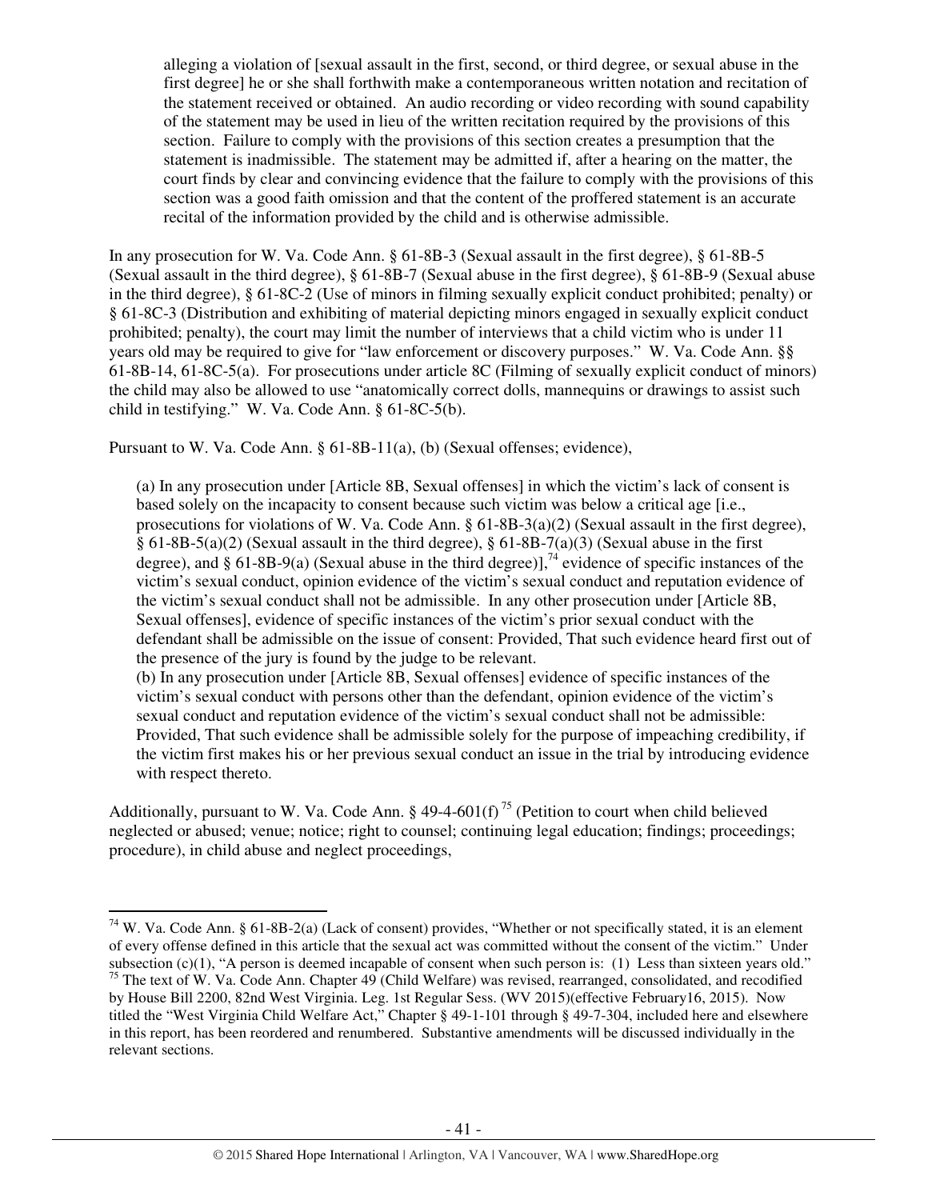> alleging a violation of [sexual assault in the first, second, or third degree, or sexual abuse in the first degree] he or she shall forthwith make a contemporaneous written notation and recitation of the statement received or obtained. An audio recording or video recording with sound capability of the statement may be used in lieu of the written recitation required by the provisions of this section. Failure to comply with the provisions of this section creates a presumption that the statement is inadmissible. The statement may be admitted if, after a hearing on the matter, the court finds by clear and convincing evidence that the failure to comply with the provisions of this section was a good faith omission and that the content of the proffered statement is an accurate recital of the information provided by the child and is otherwise admissible.

In any prosecution for W. Va. Code Ann. § 61-8B-3 (Sexual assault in the first degree), § 61-8B-5 (Sexual assault in the third degree), § 61-8B-7 (Sexual abuse in the first degree), § 61-8B-9 (Sexual abuse in the third degree), § 61-8C-2 (Use of minors in filming sexually explicit conduct prohibited; penalty) or § 61-8C-3 (Distribution and exhibiting of material depicting minors engaged in sexually explicit conduct prohibited; penalty), the court may limit the number of interviews that a child victim who is under 11 years old may be required to give for "law enforcement or discovery purposes." W. Va. Code Ann. §§ 61-8B-14, 61-8C-5(a). For prosecutions under article 8C (Filming of sexually explicit conduct of minors) the child may also be allowed to use "anatomically correct dolls, mannequins or drawings to assist such child in testifying." W. Va. Code Ann. § 61-8C-5(b).

Pursuant to W. Va. Code Ann. § 61-8B-11(a), (b) (Sexual offenses; evidence),

> (a) In any prosecution under [Article 8B, Sexual offenses] in which the victim's lack of consent is based solely on the incapacity to consent because such victim was below a critical age [i.e., prosecutions for violations of W. Va. Code Ann. § 61-8B-3(a)(2) (Sexual assault in the first degree), § 61-8B-5(a)(2) (Sexual assault in the third degree), § 61-8B-7(a)(3) (Sexual abuse in the first degree), and § 61-8B-9(a) (Sexual abuse in the third degree)],[74] evidence of specific instances of the victim's sexual conduct, opinion evidence of the victim's sexual conduct and reputation evidence of the victim's sexual conduct shall not be admissible. In any other prosecution under [Article 8B, Sexual offenses], evidence of specific instances of the victim's prior sexual conduct with the defendant shall be admissible on the issue of consent: Provided, That such evidence heard first out of the presence of the jury is found by the judge to be relevant.
>
> (b) In any prosecution under [Article 8B, Sexual offenses] evidence of specific instances of the victim's sexual conduct with persons other than the defendant, opinion evidence of the victim's sexual conduct and reputation evidence of the victim's sexual conduct shall not be admissible: Provided, That such evidence shall be admissible solely for the purpose of impeaching credibility, if the victim first makes his or her previous sexual conduct an issue in the trial by introducing evidence with respect thereto.

Additionally, pursuant to W. Va. Code Ann. § 49-4-601(f)[75] (Petition to court when child believed neglected or abused; venue; notice; right to counsel; continuing legal education; findings; proceedings; procedure), in child abuse and neglect proceedings,

---

[74] W. Va. Code Ann. § 61-8B-2(a) (Lack of consent) provides, "Whether or not specifically stated, it is an element of every offense defined in this article that the sexual act was committed without the consent of the victim." Under subsection (c)(1), "A person is deemed incapable of consent when such person is: (1) Less than sixteen years old."

[75] The text of W. Va. Code Ann. Chapter 49 (Child Welfare) was revised, rearranged, consolidated, and recodified by House Bill 2200, 82nd West Virginia. Leg. 1st Regular Sess. (WV 2015)(effective February16, 2015). Now titled the "West Virginia Child Welfare Act," Chapter § 49-1-101 through § 49-7-304, included here and elsewhere in this report, has been reordered and renumbered. Substantive amendments will be discussed individually in the relevant sections.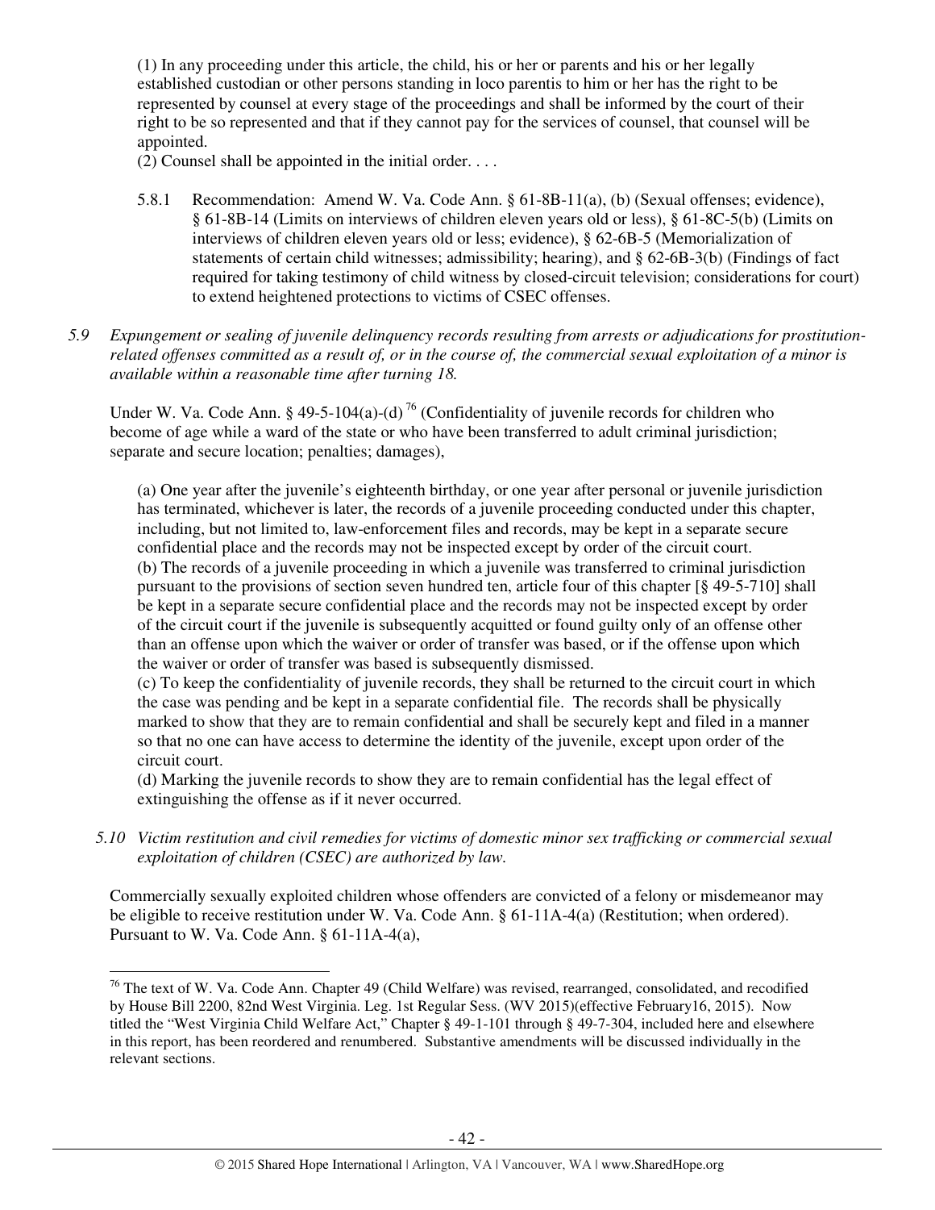(1) In any proceeding under this article, the child, his or her or parents and his or her legally established custodian or other persons standing in loco parentis to him or her has the right to be represented by counsel at every stage of the proceedings and shall be informed by the court of their right to be so represented and that if they cannot pay for the services of counsel, that counsel will be appointed.

(2) Counsel shall be appointed in the initial order. . . .

5.8.1 Recommendation: Amend W. Va. Code Ann. § 61-8B-11(a), (b) (Sexual offenses; evidence), § 61-8B-14 (Limits on interviews of children eleven years old or less), § 61-8C-5(b) (Limits on interviews of children eleven years old or less; evidence), § 62-6B-5 (Memorialization of statements of certain child witnesses; admissibility; hearing), and § 62-6B-3(b) (Findings of fact required for taking testimony of child witness by closed-circuit television; considerations for court) to extend heightened protections to victims of CSEC offenses.

*5.9 Expungement or sealing of juvenile delinquency records resulting from arrests or adjudications for prostitution-related offenses committed as a result of, or in the course of, the commercial sexual exploitation of a minor is available within a reasonable time after turning 18.*

Under W. Va. Code Ann. § 49-5-104(a)-(d)[76] (Confidentiality of juvenile records for children who become of age while a ward of the state or who have been transferred to adult criminal jurisdiction; separate and secure location; penalties; damages),

(a) One year after the juvenile's eighteenth birthday, or one year after personal or juvenile jurisdiction has terminated, whichever is later, the records of a juvenile proceeding conducted under this chapter, including, but not limited to, law-enforcement files and records, may be kept in a separate secure confidential place and the records may not be inspected except by order of the circuit court.

(b) The records of a juvenile proceeding in which a juvenile was transferred to criminal jurisdiction pursuant to the provisions of section seven hundred ten, article four of this chapter [§ 49-5-710] shall be kept in a separate secure confidential place and the records may not be inspected except by order of the circuit court if the juvenile is subsequently acquitted or found guilty only of an offense other than an offense upon which the waiver or order of transfer was based, or if the offense upon which the waiver or order of transfer was based is subsequently dismissed.

(c) To keep the confidentiality of juvenile records, they shall be returned to the circuit court in which the case was pending and be kept in a separate confidential file. The records shall be physically marked to show that they are to remain confidential and shall be securely kept and filed in a manner so that no one can have access to determine the identity of the juvenile, except upon order of the circuit court.

(d) Marking the juvenile records to show they are to remain confidential has the legal effect of extinguishing the offense as if it never occurred.

*5.10 Victim restitution and civil remedies for victims of domestic minor sex trafficking or commercial sexual exploitation of children (CSEC) are authorized by law.*

Commercially sexually exploited children whose offenders are convicted of a felony or misdemeanor may be eligible to receive restitution under W. Va. Code Ann. § 61-11A-4(a) (Restitution; when ordered). Pursuant to W. Va. Code Ann. § 61-11A-4(a),

---

[76] The text of W. Va. Code Ann. Chapter 49 (Child Welfare) was revised, rearranged, consolidated, and recodified by House Bill 2200, 82nd West Virginia. Leg. 1st Regular Sess. (WV 2015)(effective February16, 2015). Now titled the "West Virginia Child Welfare Act," Chapter § 49-1-101 through § 49-7-304, included here and elsewhere in this report, has been reordered and renumbered. Substantive amendments will be discussed individually in the relevant sections.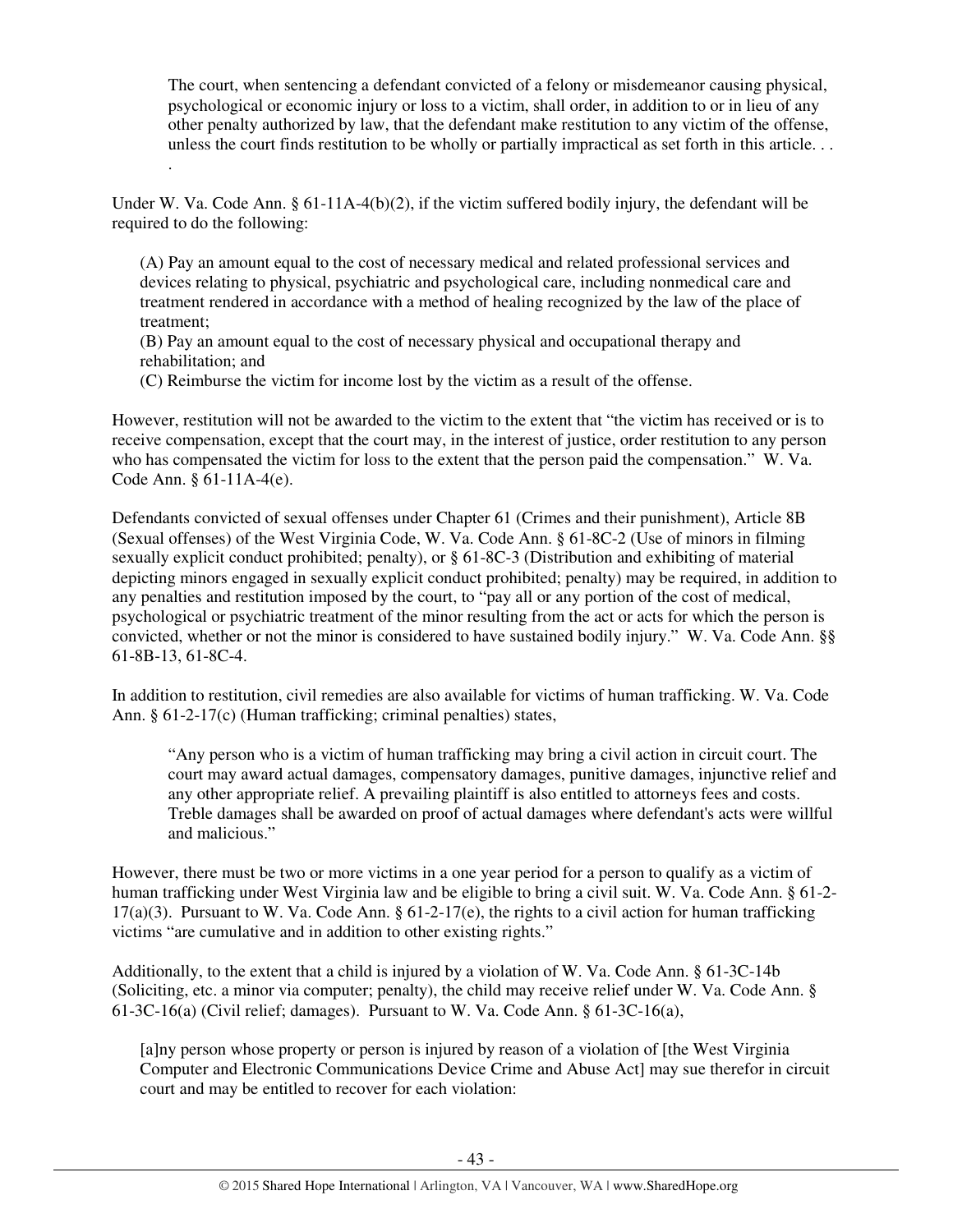> The court, when sentencing a defendant convicted of a felony or misdemeanor causing physical, psychological or economic injury or loss to a victim, shall order, in addition to or in lieu of any other penalty authorized by law, that the defendant make restitution to any victim of the offense, unless the court finds restitution to be wholly or partially impractical as set forth in this article. . . .

Under W. Va. Code Ann. § 61-11A-4(b)(2), if the victim suffered bodily injury, the defendant will be required to do the following:

> (A) Pay an amount equal to the cost of necessary medical and related professional services and devices relating to physical, psychiatric and psychological care, including nonmedical care and treatment rendered in accordance with a method of healing recognized by the law of the place of treatment;
> (B) Pay an amount equal to the cost of necessary physical and occupational therapy and rehabilitation; and
> (C) Reimburse the victim for income lost by the victim as a result of the offense.

However, restitution will not be awarded to the victim to the extent that "the victim has received or is to receive compensation, except that the court may, in the interest of justice, order restitution to any person who has compensated the victim for loss to the extent that the person paid the compensation." W. Va. Code Ann. § 61-11A-4(e).

Defendants convicted of sexual offenses under Chapter 61 (Crimes and their punishment), Article 8B (Sexual offenses) of the West Virginia Code, W. Va. Code Ann. § 61-8C-2 (Use of minors in filming sexually explicit conduct prohibited; penalty), or § 61-8C-3 (Distribution and exhibiting of material depicting minors engaged in sexually explicit conduct prohibited; penalty) may be required, in addition to any penalties and restitution imposed by the court, to "pay all or any portion of the cost of medical, psychological or psychiatric treatment of the minor resulting from the act or acts for which the person is convicted, whether or not the minor is considered to have sustained bodily injury." W. Va. Code Ann. §§ 61-8B-13, 61-8C-4.

In addition to restitution, civil remedies are also available for victims of human trafficking. W. Va. Code Ann. § 61-2-17(c) (Human trafficking; criminal penalties) states,

> "Any person who is a victim of human trafficking may bring a civil action in circuit court. The court may award actual damages, compensatory damages, punitive damages, injunctive relief and any other appropriate relief. A prevailing plaintiff is also entitled to attorneys fees and costs. Treble damages shall be awarded on proof of actual damages where defendant's acts were willful and malicious."

However, there must be two or more victims in a one year period for a person to qualify as a victim of human trafficking under West Virginia law and be eligible to bring a civil suit. W. Va. Code Ann. § 61-2-17(a)(3). Pursuant to W. Va. Code Ann. § 61-2-17(e), the rights to a civil action for human trafficking victims "are cumulative and in addition to other existing rights."

Additionally, to the extent that a child is injured by a violation of W. Va. Code Ann. § 61-3C-14b (Soliciting, etc. a minor via computer; penalty), the child may receive relief under W. Va. Code Ann. § 61-3C-16(a) (Civil relief; damages). Pursuant to W. Va. Code Ann. § 61-3C-16(a),

> [a]ny person whose property or person is injured by reason of a violation of [the West Virginia Computer and Electronic Communications Device Crime and Abuse Act] may sue therefor in circuit court and may be entitled to recover for each violation: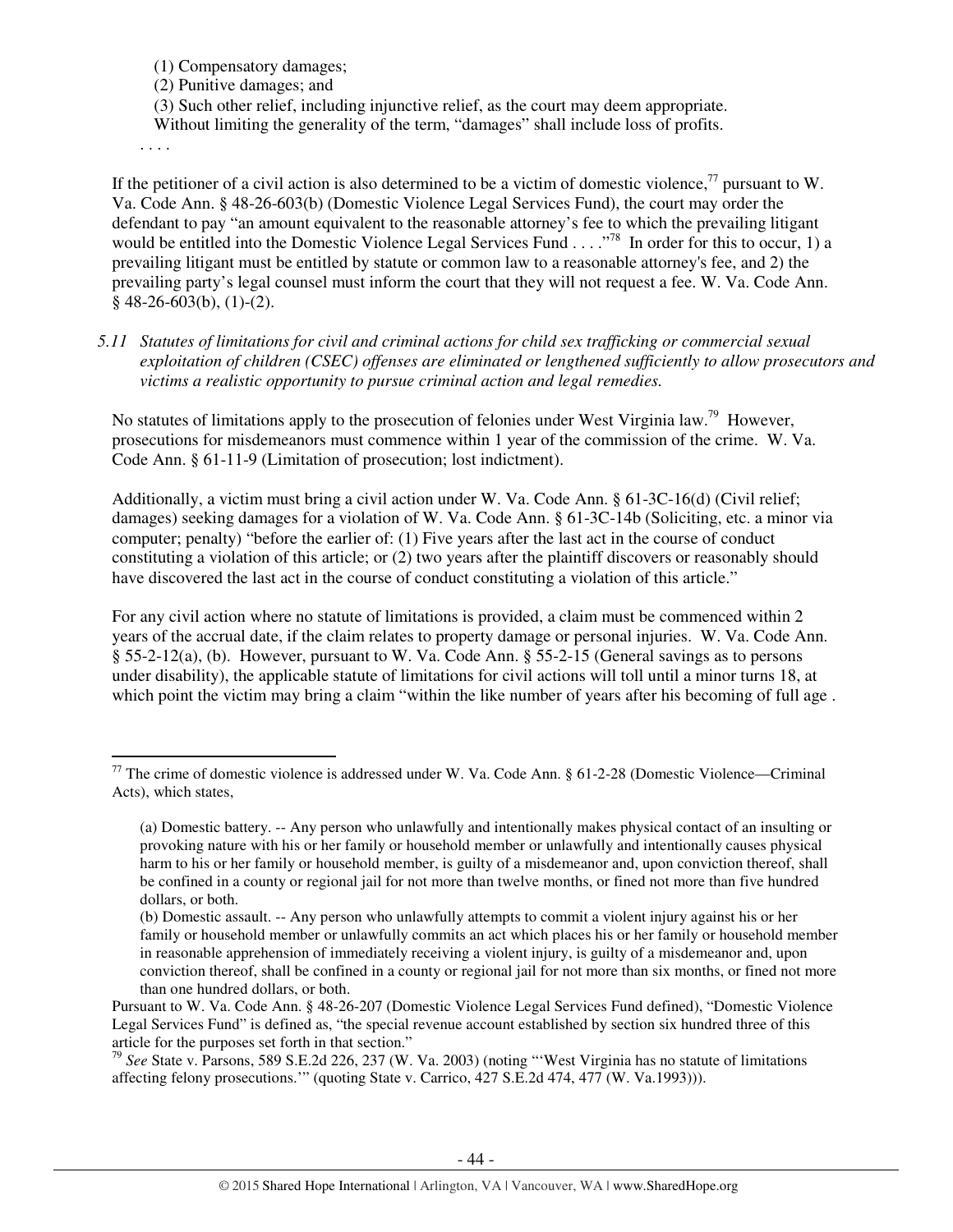(1) Compensatory damages;
(2) Punitive damages; and
(3) Such other relief, including injunctive relief, as the court may deem appropriate.
Without limiting the generality of the term, "damages" shall include loss of profits.

. . . .

If the petitioner of a civil action is also determined to be a victim of domestic violence,[77] pursuant to W. Va. Code Ann. § 48-26-603(b) (Domestic Violence Legal Services Fund), the court may order the defendant to pay "an amount equivalent to the reasonable attorney's fee to which the prevailing litigant would be entitled into the Domestic Violence Legal Services Fund . . . ."[78] In order for this to occur, 1) a prevailing litigant must be entitled by statute or common law to a reasonable attorney's fee, and 2) the prevailing party's legal counsel must inform the court that they will not request a fee. W. Va. Code Ann. § 48-26-603(b), (1)-(2).

*5.11 Statutes of limitations for civil and criminal actions for child sex trafficking or commercial sexual exploitation of children (CSEC) offenses are eliminated or lengthened sufficiently to allow prosecutors and victims a realistic opportunity to pursue criminal action and legal remedies.*

No statutes of limitations apply to the prosecution of felonies under West Virginia law.[79] However, prosecutions for misdemeanors must commence within 1 year of the commission of the crime. W. Va. Code Ann. § 61-11-9 (Limitation of prosecution; lost indictment).

Additionally, a victim must bring a civil action under W. Va. Code Ann. § 61-3C-16(d) (Civil relief; damages) seeking damages for a violation of W. Va. Code Ann. § 61-3C-14b (Soliciting, etc. a minor via computer; penalty) "before the earlier of: (1) Five years after the last act in the course of conduct constituting a violation of this article; or (2) two years after the plaintiff discovers or reasonably should have discovered the last act in the course of conduct constituting a violation of this article."

For any civil action where no statute of limitations is provided, a claim must be commenced within 2 years of the accrual date, if the claim relates to property damage or personal injuries. W. Va. Code Ann. § 55-2-12(a), (b). However, pursuant to W. Va. Code Ann. § 55-2-15 (General savings as to persons under disability), the applicable statute of limitations for civil actions will toll until a minor turns 18, at which point the victim may bring a claim "within the like number of years after his becoming of full age .

---

[77] The crime of domestic violence is addressed under W. Va. Code Ann. § 61-2-28 (Domestic Violence—Criminal Acts), which states,

> (a) Domestic battery. -- Any person who unlawfully and intentionally makes physical contact of an insulting or provoking nature with his or her family or household member or unlawfully and intentionally causes physical harm to his or her family or household member, is guilty of a misdemeanor and, upon conviction thereof, shall be confined in a county or regional jail for not more than twelve months, or fined not more than five hundred dollars, or both.
>
> (b) Domestic assault. -- Any person who unlawfully attempts to commit a violent injury against his or her family or household member or unlawfully commits an act which places his or her family or household member in reasonable apprehension of immediately receiving a violent injury, is guilty of a misdemeanor and, upon conviction thereof, shall be confined in a county or regional jail for not more than six months, or fined not more than one hundred dollars, or both.

Pursuant to W. Va. Code Ann. § 48-26-207 (Domestic Violence Legal Services Fund defined), "Domestic Violence Legal Services Fund" is defined as, "the special revenue account established by section six hundred three of this article for the purposes set forth in that section."

[79] *See* State v. Parsons, 589 S.E.2d 226, 237 (W. Va. 2003) (noting "'West Virginia has no statute of limitations affecting felony prosecutions.'" (quoting State v. Carrico, 427 S.E.2d 474, 477 (W. Va.1993))).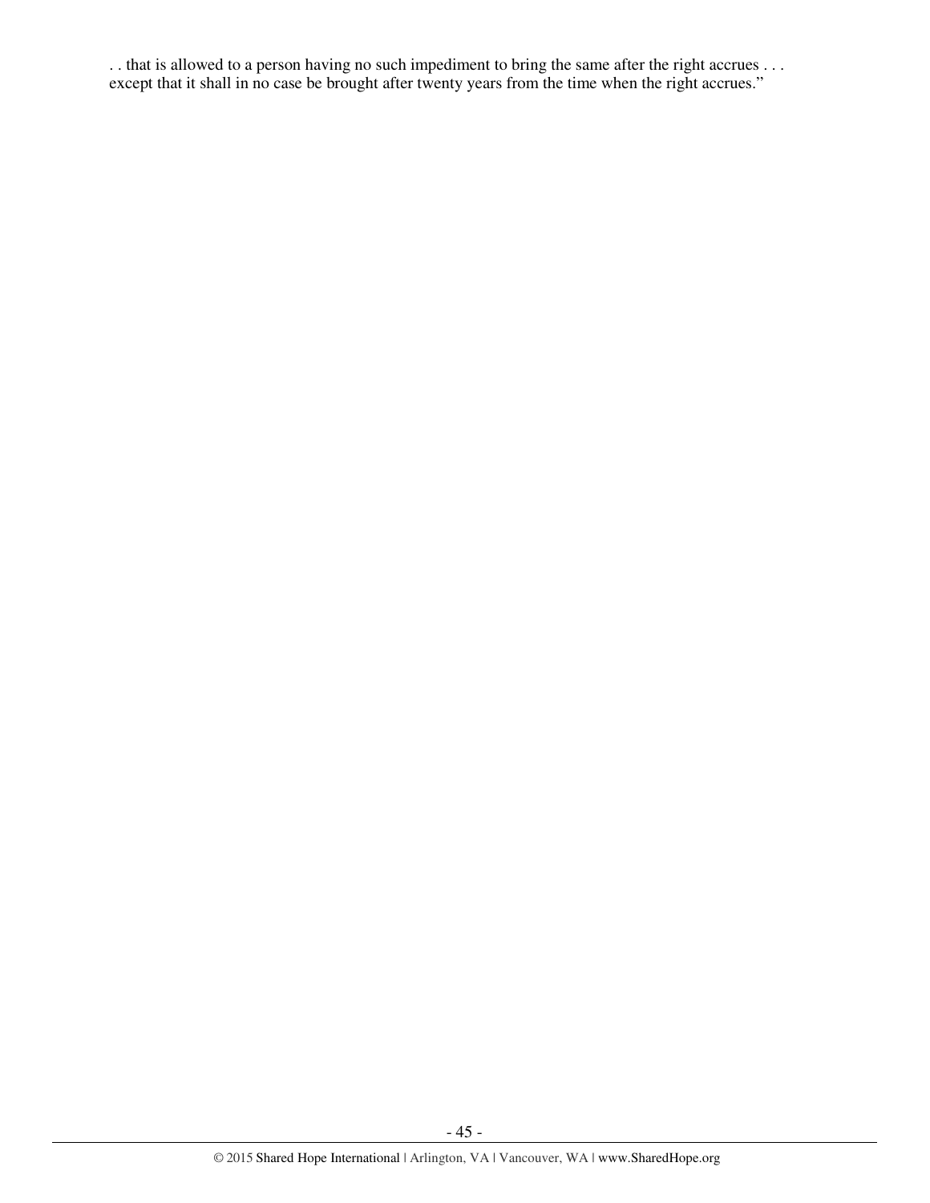. . that is allowed to a person having no such impediment to bring the same after the right accrues . . . except that it shall in no case be brought after twenty years from the time when the right accrues."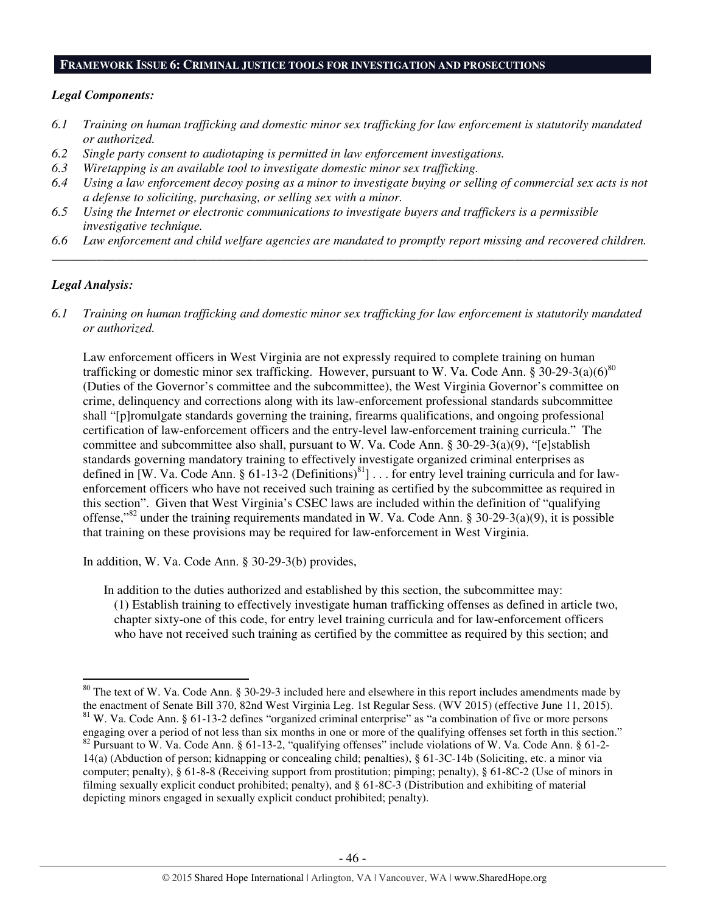## FRAMEWORK ISSUE 6: CRIMINAL JUSTICE TOOLS FOR INVESTIGATION AND PROSECUTIONS

***Legal Components:***

*6.1 Training on human trafficking and domestic minor sex trafficking for law enforcement is statutorily mandated or authorized.*

*6.2 Single party consent to audiotaping is permitted in law enforcement investigations.*

*6.3 Wiretapping is an available tool to investigate domestic minor sex trafficking.*

*6.4 Using a law enforcement decoy posing as a minor to investigate buying or selling of commercial sex acts is not a defense to soliciting, purchasing, or selling sex with a minor.*

*6.5 Using the Internet or electronic communications to investigate buyers and traffickers is a permissible investigative technique.*

*6.6 Law enforcement and child welfare agencies are mandated to promptly report missing and recovered children.*

---

***Legal Analysis:***

*6.1 Training on human trafficking and domestic minor sex trafficking for law enforcement is statutorily mandated or authorized.*

Law enforcement officers in West Virginia are not expressly required to complete training on human trafficking or domestic minor sex trafficking. However, pursuant to W. Va. Code Ann. § 30-29-3(a)(6)[80] (Duties of the Governor's committee and the subcommittee), the West Virginia Governor's committee on crime, delinquency and corrections along with its law-enforcement professional standards subcommittee shall "[p]romulgate standards governing the training, firearms qualifications, and ongoing professional certification of law-enforcement officers and the entry-level law-enforcement training curricula." The committee and subcommittee also shall, pursuant to W. Va. Code Ann. § 30-29-3(a)(9), "[e]stablish standards governing mandatory training to effectively investigate organized criminal enterprises as defined in [W. Va. Code Ann. § 61-13-2 (Definitions)[81]] . . . for entry level training curricula and for law-enforcement officers who have not received such training as certified by the subcommittee as required in this section". Given that West Virginia's CSEC laws are included within the definition of "qualifying offense,"[82] under the training requirements mandated in W. Va. Code Ann. § 30-29-3(a)(9), it is possible that training on these provisions may be required for law-enforcement in West Virginia.

In addition, W. Va. Code Ann. § 30-29-3(b) provides,

> In addition to the duties authorized and established by this section, the subcommittee may:
> (1) Establish training to effectively investigate human trafficking offenses as defined in article two, chapter sixty-one of this code, for entry level training curricula and for law-enforcement officers who have not received such training as certified by the committee as required by this section; and

---

[80] The text of W. Va. Code Ann. § 30-29-3 included here and elsewhere in this report includes amendments made by the enactment of Senate Bill 370, 82nd West Virginia Leg. 1st Regular Sess. (WV 2015) (effective June 11, 2015).

[81] W. Va. Code Ann. § 61-13-2 defines "organized criminal enterprise" as "a combination of five or more persons engaging over a period of not less than six months in one or more of the qualifying offenses set forth in this section."

[82] Pursuant to W. Va. Code Ann. § 61-13-2, "qualifying offenses" include violations of W. Va. Code Ann. § 61-2-14(a) (Abduction of person; kidnapping or concealing child; penalties), § 61-3C-14b (Soliciting, etc. a minor via computer; penalty), § 61-8-8 (Receiving support from prostitution; pimping; penalty), § 61-8C-2 (Use of minors in filming sexually explicit conduct prohibited; penalty), and § 61-8C-3 (Distribution and exhibiting of material depicting minors engaged in sexually explicit conduct prohibited; penalty).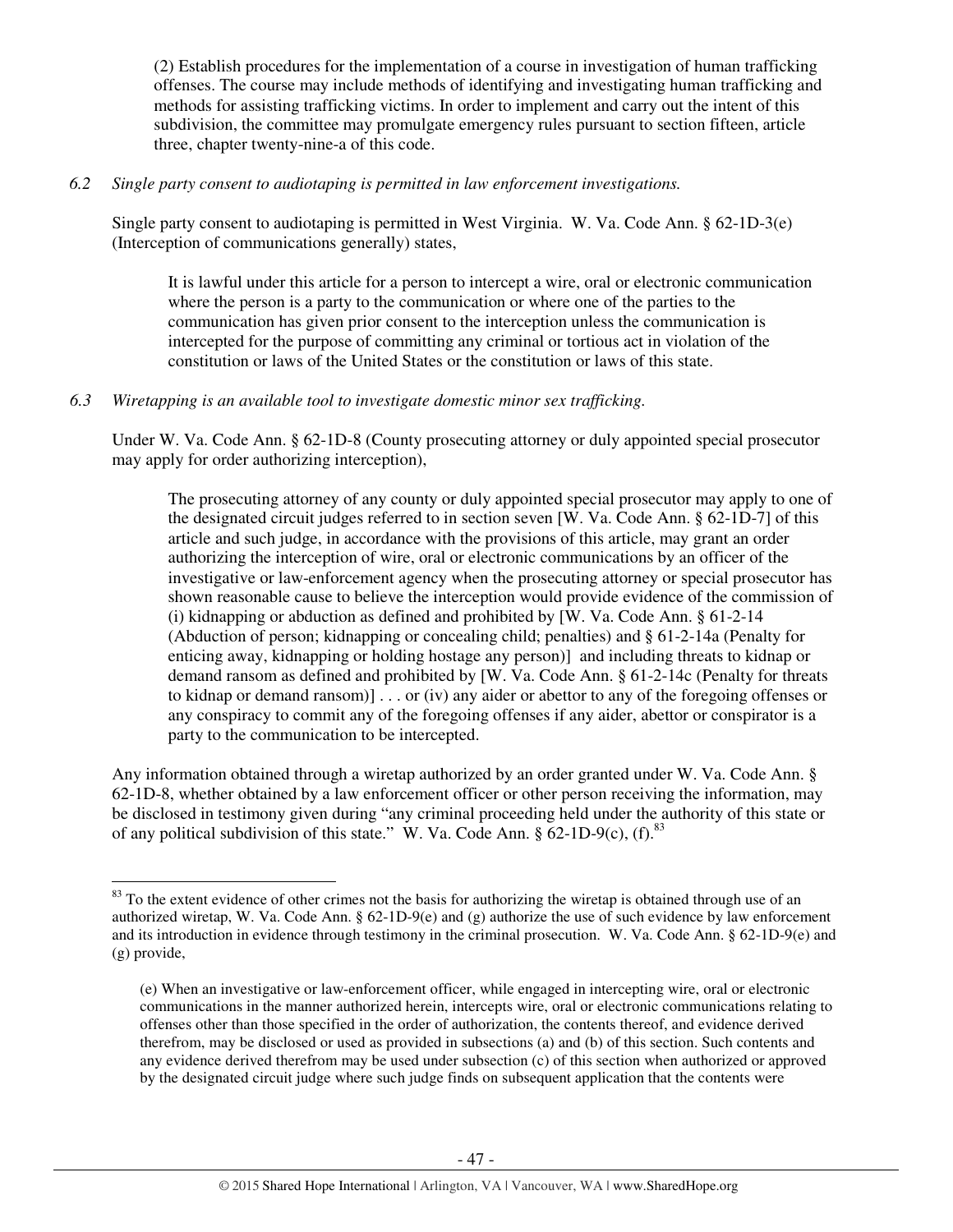(2) Establish procedures for the implementation of a course in investigation of human trafficking offenses. The course may include methods of identifying and investigating human trafficking and methods for assisting trafficking victims. In order to implement and carry out the intent of this subdivision, the committee may promulgate emergency rules pursuant to section fifteen, article three, chapter twenty-nine-a of this code.

*6.2 Single party consent to audiotaping is permitted in law enforcement investigations.*

Single party consent to audiotaping is permitted in West Virginia. W. Va. Code Ann. § 62-1D-3(e) (Interception of communications generally) states,

> It is lawful under this article for a person to intercept a wire, oral or electronic communication where the person is a party to the communication or where one of the parties to the communication has given prior consent to the interception unless the communication is intercepted for the purpose of committing any criminal or tortious act in violation of the constitution or laws of the United States or the constitution or laws of this state.

*6.3 Wiretapping is an available tool to investigate domestic minor sex trafficking.*

Under W. Va. Code Ann. § 62-1D-8 (County prosecuting attorney or duly appointed special prosecutor may apply for order authorizing interception),

> The prosecuting attorney of any county or duly appointed special prosecutor may apply to one of the designated circuit judges referred to in section seven [W. Va. Code Ann. § 62-1D-7] of this article and such judge, in accordance with the provisions of this article, may grant an order authorizing the interception of wire, oral or electronic communications by an officer of the investigative or law-enforcement agency when the prosecuting attorney or special prosecutor has shown reasonable cause to believe the interception would provide evidence of the commission of (i) kidnapping or abduction as defined and prohibited by [W. Va. Code Ann. § 61-2-14 (Abduction of person; kidnapping or concealing child; penalties) and § 61-2-14a (Penalty for enticing away, kidnapping or holding hostage any person)] and including threats to kidnap or demand ransom as defined and prohibited by [W. Va. Code Ann. § 61-2-14c (Penalty for threats to kidnap or demand ransom)] . . . or (iv) any aider or abettor to any of the foregoing offenses or any conspiracy to commit any of the foregoing offenses if any aider, abettor or conspirator is a party to the communication to be intercepted.

Any information obtained through a wiretap authorized by an order granted under W. Va. Code Ann. § 62-1D-8, whether obtained by a law enforcement officer or other person receiving the information, may be disclosed in testimony given during "any criminal proceeding held under the authority of this state or of any political subdivision of this state." W. Va. Code Ann. § 62-1D-9(c), (f).[83]

---

[83] To the extent evidence of other crimes not the basis for authorizing the wiretap is obtained through use of an authorized wiretap, W. Va. Code Ann. § 62-1D-9(e) and (g) authorize the use of such evidence by law enforcement and its introduction in evidence through testimony in the criminal prosecution. W. Va. Code Ann. § 62-1D-9(e) and (g) provide,

> (e) When an investigative or law-enforcement officer, while engaged in intercepting wire, oral or electronic communications in the manner authorized herein, intercepts wire, oral or electronic communications relating to offenses other than those specified in the order of authorization, the contents thereof, and evidence derived therefrom, may be disclosed or used as provided in subsections (a) and (b) of this section. Such contents and any evidence derived therefrom may be used under subsection (c) of this section when authorized or approved by the designated circuit judge where such judge finds on subsequent application that the contents were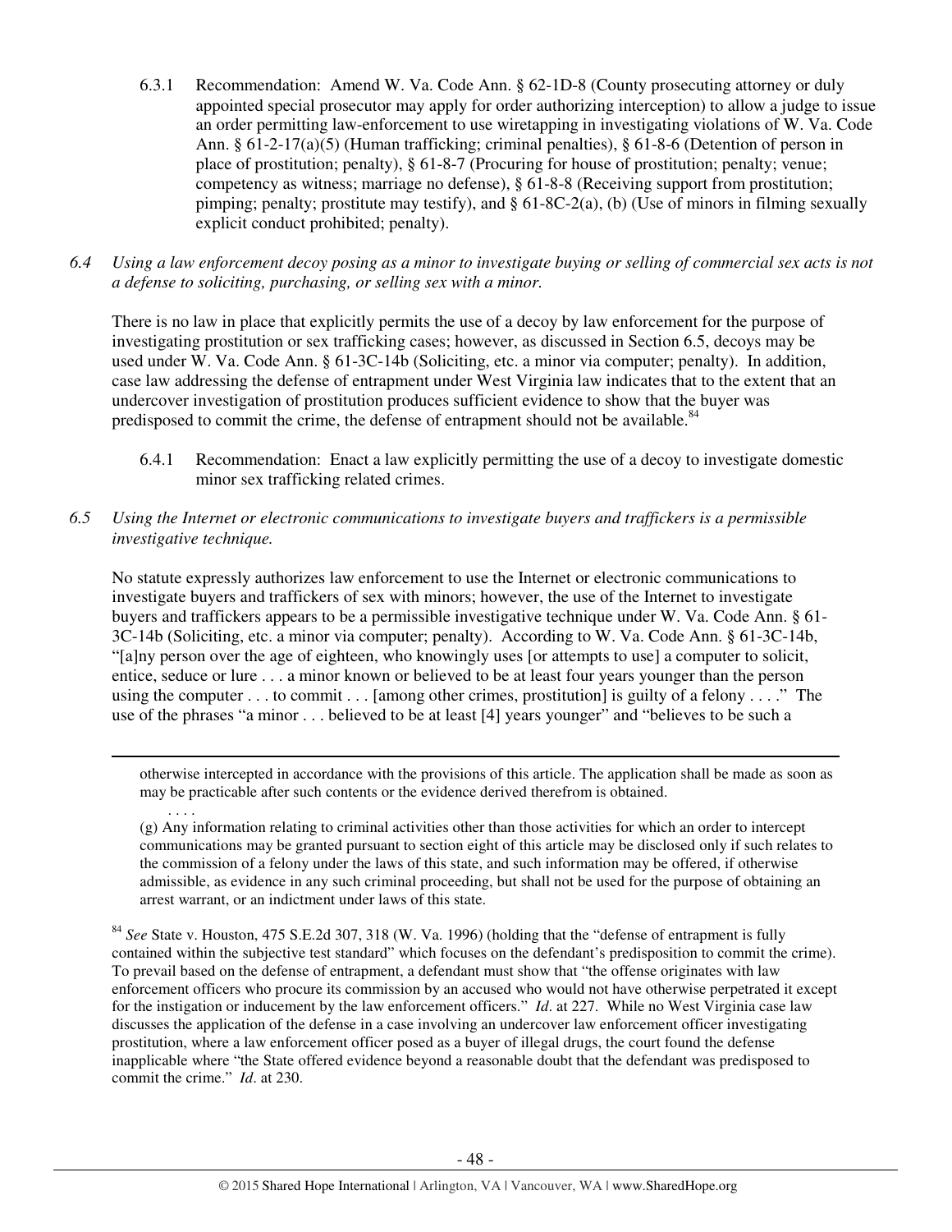6.3.1 Recommendation: Amend W. Va. Code Ann. § 62-1D-8 (County prosecuting attorney or duly appointed special prosecutor may apply for order authorizing interception) to allow a judge to issue an order permitting law-enforcement to use wiretapping in investigating violations of W. Va. Code Ann. § 61-2-17(a)(5) (Human trafficking; criminal penalties), § 61-8-6 (Detention of person in place of prostitution; penalty), § 61-8-7 (Procuring for house of prostitution; penalty; venue; competency as witness; marriage no defense), § 61-8-8 (Receiving support from prostitution; pimping; penalty; prostitute may testify), and § 61-8C-2(a), (b) (Use of minors in filming sexually explicit conduct prohibited; penalty).

*6.4 Using a law enforcement decoy posing as a minor to investigate buying or selling of commercial sex acts is not a defense to soliciting, purchasing, or selling sex with a minor.*

There is no law in place that explicitly permits the use of a decoy by law enforcement for the purpose of investigating prostitution or sex trafficking cases; however, as discussed in Section 6.5, decoys may be used under W. Va. Code Ann. § 61-3C-14b (Soliciting, etc. a minor via computer; penalty). In addition, case law addressing the defense of entrapment under West Virginia law indicates that to the extent that an undercover investigation of prostitution produces sufficient evidence to show that the buyer was predisposed to commit the crime, the defense of entrapment should not be available.[84]

6.4.1 Recommendation: Enact a law explicitly permitting the use of a decoy to investigate domestic minor sex trafficking related crimes.

*6.5 Using the Internet or electronic communications to investigate buyers and traffickers is a permissible investigative technique.*

No statute expressly authorizes law enforcement to use the Internet or electronic communications to investigate buyers and traffickers of sex with minors; however, the use of the Internet to investigate buyers and traffickers appears to be a permissible investigative technique under W. Va. Code Ann. § 61-3C-14b (Soliciting, etc. a minor via computer; penalty). According to W. Va. Code Ann. § 61-3C-14b, "[a]ny person over the age of eighteen, who knowingly uses [or attempts to use] a computer to solicit, entice, seduce or lure . . . a minor known or believed to be at least four years younger than the person using the computer . . . to commit . . . [among other crimes, prostitution] is guilty of a felony . . . ." The use of the phrases "a minor . . . believed to be at least [4] years younger" and "believes to be such a

---

otherwise intercepted in accordance with the provisions of this article. The application shall be made as soon as may be practicable after such contents or the evidence derived therefrom is obtained.

. . . .

(g) Any information relating to criminal activities other than those activities for which an order to intercept communications may be granted pursuant to section eight of this article may be disclosed only if such relates to the commission of a felony under the laws of this state, and such information may be offered, if otherwise admissible, as evidence in any such criminal proceeding, but shall not be used for the purpose of obtaining an arrest warrant, or an indictment under laws of this state.

[84] *See* State v. Houston, 475 S.E.2d 307, 318 (W. Va. 1996) (holding that the "defense of entrapment is fully contained within the subjective test standard" which focuses on the defendant's predisposition to commit the crime). To prevail based on the defense of entrapment, a defendant must show that "the offense originates with law enforcement officers who procure its commission by an accused who would not have otherwise perpetrated it except for the instigation or inducement by the law enforcement officers." *Id*. at 227. While no West Virginia case law discusses the application of the defense in a case involving an undercover law enforcement officer investigating prostitution, where a law enforcement officer posed as a buyer of illegal drugs, the court found the defense inapplicable where "the State offered evidence beyond a reasonable doubt that the defendant was predisposed to commit the crime." *Id*. at 230.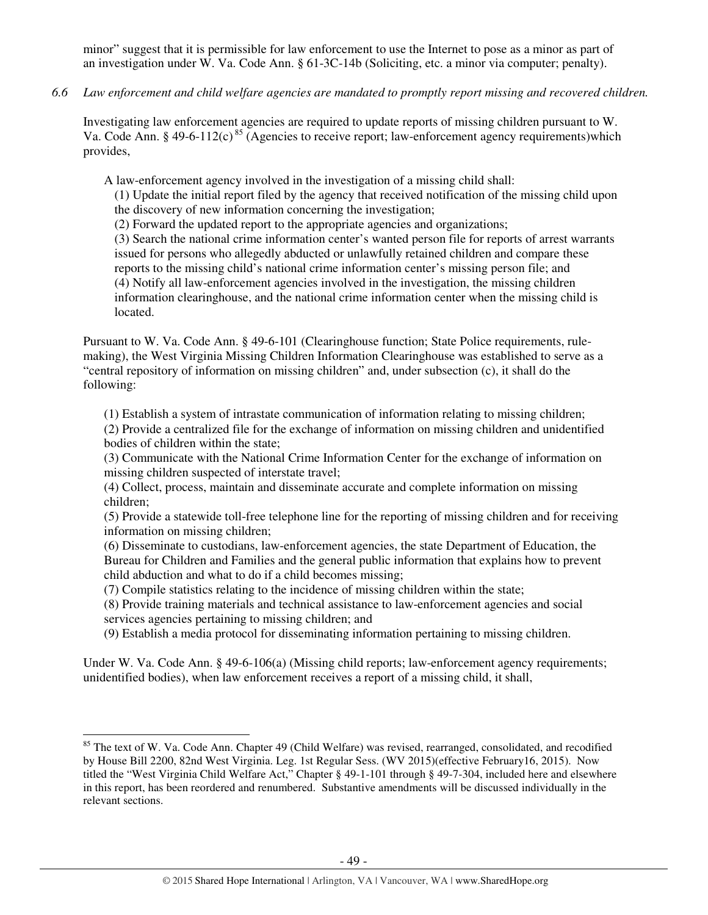minor" suggest that it is permissible for law enforcement to use the Internet to pose as a minor as part of an investigation under W. Va. Code Ann. § 61-3C-14b (Soliciting, etc. a minor via computer; penalty).

*6.6 Law enforcement and child welfare agencies are mandated to promptly report missing and recovered children.*

Investigating law enforcement agencies are required to update reports of missing children pursuant to W. Va. Code Ann. § 49-6-112(c) [85] (Agencies to receive report; law-enforcement agency requirements)which provides,

> A law-enforcement agency involved in the investigation of a missing child shall:
> (1) Update the initial report filed by the agency that received notification of the missing child upon the discovery of new information concerning the investigation;
> (2) Forward the updated report to the appropriate agencies and organizations;
> (3) Search the national crime information center's wanted person file for reports of arrest warrants issued for persons who allegedly abducted or unlawfully retained children and compare these reports to the missing child's national crime information center's missing person file; and
> (4) Notify all law-enforcement agencies involved in the investigation, the missing children information clearinghouse, and the national crime information center when the missing child is located.

Pursuant to W. Va. Code Ann. § 49-6-101 (Clearinghouse function; State Police requirements, rule-making), the West Virginia Missing Children Information Clearinghouse was established to serve as a "central repository of information on missing children" and, under subsection (c), it shall do the following:

> (1) Establish a system of intrastate communication of information relating to missing children;
> (2) Provide a centralized file for the exchange of information on missing children and unidentified bodies of children within the state;
> (3) Communicate with the National Crime Information Center for the exchange of information on missing children suspected of interstate travel;
> (4) Collect, process, maintain and disseminate accurate and complete information on missing children;
> (5) Provide a statewide toll-free telephone line for the reporting of missing children and for receiving information on missing children;
> (6) Disseminate to custodians, law-enforcement agencies, the state Department of Education, the Bureau for Children and Families and the general public information that explains how to prevent child abduction and what to do if a child becomes missing;
> (7) Compile statistics relating to the incidence of missing children within the state;
> (8) Provide training materials and technical assistance to law-enforcement agencies and social services agencies pertaining to missing children; and
> (9) Establish a media protocol for disseminating information pertaining to missing children.

Under W. Va. Code Ann. § 49-6-106(a) (Missing child reports; law-enforcement agency requirements; unidentified bodies), when law enforcement receives a report of a missing child, it shall,

---

[85] The text of W. Va. Code Ann. Chapter 49 (Child Welfare) was revised, rearranged, consolidated, and recodified by House Bill 2200, 82nd West Virginia. Leg. 1st Regular Sess. (WV 2015)(effective February16, 2015). Now titled the "West Virginia Child Welfare Act," Chapter § 49-1-101 through § 49-7-304, included here and elsewhere in this report, has been reordered and renumbered. Substantive amendments will be discussed individually in the relevant sections.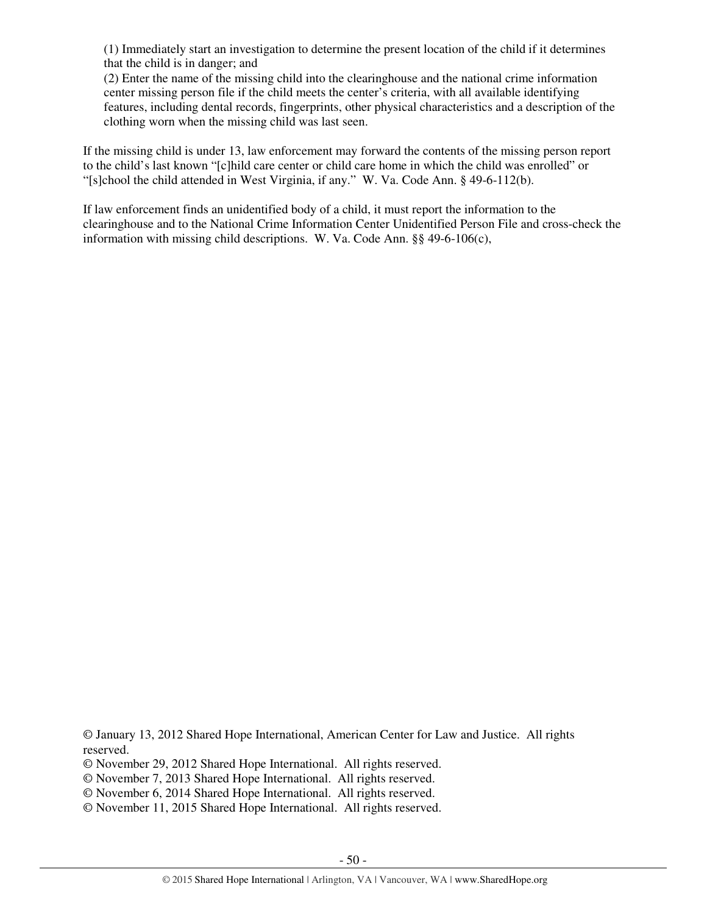(1) Immediately start an investigation to determine the present location of the child if it determines that the child is in danger; and

(2) Enter the name of the missing child into the clearinghouse and the national crime information center missing person file if the child meets the center's criteria, with all available identifying features, including dental records, fingerprints, other physical characteristics and a description of the clothing worn when the missing child was last seen.

If the missing child is under 13, law enforcement may forward the contents of the missing person report to the child's last known "[c]hild care center or child care home in which the child was enrolled" or "[s]chool the child attended in West Virginia, if any." W. Va. Code Ann. § 49-6-112(b).

If law enforcement finds an unidentified body of a child, it must report the information to the clearinghouse and to the National Crime Information Center Unidentified Person File and cross-check the information with missing child descriptions. W. Va. Code Ann. §§ 49-6-106(c),

© January 13, 2012 Shared Hope International, American Center for Law and Justice. All rights reserved.

© November 29, 2012 Shared Hope International. All rights reserved.

© November 7, 2013 Shared Hope International. All rights reserved.

© November 6, 2014 Shared Hope International. All rights reserved.

© November 11, 2015 Shared Hope International. All rights reserved.